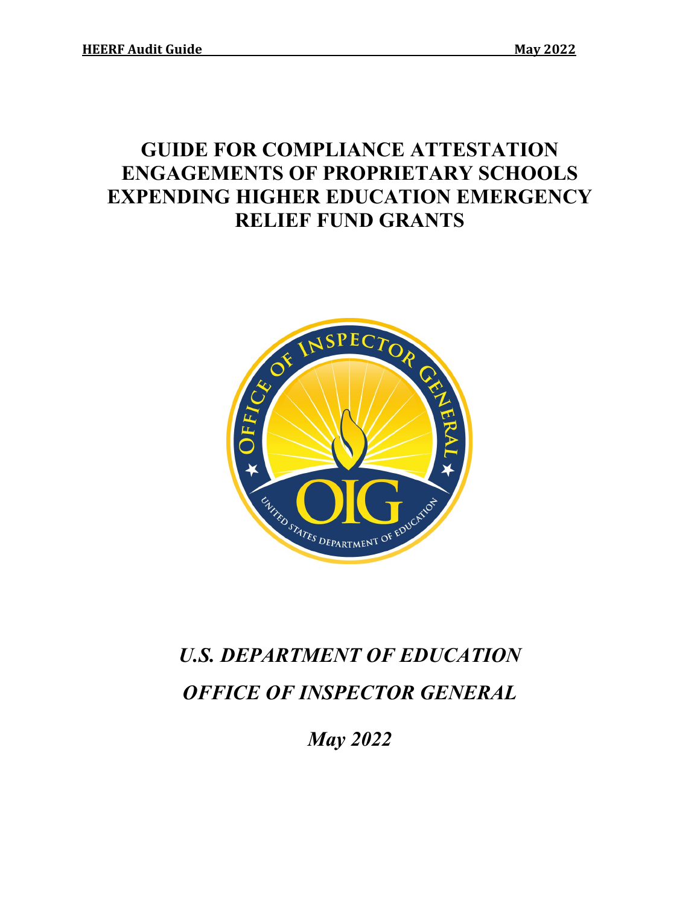# GUIDE FOR COMPLIANCE ATTESTATION ENGAGEMENTS OF PROPRIETARY SCHOOLS EXPENDING HIGHER EDUCATION EMERGENCY RELIEF FUND GRANTS

*U.S. DEPARTMENT OF EDUCATION*

*OFFICE OF INSPECTOR GENERAL*

*May 2022*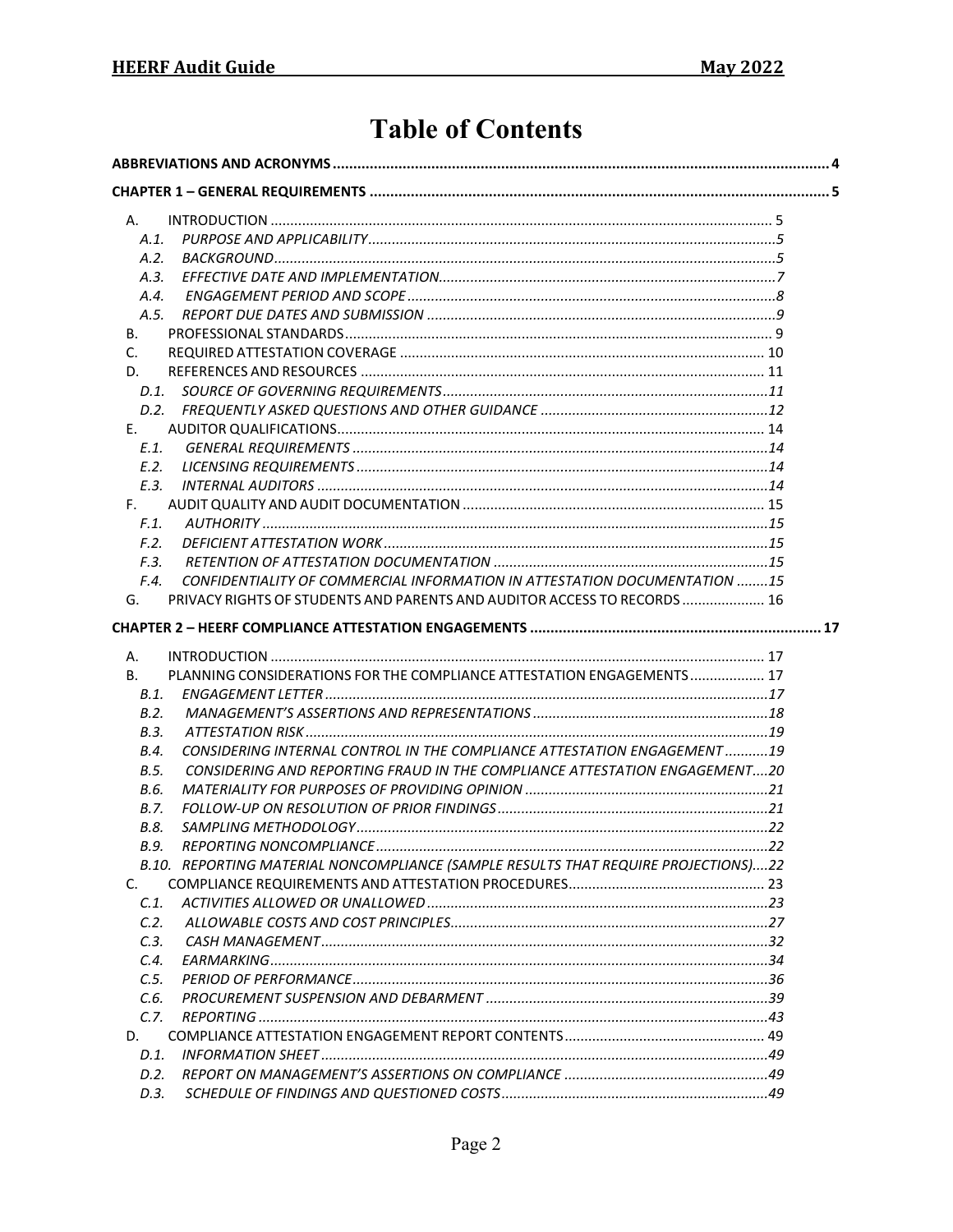# Table of Contents

**ABBREVIATIONS AND ACRONYMS** ..... 4

**CHAPTER 1 – GENERAL REQUIREMENTS** ..... 5

- A. INTRODUCTION ..... 5
  - *A.1. PURPOSE AND APPLICABILITY* ..... 5
  - *A.2. BACKGROUND* ..... 5
  - *A.3. EFFECTIVE DATE AND IMPLEMENTATION* ..... 7
  - *A.4. ENGAGEMENT PERIOD AND SCOPE* ..... 8
  - *A.5. REPORT DUE DATES AND SUBMISSION* ..... 9
- B. PROFESSIONAL STANDARDS ..... 9
- C. REQUIRED ATTESTATION COVERAGE ..... 10
- D. REFERENCES AND RESOURCES ..... 11
  - *D.1. SOURCE OF GOVERNING REQUIREMENTS* ..... 11
  - *D.2. FREQUENTLY ASKED QUESTIONS AND OTHER GUIDANCE* ..... 12
- E. AUDITOR QUALIFICATIONS ..... 14
  - *E.1. GENERAL REQUIREMENTS* ..... 14
  - *E.2. LICENSING REQUIREMENTS* ..... 14
  - *E.3. INTERNAL AUDITORS* ..... 14
- F. AUDIT QUALITY AND AUDIT DOCUMENTATION ..... 15
  - *F.1. AUTHORITY* ..... 15
  - *F.2. DEFICIENT ATTESTATION WORK* ..... 15
  - *F.3. RETENTION OF ATTESTATION DOCUMENTATION* ..... 15
  - *F.4. CONFIDENTIALITY OF COMMERCIAL INFORMATION IN ATTESTATION DOCUMENTATION* ..... 15
- G. PRIVACY RIGHTS OF STUDENTS AND PARENTS AND AUDITOR ACCESS TO RECORDS ..... 16

**CHAPTER 2 – HEERF COMPLIANCE ATTESTATION ENGAGEMENTS** ..... 17

- A. INTRODUCTION ..... 17
- B. PLANNING CONSIDERATIONS FOR THE COMPLIANCE ATTESTATION ENGAGEMENTS ..... 17
  - *B.1. ENGAGEMENT LETTER* ..... 17
  - *B.2. MANAGEMENT'S ASSERTIONS AND REPRESENTATIONS* ..... 18
  - *B.3. ATTESTATION RISK* ..... 19
  - *B.4. CONSIDERING INTERNAL CONTROL IN THE COMPLIANCE ATTESTATION ENGAGEMENT* ..... 19
  - *B.5. CONSIDERING AND REPORTING FRAUD IN THE COMPLIANCE ATTESTATION ENGAGEMENT* ..... 20
  - *B.6. MATERIALITY FOR PURPOSES OF PROVIDING OPINION* ..... 21
  - *B.7. FOLLOW-UP ON RESOLUTION OF PRIOR FINDINGS* ..... 21
  - *B.8. SAMPLING METHODOLOGY* ..... 22
  - *B.9. REPORTING NONCOMPLIANCE* ..... 22
  - *B.10. REPORTING MATERIAL NONCOMPLIANCE (SAMPLE RESULTS THAT REQUIRE PROJECTIONS)* ..... 22
- C. COMPLIANCE REQUIREMENTS AND ATTESTATION PROCEDURES ..... 23
  - *C.1. ACTIVITIES ALLOWED OR UNALLOWED* ..... 23
  - *C.2. ALLOWABLE COSTS AND COST PRINCIPLES* ..... 27
  - *C.3. CASH MANAGEMENT* ..... 32
  - *C.4. EARMARKING* ..... 34
  - *C.5. PERIOD OF PERFORMANCE* ..... 36
  - *C.6. PROCUREMENT SUSPENSION AND DEBARMENT* ..... 39
  - *C.7. REPORTING* ..... 43
- D. COMPLIANCE ATTESTATION ENGAGEMENT REPORT CONTENTS ..... 49
  - *D.1. INFORMATION SHEET* ..... 49
  - *D.2. REPORT ON MANAGEMENT'S ASSERTIONS ON COMPLIANCE* ..... 49
  - *D.3. SCHEDULE OF FINDINGS AND QUESTIONED COSTS* ..... 49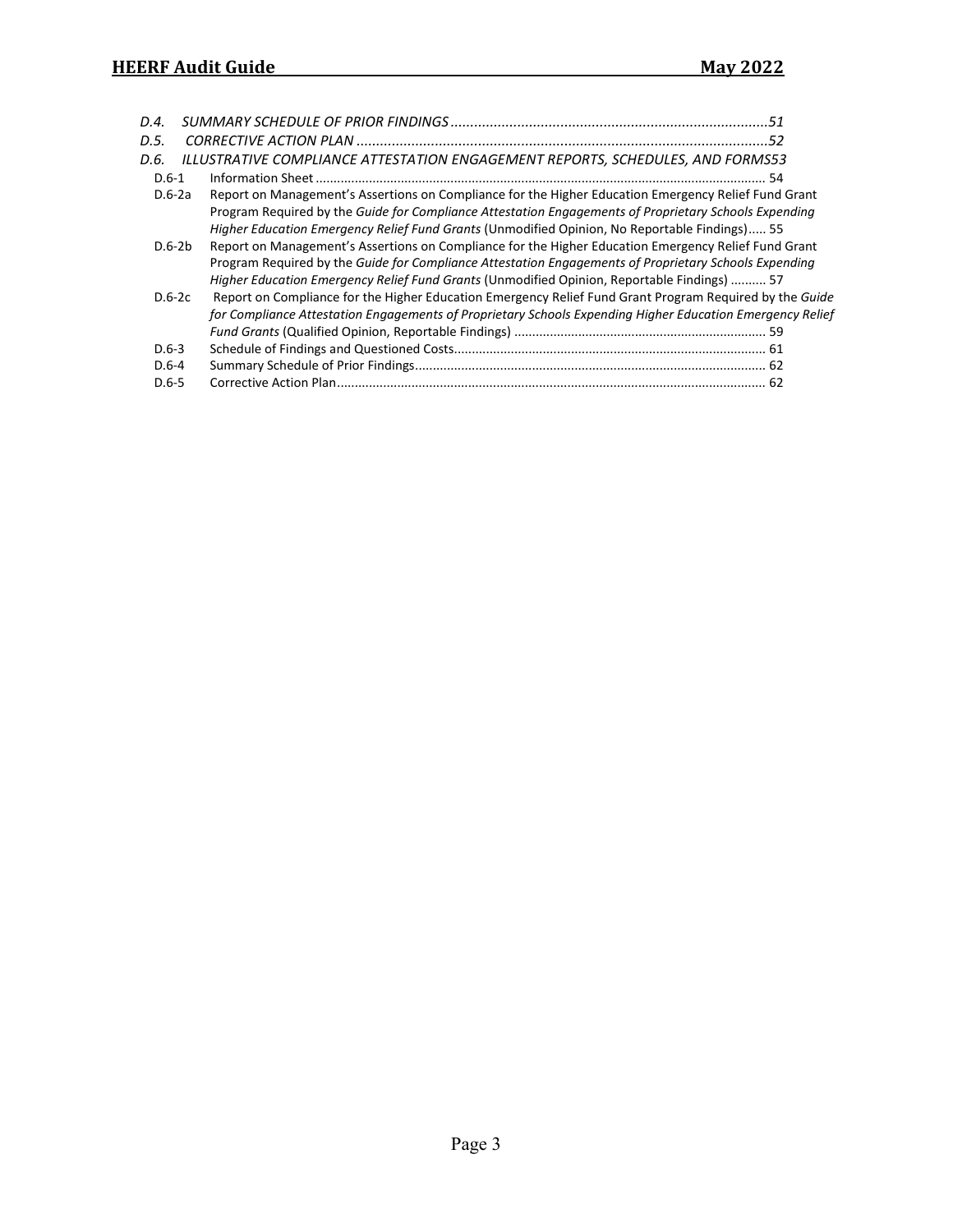*D.4. SUMMARY SCHEDULE OF PRIOR FINDINGS ............................................................................... 51*

*D.5. CORRECTIVE ACTION PLAN ........................................................................................................ 52*

*D.6. ILLUSTRATIVE COMPLIANCE ATTESTATION ENGAGEMENT REPORTS, SCHEDULES, AND FORMS 53*

- D.6-1 Information Sheet ............................................................................................................................. 54
- D.6-2a Report on Management's Assertions on Compliance for the Higher Education Emergency Relief Fund Grant Program Required by the *Guide for Compliance Attestation Engagements of Proprietary Schools Expending Higher Education Emergency Relief Fund Grants* (Unmodified Opinion, No Reportable Findings)..... 55
- D.6-2b Report on Management's Assertions on Compliance for the Higher Education Emergency Relief Fund Grant Program Required by the *Guide for Compliance Attestation Engagements of Proprietary Schools Expending Higher Education Emergency Relief Fund Grants* (Unmodified Opinion, Reportable Findings) .......... 57
- D.6-2c Report on Compliance for the Higher Education Emergency Relief Fund Grant Program Required by the *Guide for Compliance Attestation Engagements of Proprietary Schools Expending Higher Education Emergency Relief Fund Grants* (Qualified Opinion, Reportable Findings) ...................................................................... 59
- D.6-3 Schedule of Findings and Questioned Costs....................................................................................... 61
- D.6-4 Summary Schedule of Prior Findings.................................................................................................. 62
- D.6-5 Corrective Action Plan....................................................................................................................... 62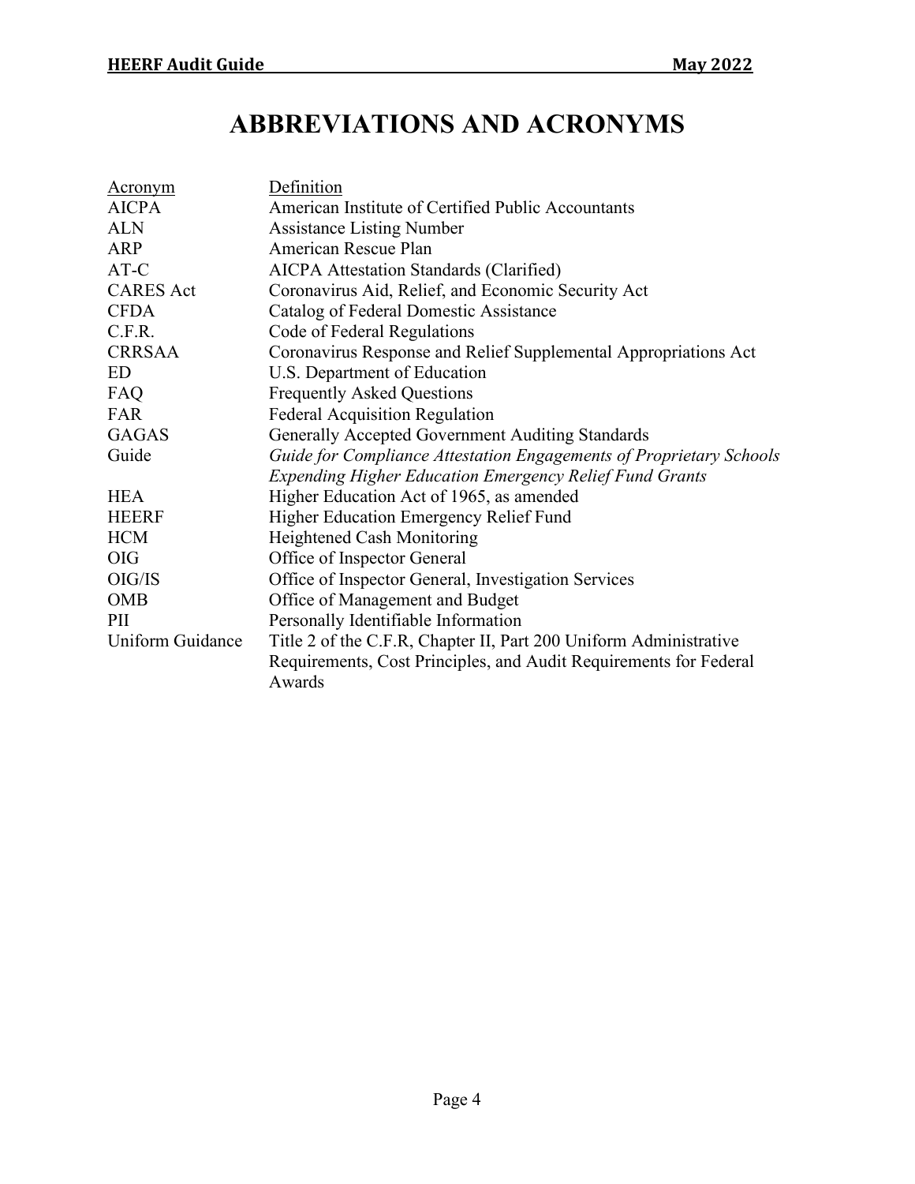# ABBREVIATIONS AND ACRONYMS

| Acronym | Definition |
|---|---|
| AICPA | American Institute of Certified Public Accountants |
| ALN | Assistance Listing Number |
| ARP | American Rescue Plan |
| AT-C | AICPA Attestation Standards (Clarified) |
| CARES Act | Coronavirus Aid, Relief, and Economic Security Act |
| CFDA | Catalog of Federal Domestic Assistance |
| C.F.R. | Code of Federal Regulations |
| CRRSAA | Coronavirus Response and Relief Supplemental Appropriations Act |
| ED | U.S. Department of Education |
| FAQ | Frequently Asked Questions |
| FAR | Federal Acquisition Regulation |
| GAGAS | Generally Accepted Government Auditing Standards |
| Guide | *Guide for Compliance Attestation Engagements of Proprietary Schools Expending Higher Education Emergency Relief Fund Grants* |
| HEA | Higher Education Act of 1965, as amended |
| HEERF | Higher Education Emergency Relief Fund |
| HCM | Heightened Cash Monitoring |
| OIG | Office of Inspector General |
| OIG/IS | Office of Inspector General, Investigation Services |
| OMB | Office of Management and Budget |
| PII | Personally Identifiable Information |
| Uniform Guidance | Title 2 of the C.F.R, Chapter II, Part 200 Uniform Administrative Requirements, Cost Principles, and Audit Requirements for Federal Awards |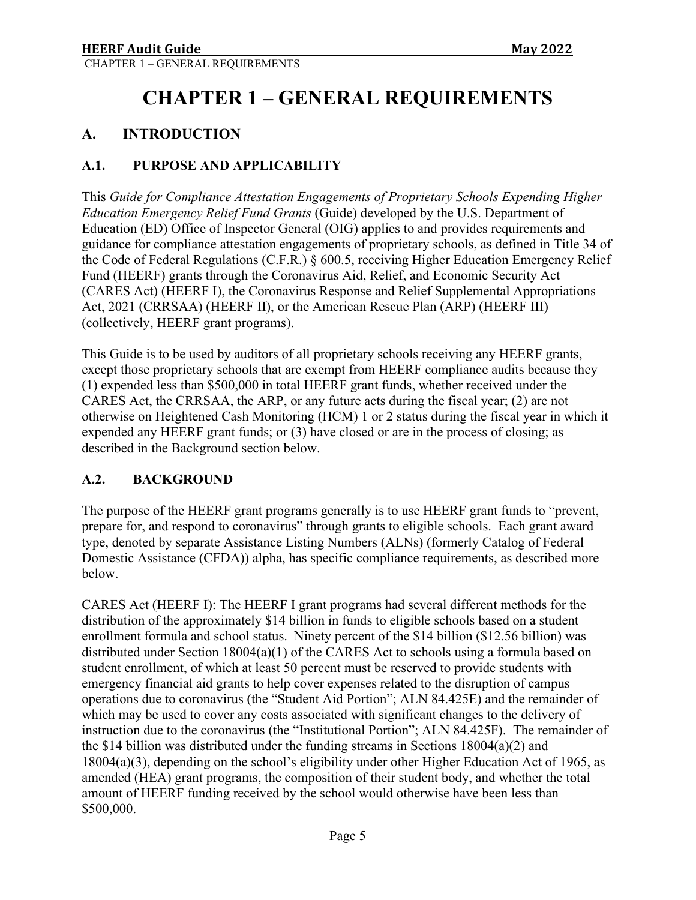# CHAPTER 1 – GENERAL REQUIREMENTS

## A. INTRODUCTION

### A.1. PURPOSE AND APPLICABILITY

This *Guide for Compliance Attestation Engagements of Proprietary Schools Expending Higher Education Emergency Relief Fund Grants* (Guide) developed by the U.S. Department of Education (ED) Office of Inspector General (OIG) applies to and provides requirements and guidance for compliance attestation engagements of proprietary schools, as defined in Title 34 of the Code of Federal Regulations (C.F.R.) § 600.5, receiving Higher Education Emergency Relief Fund (HEERF) grants through the Coronavirus Aid, Relief, and Economic Security Act (CARES Act) (HEERF I), the Coronavirus Response and Relief Supplemental Appropriations Act, 2021 (CRRSAA) (HEERF II), or the American Rescue Plan (ARP) (HEERF III) (collectively, HEERF grant programs).

This Guide is to be used by auditors of all proprietary schools receiving any HEERF grants, except those proprietary schools that are exempt from HEERF compliance audits because they (1) expended less than $500,000 in total HEERF grant funds, whether received under the CARES Act, the CRRSAA, the ARP, or any future acts during the fiscal year; (2) are not otherwise on Heightened Cash Monitoring (HCM) 1 or 2 status during the fiscal year in which it expended any HEERF grant funds; or (3) have closed or are in the process of closing; as described in the Background section below.

### A.2. BACKGROUND

The purpose of the HEERF grant programs generally is to use HEERF grant funds to "prevent, prepare for, and respond to coronavirus" through grants to eligible schools. Each grant award type, denoted by separate Assistance Listing Numbers (ALNs) (formerly Catalog of Federal Domestic Assistance (CFDA)) alpha, has specific compliance requirements, as described more below.

CARES Act (HEERF I): The HEERF I grant programs had several different methods for the distribution of the approximately $14 billion in funds to eligible schools based on a student enrollment formula and school status. Ninety percent of the $14 billion ($12.56 billion) was distributed under Section 18004(a)(1) of the CARES Act to schools using a formula based on student enrollment, of which at least 50 percent must be reserved to provide students with emergency financial aid grants to help cover expenses related to the disruption of campus operations due to coronavirus (the "Student Aid Portion"; ALN 84.425E) and the remainder of which may be used to cover any costs associated with significant changes to the delivery of instruction due to the coronavirus (the "Institutional Portion"; ALN 84.425F). The remainder of the $14 billion was distributed under the funding streams in Sections 18004(a)(2) and 18004(a)(3), depending on the school's eligibility under other Higher Education Act of 1965, as amended (HEA) grant programs, the composition of their student body, and whether the total amount of HEERF funding received by the school would otherwise have been less than $500,000.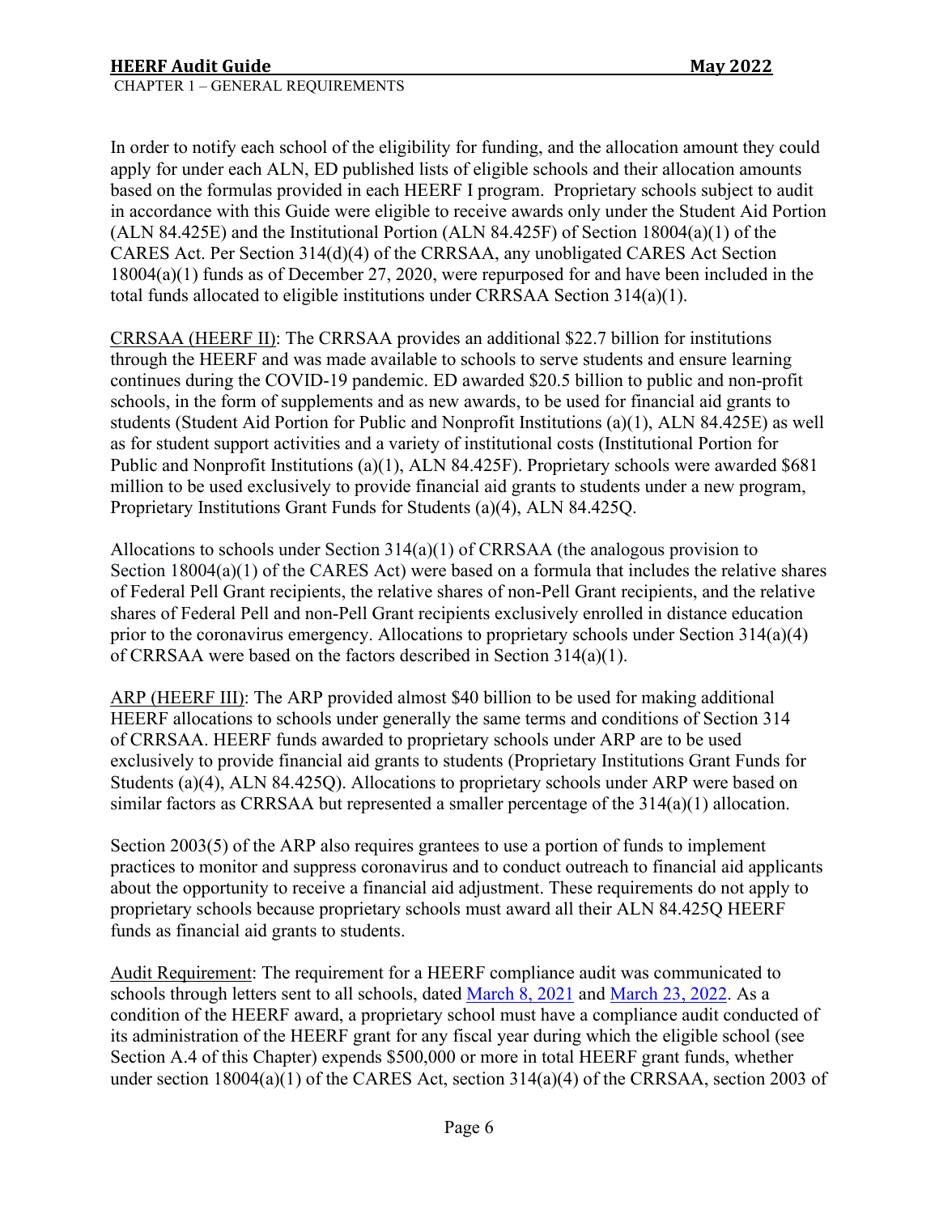In order to notify each school of the eligibility for funding, and the allocation amount they could apply for under each ALN, ED published lists of eligible schools and their allocation amounts based on the formulas provided in each HEERF I program. Proprietary schools subject to audit in accordance with this Guide were eligible to receive awards only under the Student Aid Portion (ALN 84.425E) and the Institutional Portion (ALN 84.425F) of Section 18004(a)(1) of the CARES Act. Per Section 314(d)(4) of the CRRSAA, any unobligated CARES Act Section 18004(a)(1) funds as of December 27, 2020, were repurposed for and have been included in the total funds allocated to eligible institutions under CRRSAA Section 314(a)(1).

CRRSAA (HEERF II): The CRRSAA provides an additional $22.7 billion for institutions through the HEERF and was made available to schools to serve students and ensure learning continues during the COVID-19 pandemic. ED awarded $20.5 billion to public and non-profit schools, in the form of supplements and as new awards, to be used for financial aid grants to students (Student Aid Portion for Public and Nonprofit Institutions (a)(1), ALN 84.425E) as well as for student support activities and a variety of institutional costs (Institutional Portion for Public and Nonprofit Institutions (a)(1), ALN 84.425F). Proprietary schools were awarded $681 million to be used exclusively to provide financial aid grants to students under a new program, Proprietary Institutions Grant Funds for Students (a)(4), ALN 84.425Q.

Allocations to schools under Section 314(a)(1) of CRRSAA (the analogous provision to Section 18004(a)(1) of the CARES Act) were based on a formula that includes the relative shares of Federal Pell Grant recipients, the relative shares of non-Pell Grant recipients, and the relative shares of Federal Pell and non-Pell Grant recipients exclusively enrolled in distance education prior to the coronavirus emergency. Allocations to proprietary schools under Section 314(a)(4) of CRRSAA were based on the factors described in Section 314(a)(1).

ARP (HEERF III): The ARP provided almost $40 billion to be used for making additional HEERF allocations to schools under generally the same terms and conditions of Section 314 of CRRSAA. HEERF funds awarded to proprietary schools under ARP are to be used exclusively to provide financial aid grants to students (Proprietary Institutions Grant Funds for Students (a)(4), ALN 84.425Q). Allocations to proprietary schools under ARP were based on similar factors as CRRSAA but represented a smaller percentage of the 314(a)(1) allocation.

Section 2003(5) of the ARP also requires grantees to use a portion of funds to implement practices to monitor and suppress coronavirus and to conduct outreach to financial aid applicants about the opportunity to receive a financial aid adjustment. These requirements do not apply to proprietary schools because proprietary schools must award all their ALN 84.425Q HEERF funds as financial aid grants to students.

Audit Requirement: The requirement for a HEERF compliance audit was communicated to schools through letters sent to all schools, dated March 8, 2021 and March 23, 2022. As a condition of the HEERF award, a proprietary school must have a compliance audit conducted of its administration of the HEERF grant for any fiscal year during which the eligible school (see Section A.4 of this Chapter) expends $500,000 or more in total HEERF grant funds, whether under section 18004(a)(1) of the CARES Act, section 314(a)(4) of the CRRSAA, section 2003 of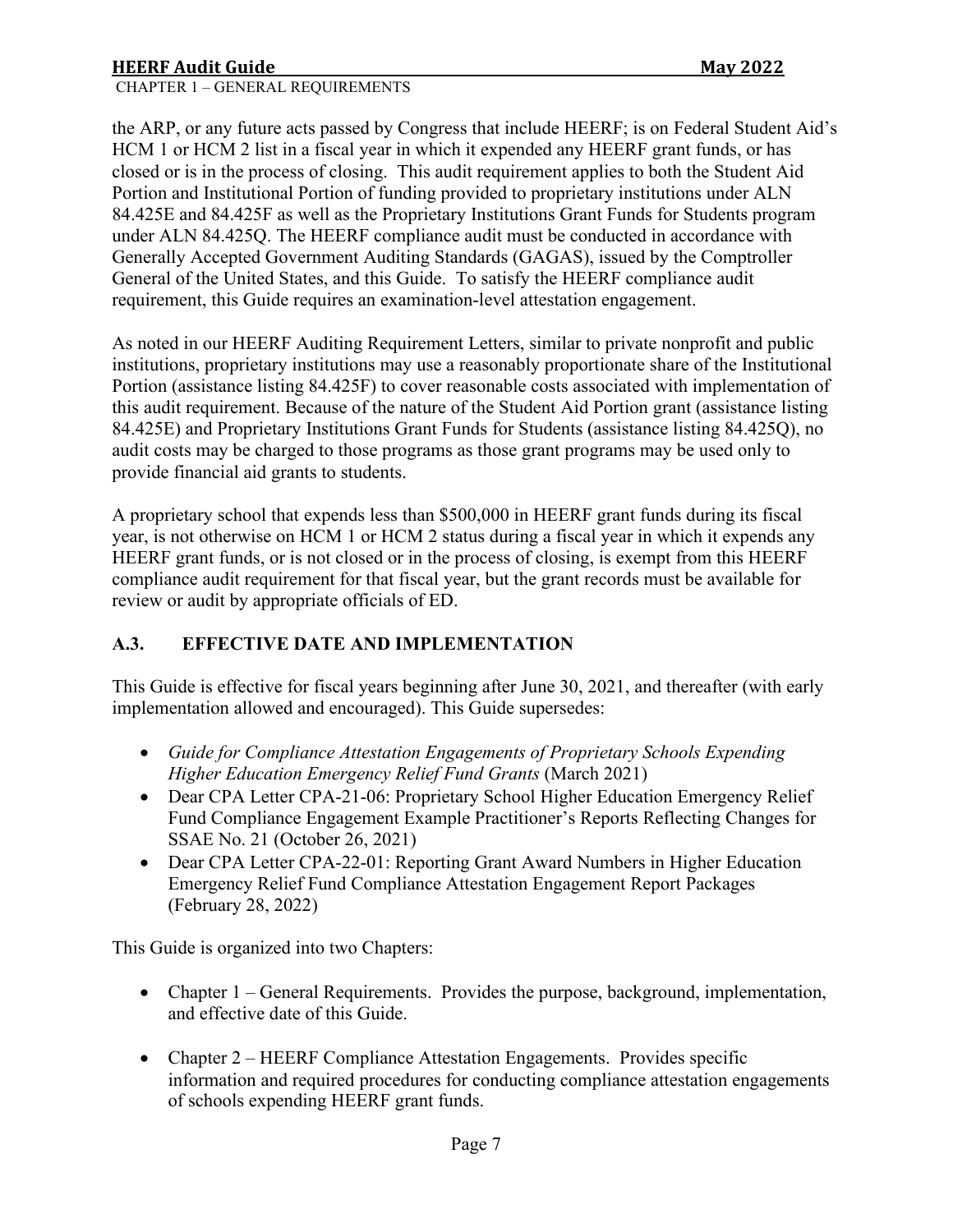the ARP, or any future acts passed by Congress that include HEERF; is on Federal Student Aid's HCM 1 or HCM 2 list in a fiscal year in which it expended any HEERF grant funds, or has closed or is in the process of closing. This audit requirement applies to both the Student Aid Portion and Institutional Portion of funding provided to proprietary institutions under ALN 84.425E and 84.425F as well as the Proprietary Institutions Grant Funds for Students program under ALN 84.425Q. The HEERF compliance audit must be conducted in accordance with Generally Accepted Government Auditing Standards (GAGAS), issued by the Comptroller General of the United States, and this Guide. To satisfy the HEERF compliance audit requirement, this Guide requires an examination-level attestation engagement.

As noted in our HEERF Auditing Requirement Letters, similar to private nonprofit and public institutions, proprietary institutions may use a reasonably proportionate share of the Institutional Portion (assistance listing 84.425F) to cover reasonable costs associated with implementation of this audit requirement. Because of the nature of the Student Aid Portion grant (assistance listing 84.425E) and Proprietary Institutions Grant Funds for Students (assistance listing 84.425Q), no audit costs may be charged to those programs as those grant programs may be used only to provide financial aid grants to students.

A proprietary school that expends less than $500,000 in HEERF grant funds during its fiscal year, is not otherwise on HCM 1 or HCM 2 status during a fiscal year in which it expends any HEERF grant funds, or is not closed or in the process of closing, is exempt from this HEERF compliance audit requirement for that fiscal year, but the grant records must be available for review or audit by appropriate officials of ED.

### A.3. EFFECTIVE DATE AND IMPLEMENTATION

This Guide is effective for fiscal years beginning after June 30, 2021, and thereafter (with early implementation allowed and encouraged). This Guide supersedes:

- *Guide for Compliance Attestation Engagements of Proprietary Schools Expending Higher Education Emergency Relief Fund Grants* (March 2021)
- Dear CPA Letter CPA-21-06: Proprietary School Higher Education Emergency Relief Fund Compliance Engagement Example Practitioner's Reports Reflecting Changes for SSAE No. 21 (October 26, 2021)
- Dear CPA Letter CPA-22-01: Reporting Grant Award Numbers in Higher Education Emergency Relief Fund Compliance Attestation Engagement Report Packages (February 28, 2022)

This Guide is organized into two Chapters:

- Chapter 1 – General Requirements. Provides the purpose, background, implementation, and effective date of this Guide.

- Chapter 2 – HEERF Compliance Attestation Engagements. Provides specific information and required procedures for conducting compliance attestation engagements of schools expending HEERF grant funds.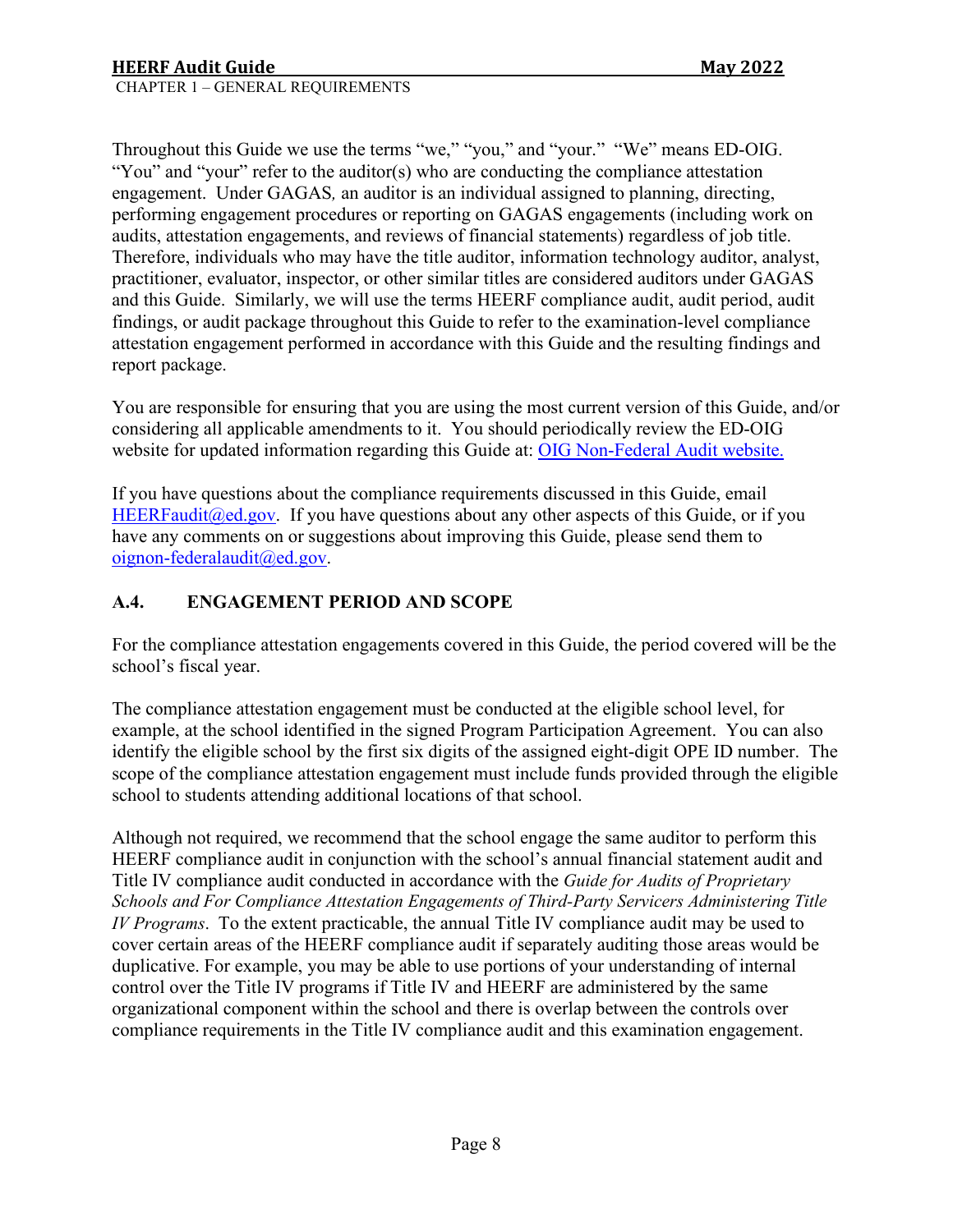Throughout this Guide we use the terms "we," "you," and "your." "We" means ED-OIG. "You" and "your" refer to the auditor(s) who are conducting the compliance attestation engagement. Under GAGAS*,* an auditor is an individual assigned to planning, directing, performing engagement procedures or reporting on GAGAS engagements (including work on audits, attestation engagements, and reviews of financial statements) regardless of job title. Therefore, individuals who may have the title auditor, information technology auditor, analyst, practitioner, evaluator, inspector, or other similar titles are considered auditors under GAGAS and this Guide. Similarly, we will use the terms HEERF compliance audit, audit period, audit findings, or audit package throughout this Guide to refer to the examination-level compliance attestation engagement performed in accordance with this Guide and the resulting findings and report package.

You are responsible for ensuring that you are using the most current version of this Guide, and/or considering all applicable amendments to it. You should periodically review the ED-OIG website for updated information regarding this Guide at: [OIG Non-Federal Audit website.]()

If you have questions about the compliance requirements discussed in this Guide, email [HEERFaudit@ed.gov](mailto:HEERFaudit@ed.gov). If you have questions about any other aspects of this Guide, or if you have any comments on or suggestions about improving this Guide, please send them to [oignon-federalaudit@ed.gov](mailto:oignon-federalaudit@ed.gov).

### A.4. ENGAGEMENT PERIOD AND SCOPE

For the compliance attestation engagements covered in this Guide, the period covered will be the school's fiscal year.

The compliance attestation engagement must be conducted at the eligible school level, for example, at the school identified in the signed Program Participation Agreement. You can also identify the eligible school by the first six digits of the assigned eight-digit OPE ID number. The scope of the compliance attestation engagement must include funds provided through the eligible school to students attending additional locations of that school.

Although not required, we recommend that the school engage the same auditor to perform this HEERF compliance audit in conjunction with the school's annual financial statement audit and Title IV compliance audit conducted in accordance with the *Guide for Audits of Proprietary Schools and For Compliance Attestation Engagements of Third-Party Servicers Administering Title IV Programs*. To the extent practicable, the annual Title IV compliance audit may be used to cover certain areas of the HEERF compliance audit if separately auditing those areas would be duplicative. For example, you may be able to use portions of your understanding of internal control over the Title IV programs if Title IV and HEERF are administered by the same organizational component within the school and there is overlap between the controls over compliance requirements in the Title IV compliance audit and this examination engagement.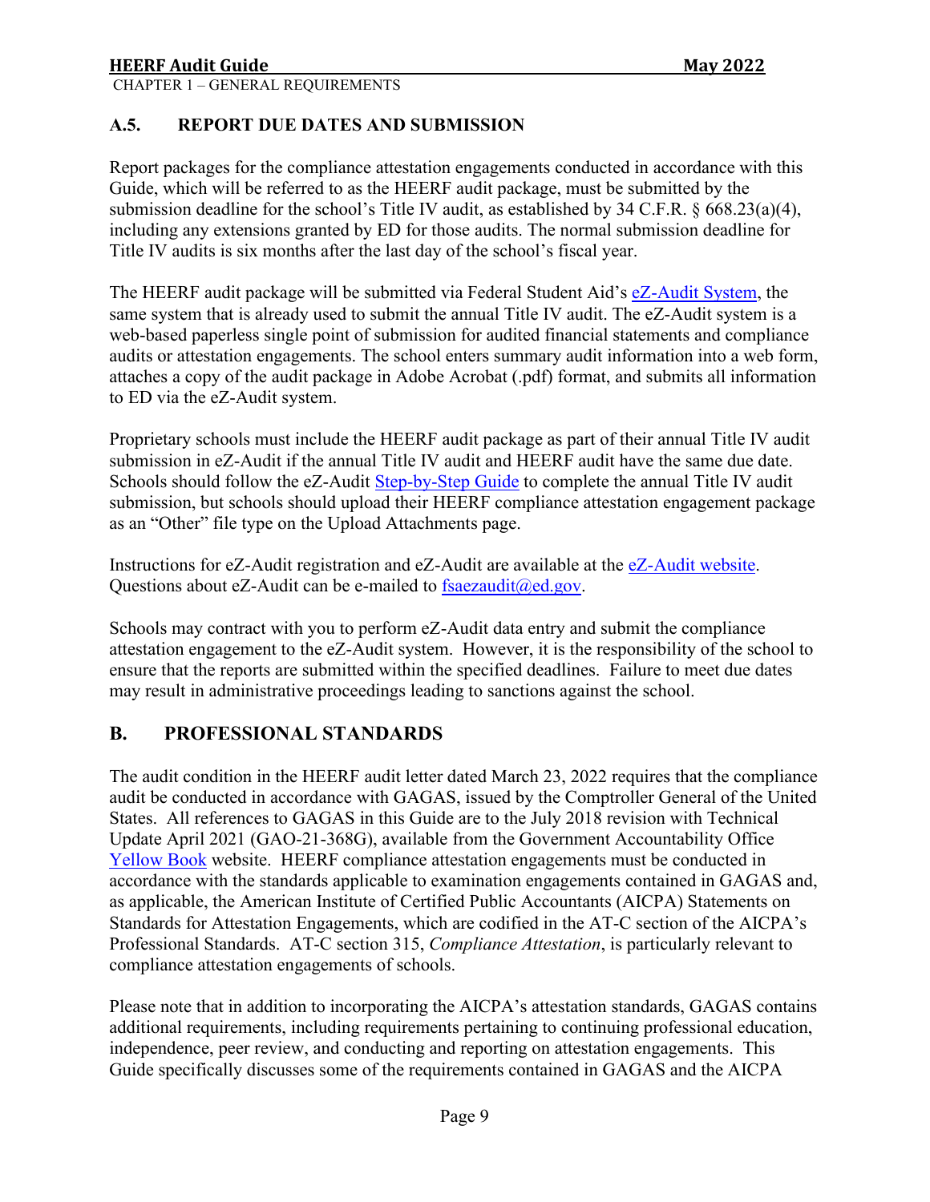### A.5. REPORT DUE DATES AND SUBMISSION

Report packages for the compliance attestation engagements conducted in accordance with this Guide, which will be referred to as the HEERF audit package, must be submitted by the submission deadline for the school's Title IV audit, as established by 34 C.F.R. § 668.23(a)(4), including any extensions granted by ED for those audits. The normal submission deadline for Title IV audits is six months after the last day of the school's fiscal year.

The HEERF audit package will be submitted via Federal Student Aid's eZ-Audit System, the same system that is already used to submit the annual Title IV audit. The eZ-Audit system is a web-based paperless single point of submission for audited financial statements and compliance audits or attestation engagements. The school enters summary audit information into a web form, attaches a copy of the audit package in Adobe Acrobat (.pdf) format, and submits all information to ED via the eZ-Audit system.

Proprietary schools must include the HEERF audit package as part of their annual Title IV audit submission in eZ-Audit if the annual Title IV audit and HEERF audit have the same due date. Schools should follow the eZ-Audit Step-by-Step Guide to complete the annual Title IV audit submission, but schools should upload their HEERF compliance attestation engagement package as an "Other" file type on the Upload Attachments page.

Instructions for eZ-Audit registration and eZ-Audit are available at the eZ-Audit website. Questions about eZ-Audit can be e-mailed to fsaezaudit@ed.gov.

Schools may contract with you to perform eZ-Audit data entry and submit the compliance attestation engagement to the eZ-Audit system. However, it is the responsibility of the school to ensure that the reports are submitted within the specified deadlines. Failure to meet due dates may result in administrative proceedings leading to sanctions against the school.

## B. PROFESSIONAL STANDARDS

The audit condition in the HEERF audit letter dated March 23, 2022 requires that the compliance audit be conducted in accordance with GAGAS, issued by the Comptroller General of the United States. All references to GAGAS in this Guide are to the July 2018 revision with Technical Update April 2021 (GAO-21-368G), available from the Government Accountability Office Yellow Book website. HEERF compliance attestation engagements must be conducted in accordance with the standards applicable to examination engagements contained in GAGAS and, as applicable, the American Institute of Certified Public Accountants (AICPA) Statements on Standards for Attestation Engagements, which are codified in the AT-C section of the AICPA's Professional Standards. AT-C section 315, *Compliance Attestation*, is particularly relevant to compliance attestation engagements of schools.

Please note that in addition to incorporating the AICPA's attestation standards, GAGAS contains additional requirements, including requirements pertaining to continuing professional education, independence, peer review, and conducting and reporting on attestation engagements. This Guide specifically discusses some of the requirements contained in GAGAS and the AICPA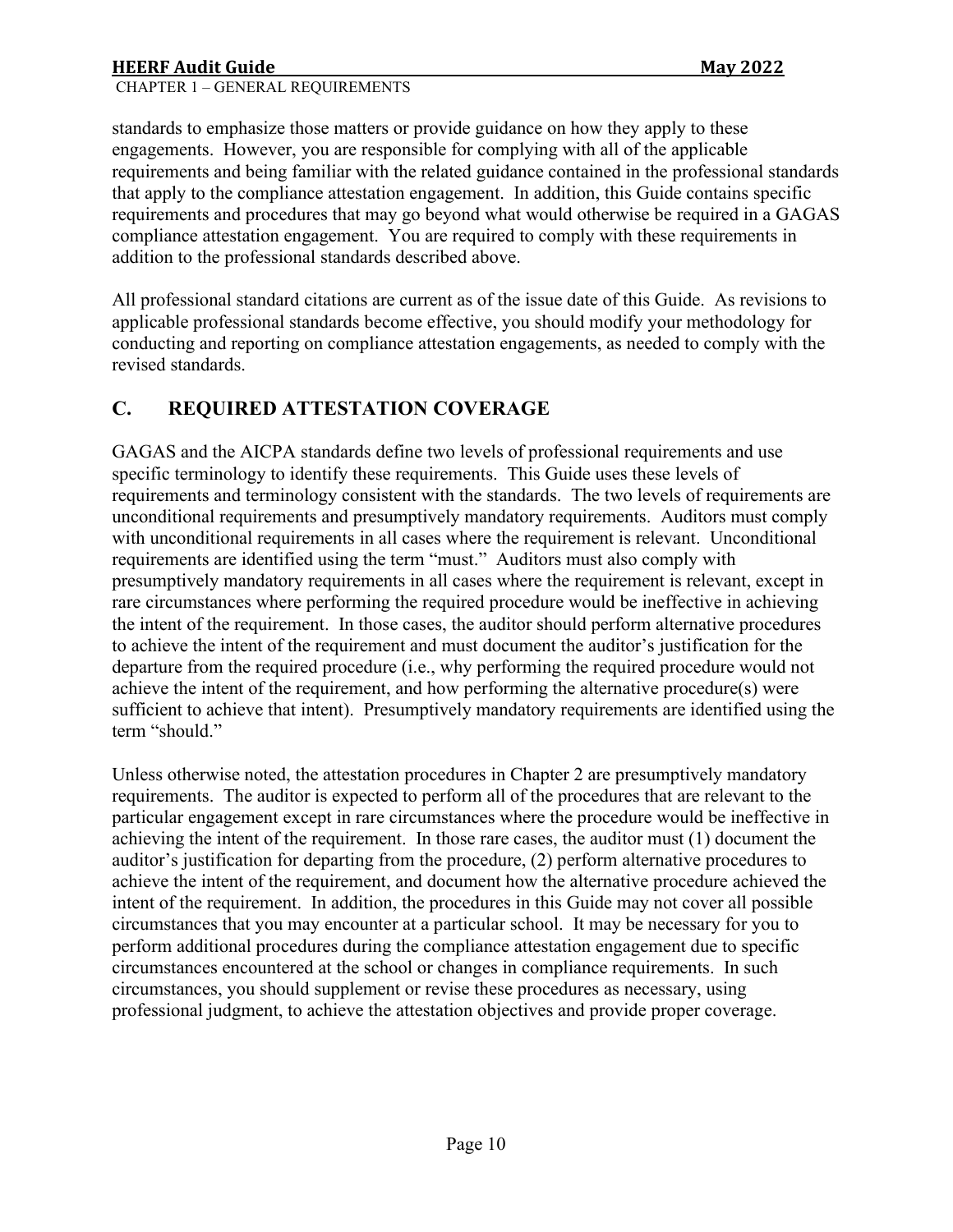standards to emphasize those matters or provide guidance on how they apply to these engagements. However, you are responsible for complying with all of the applicable requirements and being familiar with the related guidance contained in the professional standards that apply to the compliance attestation engagement. In addition, this Guide contains specific requirements and procedures that may go beyond what would otherwise be required in a GAGAS compliance attestation engagement. You are required to comply with these requirements in addition to the professional standards described above.

All professional standard citations are current as of the issue date of this Guide. As revisions to applicable professional standards become effective, you should modify your methodology for conducting and reporting on compliance attestation engagements, as needed to comply with the revised standards.

## C. REQUIRED ATTESTATION COVERAGE

GAGAS and the AICPA standards define two levels of professional requirements and use specific terminology to identify these requirements. This Guide uses these levels of requirements and terminology consistent with the standards. The two levels of requirements are unconditional requirements and presumptively mandatory requirements. Auditors must comply with unconditional requirements in all cases where the requirement is relevant. Unconditional requirements are identified using the term "must." Auditors must also comply with presumptively mandatory requirements in all cases where the requirement is relevant, except in rare circumstances where performing the required procedure would be ineffective in achieving the intent of the requirement. In those cases, the auditor should perform alternative procedures to achieve the intent of the requirement and must document the auditor's justification for the departure from the required procedure (i.e., why performing the required procedure would not achieve the intent of the requirement, and how performing the alternative procedure(s) were sufficient to achieve that intent). Presumptively mandatory requirements are identified using the term "should."

Unless otherwise noted, the attestation procedures in Chapter 2 are presumptively mandatory requirements. The auditor is expected to perform all of the procedures that are relevant to the particular engagement except in rare circumstances where the procedure would be ineffective in achieving the intent of the requirement. In those rare cases, the auditor must (1) document the auditor's justification for departing from the procedure, (2) perform alternative procedures to achieve the intent of the requirement, and document how the alternative procedure achieved the intent of the requirement. In addition, the procedures in this Guide may not cover all possible circumstances that you may encounter at a particular school. It may be necessary for you to perform additional procedures during the compliance attestation engagement due to specific circumstances encountered at the school or changes in compliance requirements. In such circumstances, you should supplement or revise these procedures as necessary, using professional judgment, to achieve the attestation objectives and provide proper coverage.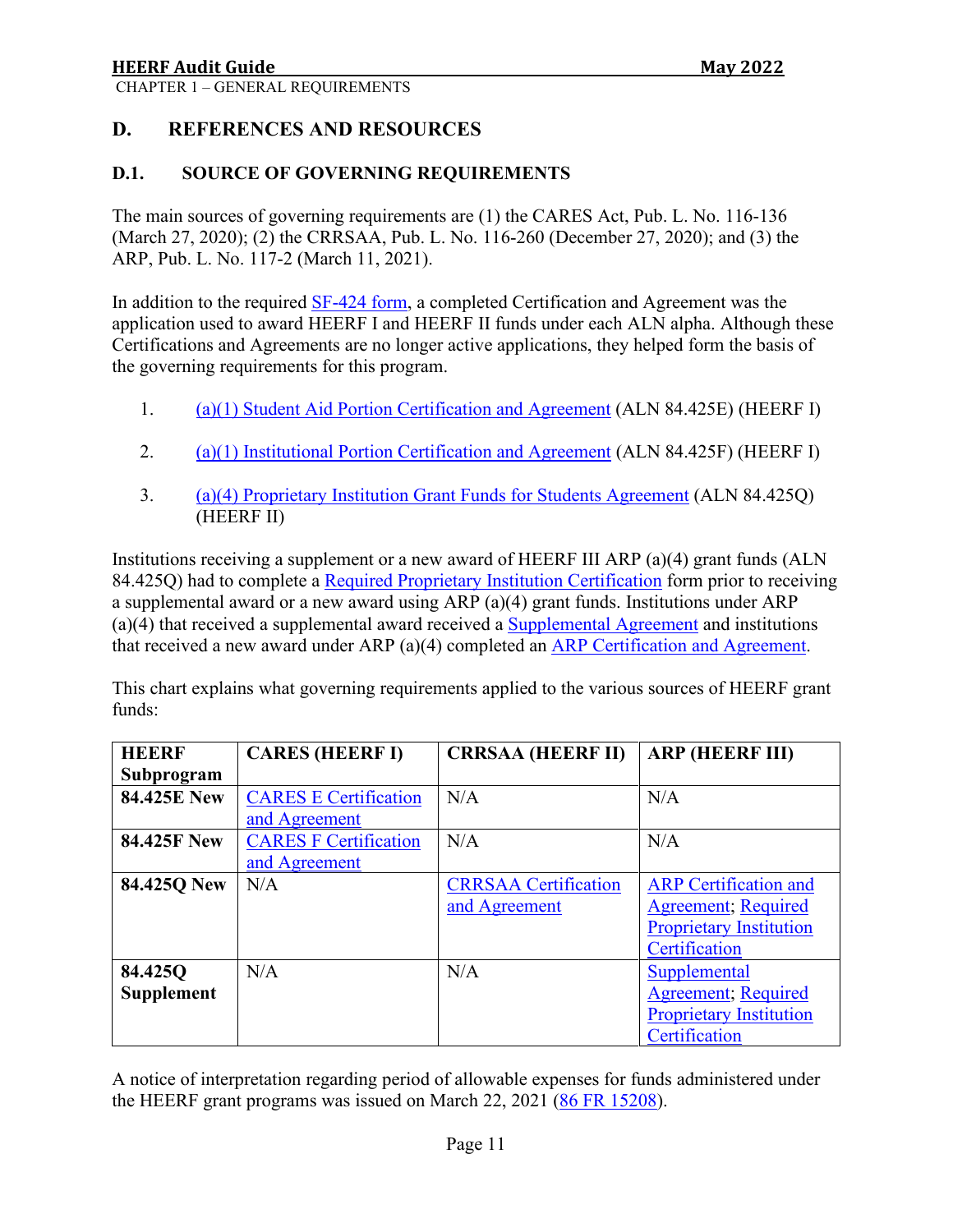## D. REFERENCES AND RESOURCES

### D.1. SOURCE OF GOVERNING REQUIREMENTS

The main sources of governing requirements are (1) the CARES Act, Pub. L. No. 116-136 (March 27, 2020); (2) the CRRSAA, Pub. L. No. 116-260 (December 27, 2020); and (3) the ARP, Pub. L. No. 117-2 (March 11, 2021).

In addition to the required SF-424 form, a completed Certification and Agreement was the application used to award HEERF I and HEERF II funds under each ALN alpha. Although these Certifications and Agreements are no longer active applications, they helped form the basis of the governing requirements for this program.

1. (a)(1) Student Aid Portion Certification and Agreement (ALN 84.425E) (HEERF I)
2. (a)(1) Institutional Portion Certification and Agreement (ALN 84.425F) (HEERF I)
3. (a)(4) Proprietary Institution Grant Funds for Students Agreement (ALN 84.425Q) (HEERF II)

Institutions receiving a supplement or a new award of HEERF III ARP (a)(4) grant funds (ALN 84.425Q) had to complete a Required Proprietary Institution Certification form prior to receiving a supplemental award or a new award using ARP (a)(4) grant funds. Institutions under ARP (a)(4) that received a supplemental award received a Supplemental Agreement and institutions that received a new award under ARP (a)(4) completed an ARP Certification and Agreement.

This chart explains what governing requirements applied to the various sources of HEERF grant funds:

| HEERF Subprogram | CARES (HEERF I) | CRRSAA (HEERF II) | ARP (HEERF III) |
|---|---|---|---|
| **84.425E New** | CARES E Certification and Agreement | N/A | N/A |
| **84.425F New** | CARES F Certification and Agreement | N/A | N/A |
| **84.425Q New** | N/A | CRRSAA Certification and Agreement | ARP Certification and Agreement; Required Proprietary Institution Certification |
| **84.425Q Supplement** | N/A | N/A | Supplemental Agreement; Required Proprietary Institution Certification |

A notice of interpretation regarding period of allowable expenses for funds administered under the HEERF grant programs was issued on March 22, 2021 (86 FR 15208).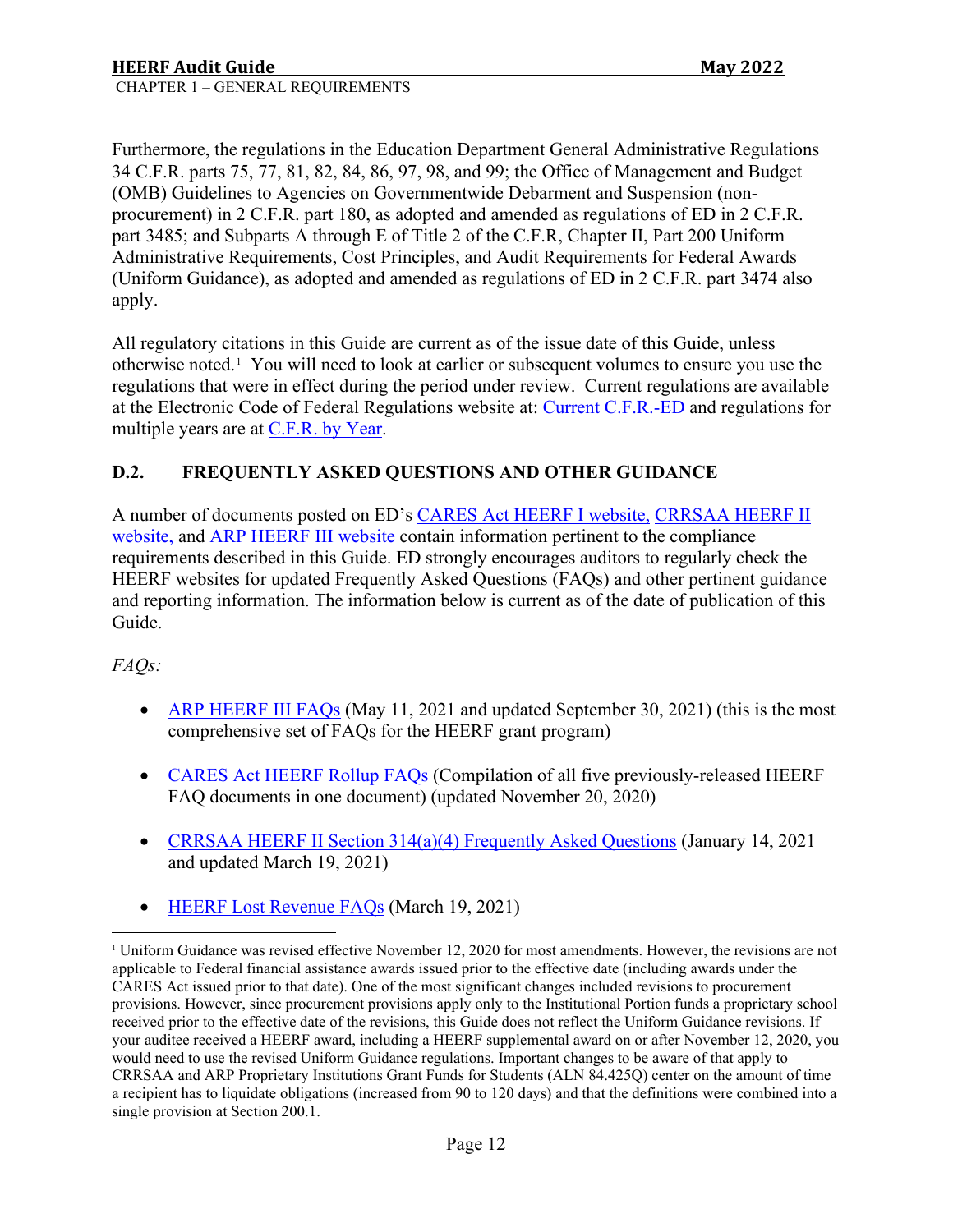Furthermore, the regulations in the Education Department General Administrative Regulations 34 C.F.R. parts 75, 77, 81, 82, 84, 86, 97, 98, and 99; the Office of Management and Budget (OMB) Guidelines to Agencies on Governmentwide Debarment and Suspension (non-procurement) in 2 C.F.R. part 180, as adopted and amended as regulations of ED in 2 C.F.R. part 3485; and Subparts A through E of Title 2 of the C.F.R, Chapter II, Part 200 Uniform Administrative Requirements, Cost Principles, and Audit Requirements for Federal Awards (Uniform Guidance), as adopted and amended as regulations of ED in 2 C.F.R. part 3474 also apply.

All regulatory citations in this Guide are current as of the issue date of this Guide, unless otherwise noted.[1] You will need to look at earlier or subsequent volumes to ensure you use the regulations that were in effect during the period under review. Current regulations are available at the Electronic Code of Federal Regulations website at: Current C.F.R.-ED and regulations for multiple years are at C.F.R. by Year.

## D.2. FREQUENTLY ASKED QUESTIONS AND OTHER GUIDANCE

A number of documents posted on ED's CARES Act HEERF I website, CRRSAA HEERF II website, and ARP HEERF III website contain information pertinent to the compliance requirements described in this Guide. ED strongly encourages auditors to regularly check the HEERF websites for updated Frequently Asked Questions (FAQs) and other pertinent guidance and reporting information. The information below is current as of the date of publication of this Guide.

*FAQs:*

- ARP HEERF III FAQs (May 11, 2021 and updated September 30, 2021) (this is the most comprehensive set of FAQs for the HEERF grant program)
- CARES Act HEERF Rollup FAQs (Compilation of all five previously-released HEERF FAQ documents in one document) (updated November 20, 2020)
- CRRSAA HEERF II Section 314(a)(4) Frequently Asked Questions (January 14, 2021 and updated March 19, 2021)
- HEERF Lost Revenue FAQs (March 19, 2021)

---

[1] Uniform Guidance was revised effective November 12, 2020 for most amendments. However, the revisions are not applicable to Federal financial assistance awards issued prior to the effective date (including awards under the CARES Act issued prior to that date). One of the most significant changes included revisions to procurement provisions. However, since procurement provisions apply only to the Institutional Portion funds a proprietary school received prior to the effective date of the revisions, this Guide does not reflect the Uniform Guidance revisions. If your auditee received a HEERF award, including a HEERF supplemental award on or after November 12, 2020, you would need to use the revised Uniform Guidance regulations. Important changes to be aware of that apply to CRRSAA and ARP Proprietary Institutions Grant Funds for Students (ALN 84.425Q) center on the amount of time a recipient has to liquidate obligations (increased from 90 to 120 days) and that the definitions were combined into a single provision at Section 200.1.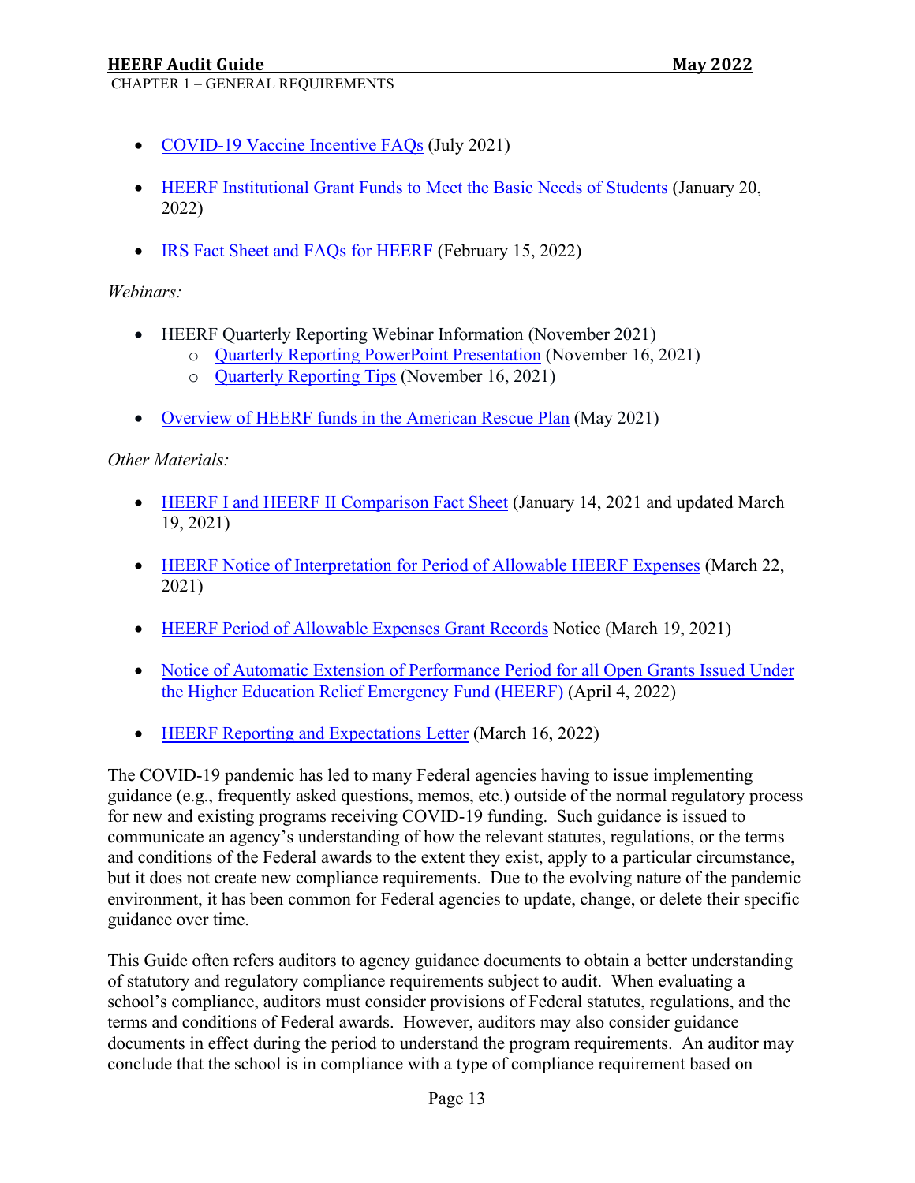- COVID-19 Vaccine Incentive FAQs (July 2021)
- HEERF Institutional Grant Funds to Meet the Basic Needs of Students (January 20, 2022)
- IRS Fact Sheet and FAQs for HEERF (February 15, 2022)

*Webinars:*

- HEERF Quarterly Reporting Webinar Information (November 2021)
  - Quarterly Reporting PowerPoint Presentation (November 16, 2021)
  - Quarterly Reporting Tips (November 16, 2021)
- Overview of HEERF funds in the American Rescue Plan (May 2021)

*Other Materials:*

- HEERF I and HEERF II Comparison Fact Sheet (January 14, 2021 and updated March 19, 2021)
- HEERF Notice of Interpretation for Period of Allowable HEERF Expenses (March 22, 2021)
- HEERF Period of Allowable Expenses Grant Records Notice (March 19, 2021)
- Notice of Automatic Extension of Performance Period for all Open Grants Issued Under the Higher Education Relief Emergency Fund (HEERF) (April 4, 2022)
- HEERF Reporting and Expectations Letter (March 16, 2022)

The COVID-19 pandemic has led to many Federal agencies having to issue implementing guidance (e.g., frequently asked questions, memos, etc.) outside of the normal regulatory process for new and existing programs receiving COVID-19 funding. Such guidance is issued to communicate an agency's understanding of how the relevant statutes, regulations, or the terms and conditions of the Federal awards to the extent they exist, apply to a particular circumstance, but it does not create new compliance requirements. Due to the evolving nature of the pandemic environment, it has been common for Federal agencies to update, change, or delete their specific guidance over time.

This Guide often refers auditors to agency guidance documents to obtain a better understanding of statutory and regulatory compliance requirements subject to audit. When evaluating a school's compliance, auditors must consider provisions of Federal statutes, regulations, and the terms and conditions of Federal awards. However, auditors may also consider guidance documents in effect during the period to understand the program requirements. An auditor may conclude that the school is in compliance with a type of compliance requirement based on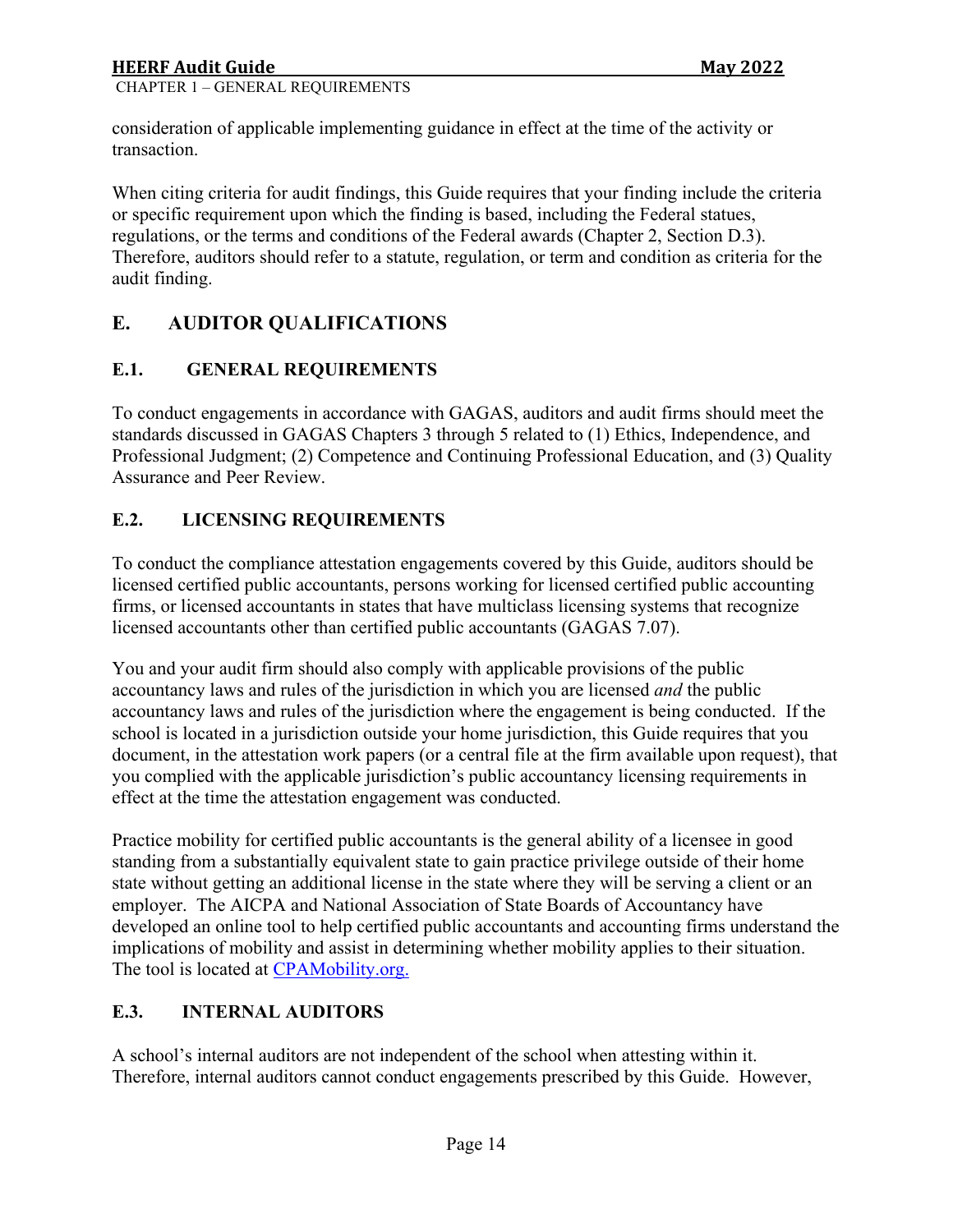consideration of applicable implementing guidance in effect at the time of the activity or transaction.

When citing criteria for audit findings, this Guide requires that your finding include the criteria or specific requirement upon which the finding is based, including the Federal statues, regulations, or the terms and conditions of the Federal awards (Chapter 2, Section D.3). Therefore, auditors should refer to a statute, regulation, or term and condition as criteria for the audit finding.

## E. AUDITOR QUALIFICATIONS

### E.1. GENERAL REQUIREMENTS

To conduct engagements in accordance with GAGAS, auditors and audit firms should meet the standards discussed in GAGAS Chapters 3 through 5 related to (1) Ethics, Independence, and Professional Judgment; (2) Competence and Continuing Professional Education, and (3) Quality Assurance and Peer Review.

### E.2. LICENSING REQUIREMENTS

To conduct the compliance attestation engagements covered by this Guide, auditors should be licensed certified public accountants, persons working for licensed certified public accounting firms, or licensed accountants in states that have multiclass licensing systems that recognize licensed accountants other than certified public accountants (GAGAS 7.07).

You and your audit firm should also comply with applicable provisions of the public accountancy laws and rules of the jurisdiction in which you are licensed *and* the public accountancy laws and rules of the jurisdiction where the engagement is being conducted. If the school is located in a jurisdiction outside your home jurisdiction, this Guide requires that you document, in the attestation work papers (or a central file at the firm available upon request), that you complied with the applicable jurisdiction's public accountancy licensing requirements in effect at the time the attestation engagement was conducted.

Practice mobility for certified public accountants is the general ability of a licensee in good standing from a substantially equivalent state to gain practice privilege outside of their home state without getting an additional license in the state where they will be serving a client or an employer. The AICPA and National Association of State Boards of Accountancy have developed an online tool to help certified public accountants and accounting firms understand the implications of mobility and assist in determining whether mobility applies to their situation. The tool is located at CPAMobility.org.

### E.3. INTERNAL AUDITORS

A school's internal auditors are not independent of the school when attesting within it. Therefore, internal auditors cannot conduct engagements prescribed by this Guide. However,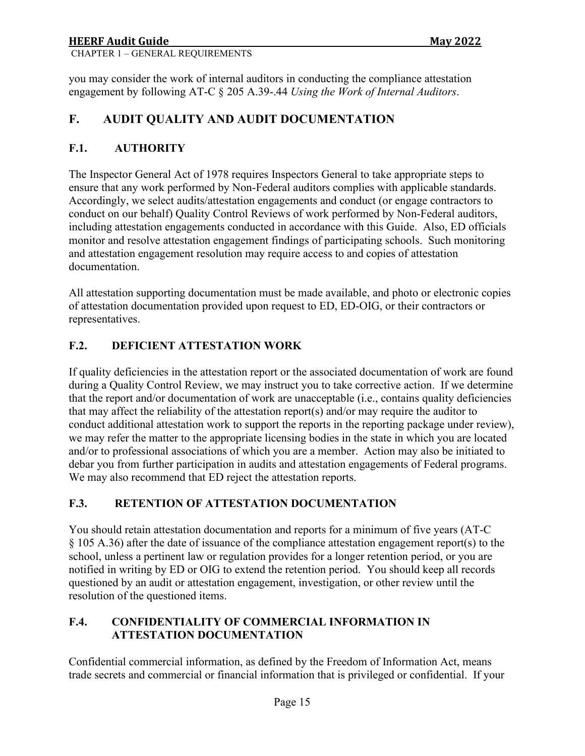you may consider the work of internal auditors in conducting the compliance attestation engagement by following AT-C § 205 A.39-.44 *Using the Work of Internal Auditors*.

## F. AUDIT QUALITY AND AUDIT DOCUMENTATION

### F.1. AUTHORITY

The Inspector General Act of 1978 requires Inspectors General to take appropriate steps to ensure that any work performed by Non-Federal auditors complies with applicable standards. Accordingly, we select audits/attestation engagements and conduct (or engage contractors to conduct on our behalf) Quality Control Reviews of work performed by Non-Federal auditors, including attestation engagements conducted in accordance with this Guide. Also, ED officials monitor and resolve attestation engagement findings of participating schools. Such monitoring and attestation engagement resolution may require access to and copies of attestation documentation.

All attestation supporting documentation must be made available, and photo or electronic copies of attestation documentation provided upon request to ED, ED-OIG, or their contractors or representatives.

### F.2. DEFICIENT ATTESTATION WORK

If quality deficiencies in the attestation report or the associated documentation of work are found during a Quality Control Review, we may instruct you to take corrective action. If we determine that the report and/or documentation of work are unacceptable (i.e., contains quality deficiencies that may affect the reliability of the attestation report(s) and/or may require the auditor to conduct additional attestation work to support the reports in the reporting package under review), we may refer the matter to the appropriate licensing bodies in the state in which you are located and/or to professional associations of which you are a member. Action may also be initiated to debar you from further participation in audits and attestation engagements of Federal programs. We may also recommend that ED reject the attestation reports.

### F.3. RETENTION OF ATTESTATION DOCUMENTATION

You should retain attestation documentation and reports for a minimum of five years (AT-C § 105 A.36) after the date of issuance of the compliance attestation engagement report(s) to the school, unless a pertinent law or regulation provides for a longer retention period, or you are notified in writing by ED or OIG to extend the retention period. You should keep all records questioned by an audit or attestation engagement, investigation, or other review until the resolution of the questioned items.

### F.4. CONFIDENTIALITY OF COMMERCIAL INFORMATION IN ATTESTATION DOCUMENTATION

Confidential commercial information, as defined by the Freedom of Information Act, means trade secrets and commercial or financial information that is privileged or confidential. If your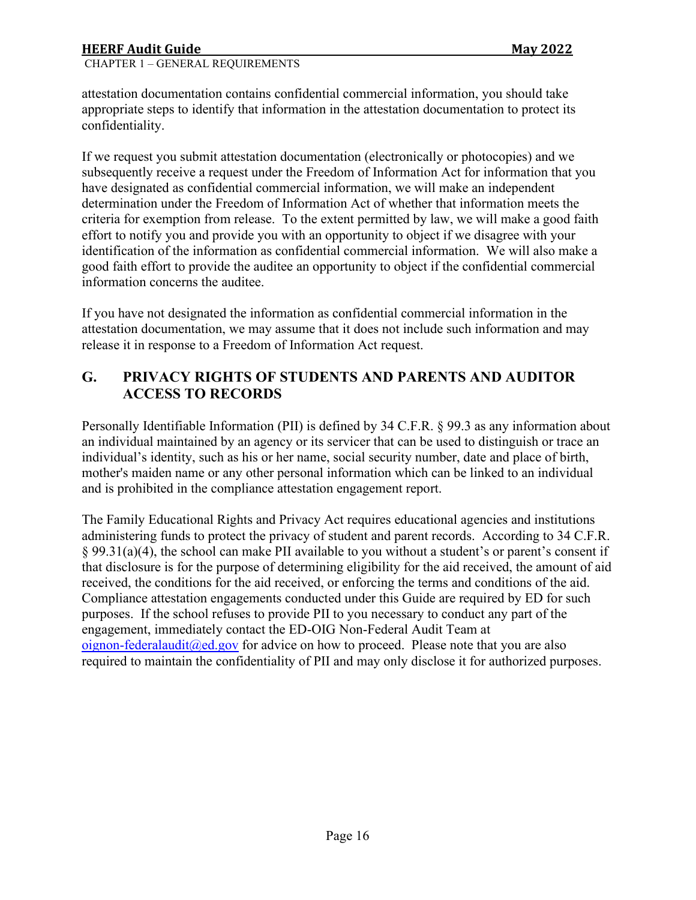attestation documentation contains confidential commercial information, you should take appropriate steps to identify that information in the attestation documentation to protect its confidentiality.

If we request you submit attestation documentation (electronically or photocopies) and we subsequently receive a request under the Freedom of Information Act for information that you have designated as confidential commercial information, we will make an independent determination under the Freedom of Information Act of whether that information meets the criteria for exemption from release. To the extent permitted by law, we will make a good faith effort to notify you and provide you with an opportunity to object if we disagree with your identification of the information as confidential commercial information. We will also make a good faith effort to provide the auditee an opportunity to object if the confidential commercial information concerns the auditee.

If you have not designated the information as confidential commercial information in the attestation documentation, we may assume that it does not include such information and may release it in response to a Freedom of Information Act request.

## G. PRIVACY RIGHTS OF STUDENTS AND PARENTS AND AUDITOR ACCESS TO RECORDS

Personally Identifiable Information (PII) is defined by 34 C.F.R. § 99.3 as any information about an individual maintained by an agency or its servicer that can be used to distinguish or trace an individual's identity, such as his or her name, social security number, date and place of birth, mother's maiden name or any other personal information which can be linked to an individual and is prohibited in the compliance attestation engagement report.

The Family Educational Rights and Privacy Act requires educational agencies and institutions administering funds to protect the privacy of student and parent records. According to 34 C.F.R. § 99.31(a)(4), the school can make PII available to you without a student's or parent's consent if that disclosure is for the purpose of determining eligibility for the aid received, the amount of aid received, the conditions for the aid received, or enforcing the terms and conditions of the aid. Compliance attestation engagements conducted under this Guide are required by ED for such purposes. If the school refuses to provide PII to you necessary to conduct any part of the engagement, immediately contact the ED-OIG Non-Federal Audit Team at oignon-federalaudit@ed.gov for advice on how to proceed. Please note that you are also required to maintain the confidentiality of PII and may only disclose it for authorized purposes.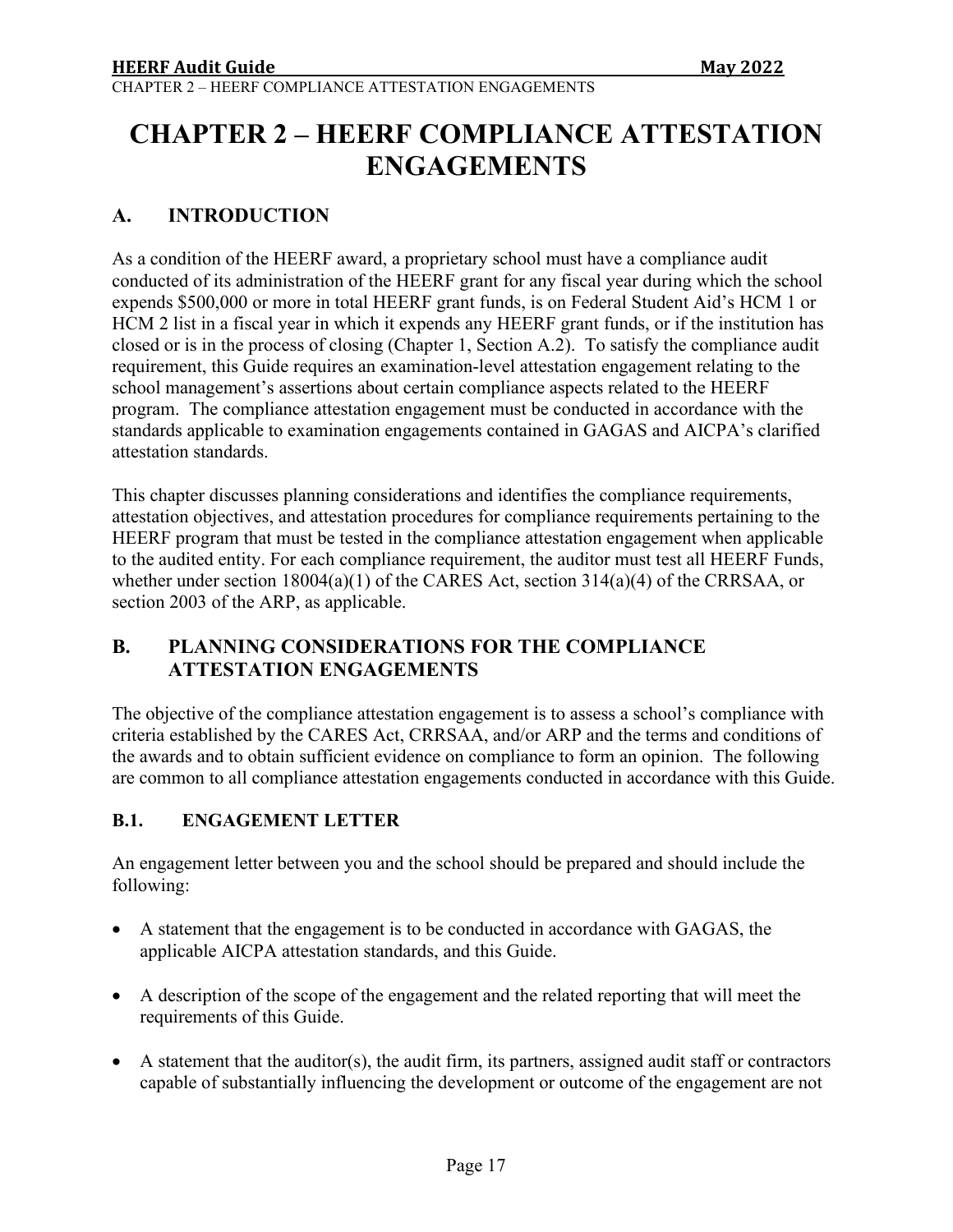# CHAPTER 2 – HEERF COMPLIANCE ATTESTATION ENGAGEMENTS

## A. INTRODUCTION

As a condition of the HEERF award, a proprietary school must have a compliance audit conducted of its administration of the HEERF grant for any fiscal year during which the school expends $500,000 or more in total HEERF grant funds, is on Federal Student Aid's HCM 1 or HCM 2 list in a fiscal year in which it expends any HEERF grant funds, or if the institution has closed or is in the process of closing (Chapter 1, Section A.2). To satisfy the compliance audit requirement, this Guide requires an examination-level attestation engagement relating to the school management's assertions about certain compliance aspects related to the HEERF program. The compliance attestation engagement must be conducted in accordance with the standards applicable to examination engagements contained in GAGAS and AICPA's clarified attestation standards.

This chapter discusses planning considerations and identifies the compliance requirements, attestation objectives, and attestation procedures for compliance requirements pertaining to the HEERF program that must be tested in the compliance attestation engagement when applicable to the audited entity. For each compliance requirement, the auditor must test all HEERF Funds, whether under section 18004(a)(1) of the CARES Act, section 314(a)(4) of the CRRSAA, or section 2003 of the ARP, as applicable.

## B. PLANNING CONSIDERATIONS FOR THE COMPLIANCE ATTESTATION ENGAGEMENTS

The objective of the compliance attestation engagement is to assess a school's compliance with criteria established by the CARES Act, CRRSAA, and/or ARP and the terms and conditions of the awards and to obtain sufficient evidence on compliance to form an opinion. The following are common to all compliance attestation engagements conducted in accordance with this Guide.

### B.1. ENGAGEMENT LETTER

An engagement letter between you and the school should be prepared and should include the following:

- A statement that the engagement is to be conducted in accordance with GAGAS, the applicable AICPA attestation standards, and this Guide.
- A description of the scope of the engagement and the related reporting that will meet the requirements of this Guide.
- A statement that the auditor(s), the audit firm, its partners, assigned audit staff or contractors capable of substantially influencing the development or outcome of the engagement are not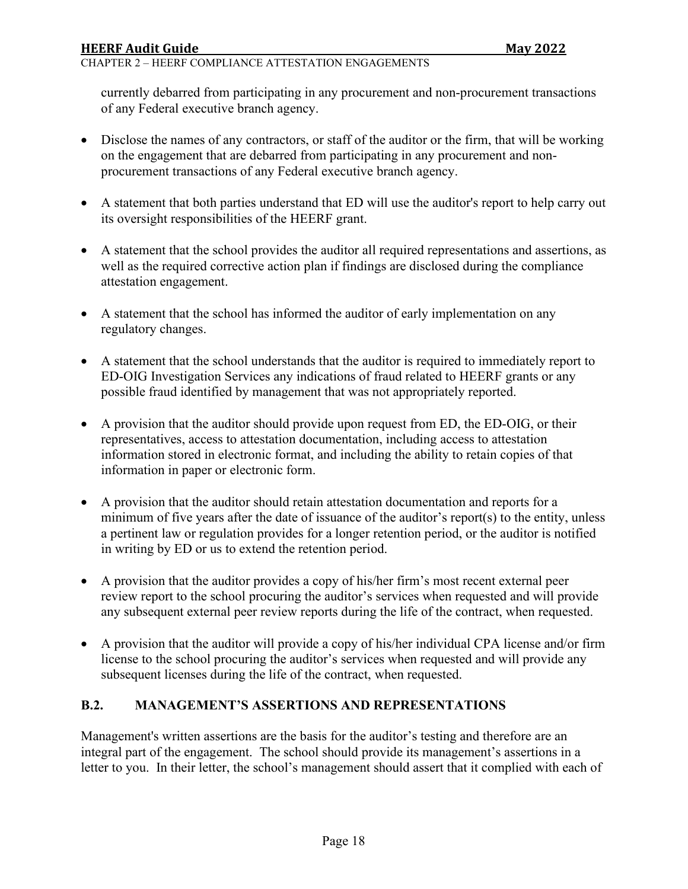currently debarred from participating in any procurement and non-procurement transactions of any Federal executive branch agency.

- Disclose the names of any contractors, or staff of the auditor or the firm, that will be working on the engagement that are debarred from participating in any procurement and non-procurement transactions of any Federal executive branch agency.
- A statement that both parties understand that ED will use the auditor's report to help carry out its oversight responsibilities of the HEERF grant.
- A statement that the school provides the auditor all required representations and assertions, as well as the required corrective action plan if findings are disclosed during the compliance attestation engagement.
- A statement that the school has informed the auditor of early implementation on any regulatory changes.
- A statement that the school understands that the auditor is required to immediately report to ED-OIG Investigation Services any indications of fraud related to HEERF grants or any possible fraud identified by management that was not appropriately reported.
- A provision that the auditor should provide upon request from ED, the ED-OIG, or their representatives, access to attestation documentation, including access to attestation information stored in electronic format, and including the ability to retain copies of that information in paper or electronic form.
- A provision that the auditor should retain attestation documentation and reports for a minimum of five years after the date of issuance of the auditor's report(s) to the entity, unless a pertinent law or regulation provides for a longer retention period, or the auditor is notified in writing by ED or us to extend the retention period.
- A provision that the auditor provides a copy of his/her firm's most recent external peer review report to the school procuring the auditor's services when requested and will provide any subsequent external peer review reports during the life of the contract, when requested.
- A provision that the auditor will provide a copy of his/her individual CPA license and/or firm license to the school procuring the auditor's services when requested and will provide any subsequent licenses during the life of the contract, when requested.

### B.2. MANAGEMENT'S ASSERTIONS AND REPRESENTATIONS

Management's written assertions are the basis for the auditor's testing and therefore are an integral part of the engagement. The school should provide its management's assertions in a letter to you. In their letter, the school's management should assert that it complied with each of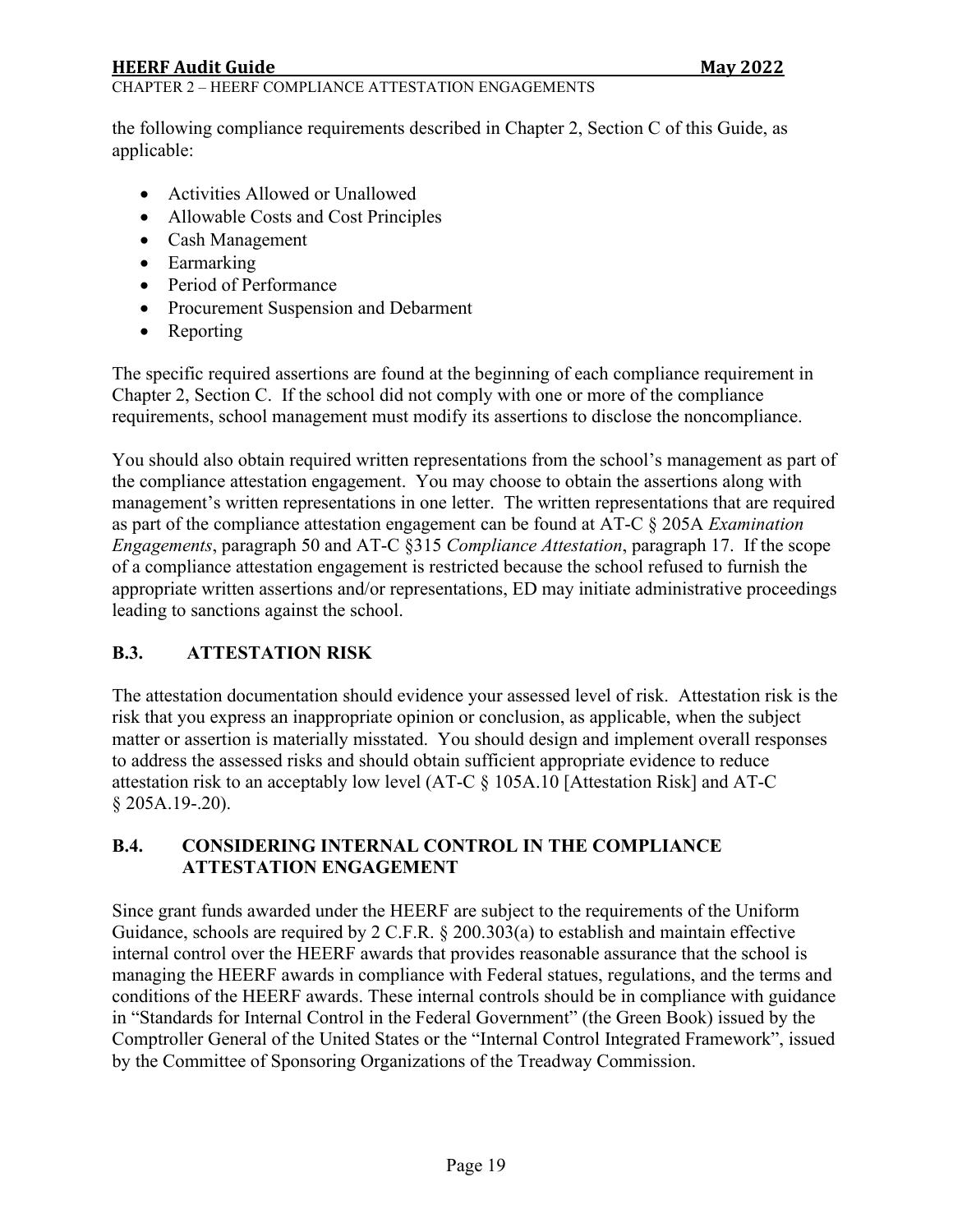the following compliance requirements described in Chapter 2, Section C of this Guide, as applicable:

- Activities Allowed or Unallowed
- Allowable Costs and Cost Principles
- Cash Management
- Earmarking
- Period of Performance
- Procurement Suspension and Debarment
- Reporting

The specific required assertions are found at the beginning of each compliance requirement in Chapter 2, Section C. If the school did not comply with one or more of the compliance requirements, school management must modify its assertions to disclose the noncompliance.

You should also obtain required written representations from the school's management as part of the compliance attestation engagement. You may choose to obtain the assertions along with management's written representations in one letter. The written representations that are required as part of the compliance attestation engagement can be found at AT-C § 205A *Examination Engagements*, paragraph 50 and AT-C §315 *Compliance Attestation*, paragraph 17. If the scope of a compliance attestation engagement is restricted because the school refused to furnish the appropriate written assertions and/or representations, ED may initiate administrative proceedings leading to sanctions against the school.

### B.3. ATTESTATION RISK

The attestation documentation should evidence your assessed level of risk. Attestation risk is the risk that you express an inappropriate opinion or conclusion, as applicable, when the subject matter or assertion is materially misstated. You should design and implement overall responses to address the assessed risks and should obtain sufficient appropriate evidence to reduce attestation risk to an acceptably low level (AT-C § 105A.10 [Attestation Risk] and AT-C § 205A.19-.20).

### B.4. CONSIDERING INTERNAL CONTROL IN THE COMPLIANCE ATTESTATION ENGAGEMENT

Since grant funds awarded under the HEERF are subject to the requirements of the Uniform Guidance, schools are required by 2 C.F.R. § 200.303(a) to establish and maintain effective internal control over the HEERF awards that provides reasonable assurance that the school is managing the HEERF awards in compliance with Federal statues, regulations, and the terms and conditions of the HEERF awards. These internal controls should be in compliance with guidance in "Standards for Internal Control in the Federal Government" (the Green Book) issued by the Comptroller General of the United States or the "Internal Control Integrated Framework", issued by the Committee of Sponsoring Organizations of the Treadway Commission.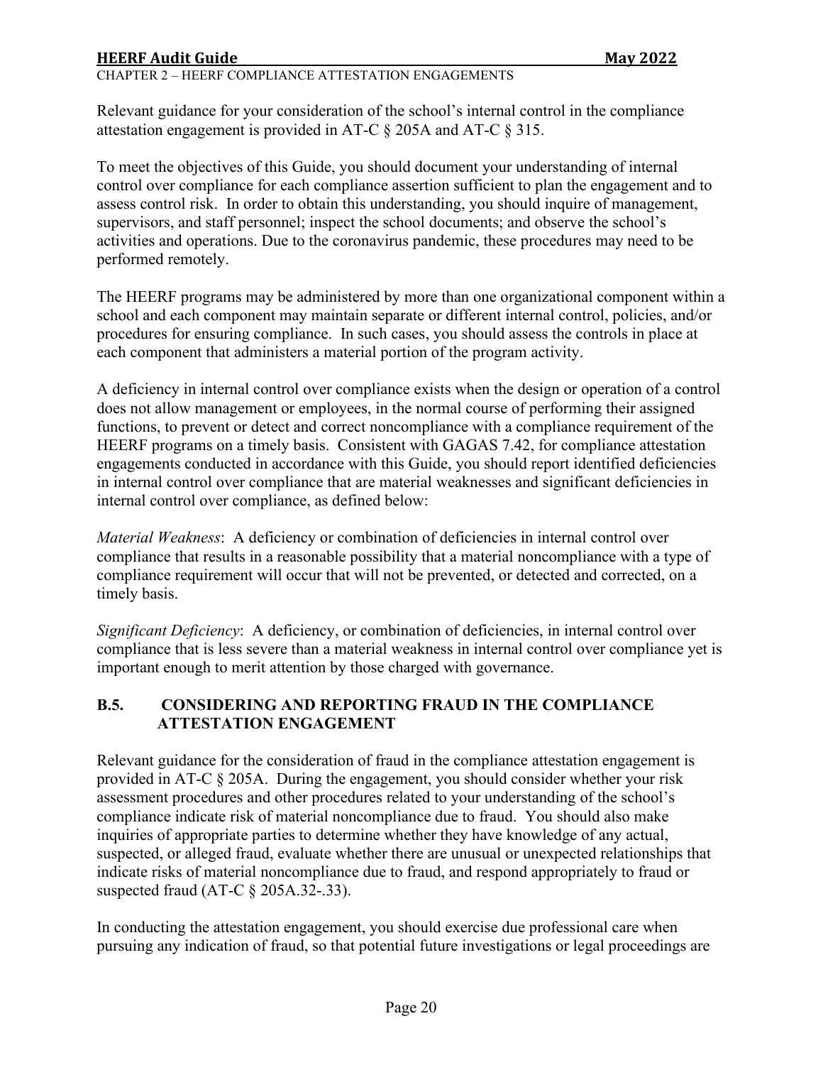Relevant guidance for your consideration of the school's internal control in the compliance attestation engagement is provided in AT-C § 205A and AT-C § 315.

To meet the objectives of this Guide, you should document your understanding of internal control over compliance for each compliance assertion sufficient to plan the engagement and to assess control risk. In order to obtain this understanding, you should inquire of management, supervisors, and staff personnel; inspect the school documents; and observe the school's activities and operations. Due to the coronavirus pandemic, these procedures may need to be performed remotely.

The HEERF programs may be administered by more than one organizational component within a school and each component may maintain separate or different internal control, policies, and/or procedures for ensuring compliance. In such cases, you should assess the controls in place at each component that administers a material portion of the program activity.

A deficiency in internal control over compliance exists when the design or operation of a control does not allow management or employees, in the normal course of performing their assigned functions, to prevent or detect and correct noncompliance with a compliance requirement of the HEERF programs on a timely basis. Consistent with GAGAS 7.42, for compliance attestation engagements conducted in accordance with this Guide, you should report identified deficiencies in internal control over compliance that are material weaknesses and significant deficiencies in internal control over compliance, as defined below:

*Material Weakness*: A deficiency or combination of deficiencies in internal control over compliance that results in a reasonable possibility that a material noncompliance with a type of compliance requirement will occur that will not be prevented, or detected and corrected, on a timely basis.

*Significant Deficiency*: A deficiency, or combination of deficiencies, in internal control over compliance that is less severe than a material weakness in internal control over compliance yet is important enough to merit attention by those charged with governance.

### B.5. CONSIDERING AND REPORTING FRAUD IN THE COMPLIANCE ATTESTATION ENGAGEMENT

Relevant guidance for the consideration of fraud in the compliance attestation engagement is provided in AT-C § 205A. During the engagement, you should consider whether your risk assessment procedures and other procedures related to your understanding of the school's compliance indicate risk of material noncompliance due to fraud. You should also make inquiries of appropriate parties to determine whether they have knowledge of any actual, suspected, or alleged fraud, evaluate whether there are unusual or unexpected relationships that indicate risks of material noncompliance due to fraud, and respond appropriately to fraud or suspected fraud (AT-C § 205A.32-.33).

In conducting the attestation engagement, you should exercise due professional care when pursuing any indication of fraud, so that potential future investigations or legal proceedings are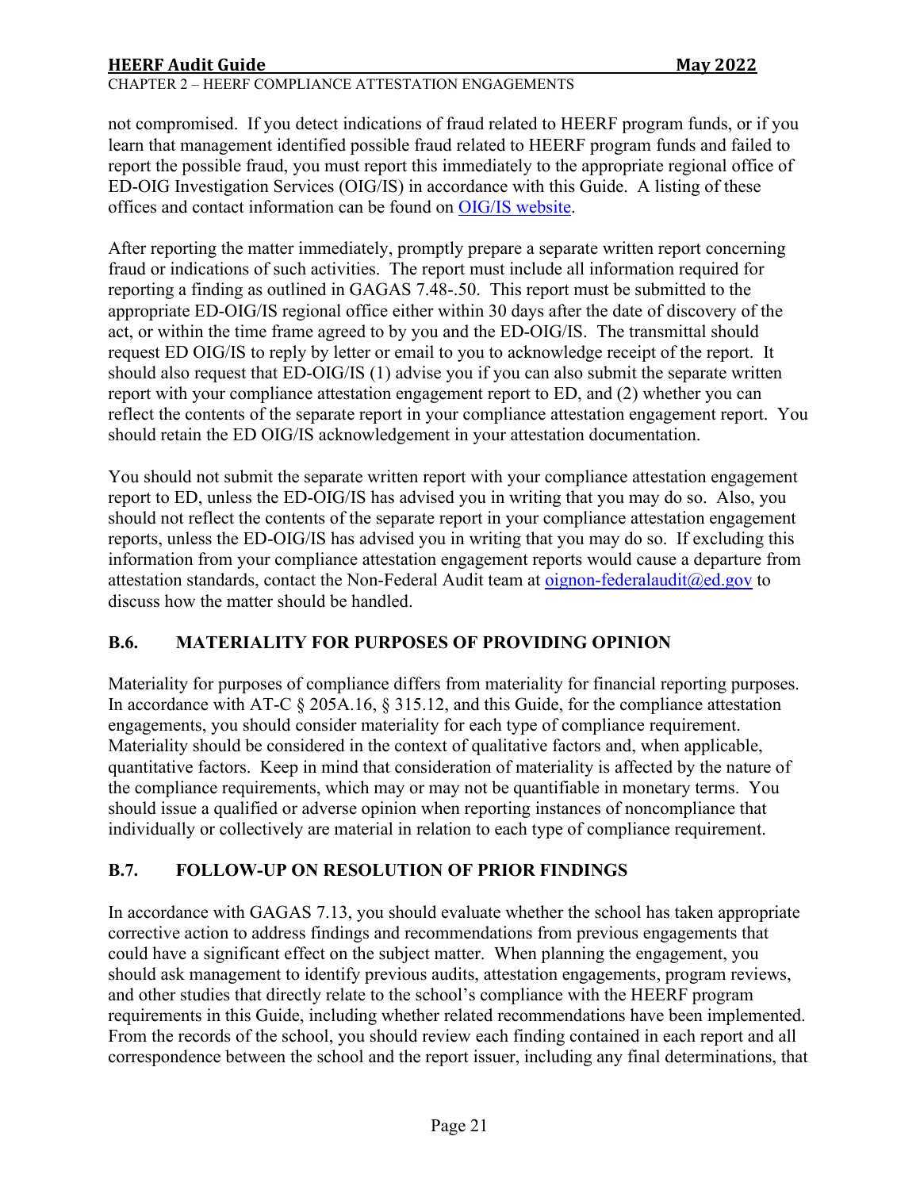not compromised. If you detect indications of fraud related to HEERF program funds, or if you learn that management identified possible fraud related to HEERF program funds and failed to report the possible fraud, you must report this immediately to the appropriate regional office of ED-OIG Investigation Services (OIG/IS) in accordance with this Guide. A listing of these offices and contact information can be found on OIG/IS website.

After reporting the matter immediately, promptly prepare a separate written report concerning fraud or indications of such activities. The report must include all information required for reporting a finding as outlined in GAGAS 7.48-.50. This report must be submitted to the appropriate ED-OIG/IS regional office either within 30 days after the date of discovery of the act, or within the time frame agreed to by you and the ED-OIG/IS. The transmittal should request ED OIG/IS to reply by letter or email to you to acknowledge receipt of the report. It should also request that ED-OIG/IS (1) advise you if you can also submit the separate written report with your compliance attestation engagement report to ED, and (2) whether you can reflect the contents of the separate report in your compliance attestation engagement report. You should retain the ED OIG/IS acknowledgement in your attestation documentation.

You should not submit the separate written report with your compliance attestation engagement report to ED, unless the ED-OIG/IS has advised you in writing that you may do so. Also, you should not reflect the contents of the separate report in your compliance attestation engagement reports, unless the ED-OIG/IS has advised you in writing that you may do so. If excluding this information from your compliance attestation engagement reports would cause a departure from attestation standards, contact the Non-Federal Audit team at oignon-federalaudit@ed.gov to discuss how the matter should be handled.

## B.6. MATERIALITY FOR PURPOSES OF PROVIDING OPINION

Materiality for purposes of compliance differs from materiality for financial reporting purposes. In accordance with AT-C § 205A.16, § 315.12, and this Guide, for the compliance attestation engagements, you should consider materiality for each type of compliance requirement. Materiality should be considered in the context of qualitative factors and, when applicable, quantitative factors. Keep in mind that consideration of materiality is affected by the nature of the compliance requirements, which may or may not be quantifiable in monetary terms. You should issue a qualified or adverse opinion when reporting instances of noncompliance that individually or collectively are material in relation to each type of compliance requirement.

## B.7. FOLLOW-UP ON RESOLUTION OF PRIOR FINDINGS

In accordance with GAGAS 7.13, you should evaluate whether the school has taken appropriate corrective action to address findings and recommendations from previous engagements that could have a significant effect on the subject matter. When planning the engagement, you should ask management to identify previous audits, attestation engagements, program reviews, and other studies that directly relate to the school's compliance with the HEERF program requirements in this Guide, including whether related recommendations have been implemented. From the records of the school, you should review each finding contained in each report and all correspondence between the school and the report issuer, including any final determinations, that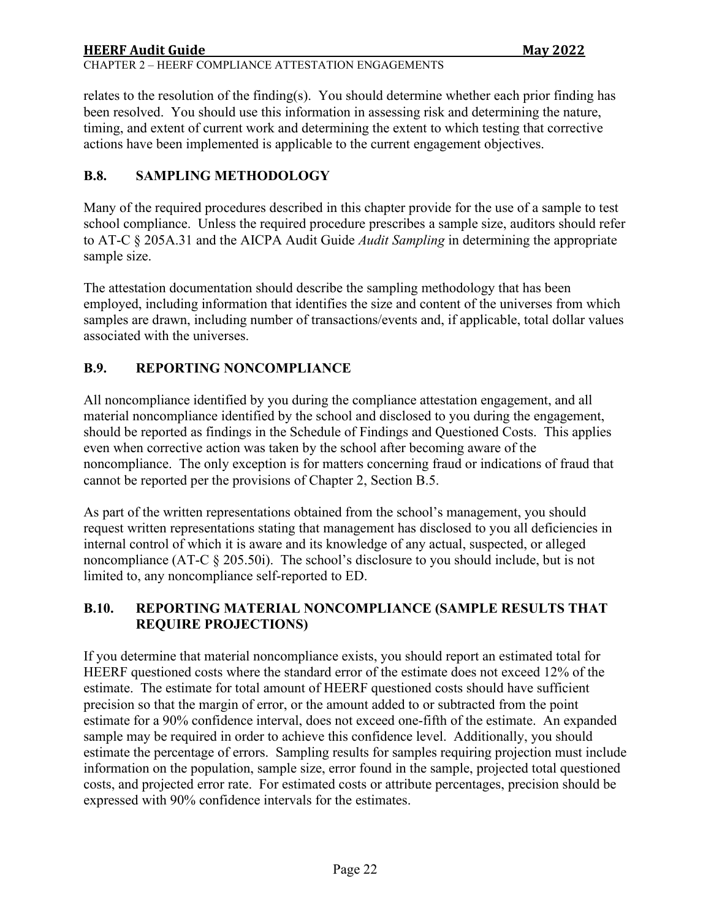relates to the resolution of the finding(s). You should determine whether each prior finding has been resolved. You should use this information in assessing risk and determining the nature, timing, and extent of current work and determining the extent to which testing that corrective actions have been implemented is applicable to the current engagement objectives.

## B.8. SAMPLING METHODOLOGY

Many of the required procedures described in this chapter provide for the use of a sample to test school compliance. Unless the required procedure prescribes a sample size, auditors should refer to AT-C § 205A.31 and the AICPA Audit Guide *Audit Sampling* in determining the appropriate sample size.

The attestation documentation should describe the sampling methodology that has been employed, including information that identifies the size and content of the universes from which samples are drawn, including number of transactions/events and, if applicable, total dollar values associated with the universes.

## B.9. REPORTING NONCOMPLIANCE

All noncompliance identified by you during the compliance attestation engagement, and all material noncompliance identified by the school and disclosed to you during the engagement, should be reported as findings in the Schedule of Findings and Questioned Costs. This applies even when corrective action was taken by the school after becoming aware of the noncompliance. The only exception is for matters concerning fraud or indications of fraud that cannot be reported per the provisions of Chapter 2, Section B.5.

As part of the written representations obtained from the school's management, you should request written representations stating that management has disclosed to you all deficiencies in internal control of which it is aware and its knowledge of any actual, suspected, or alleged noncompliance (AT-C § 205.50i). The school's disclosure to you should include, but is not limited to, any noncompliance self-reported to ED.

## B.10. REPORTING MATERIAL NONCOMPLIANCE (SAMPLE RESULTS THAT REQUIRE PROJECTIONS)

If you determine that material noncompliance exists, you should report an estimated total for HEERF questioned costs where the standard error of the estimate does not exceed 12% of the estimate. The estimate for total amount of HEERF questioned costs should have sufficient precision so that the margin of error, or the amount added to or subtracted from the point estimate for a 90% confidence interval, does not exceed one-fifth of the estimate. An expanded sample may be required in order to achieve this confidence level. Additionally, you should estimate the percentage of errors. Sampling results for samples requiring projection must include information on the population, sample size, error found in the sample, projected total questioned costs, and projected error rate. For estimated costs or attribute percentages, precision should be expressed with 90% confidence intervals for the estimates.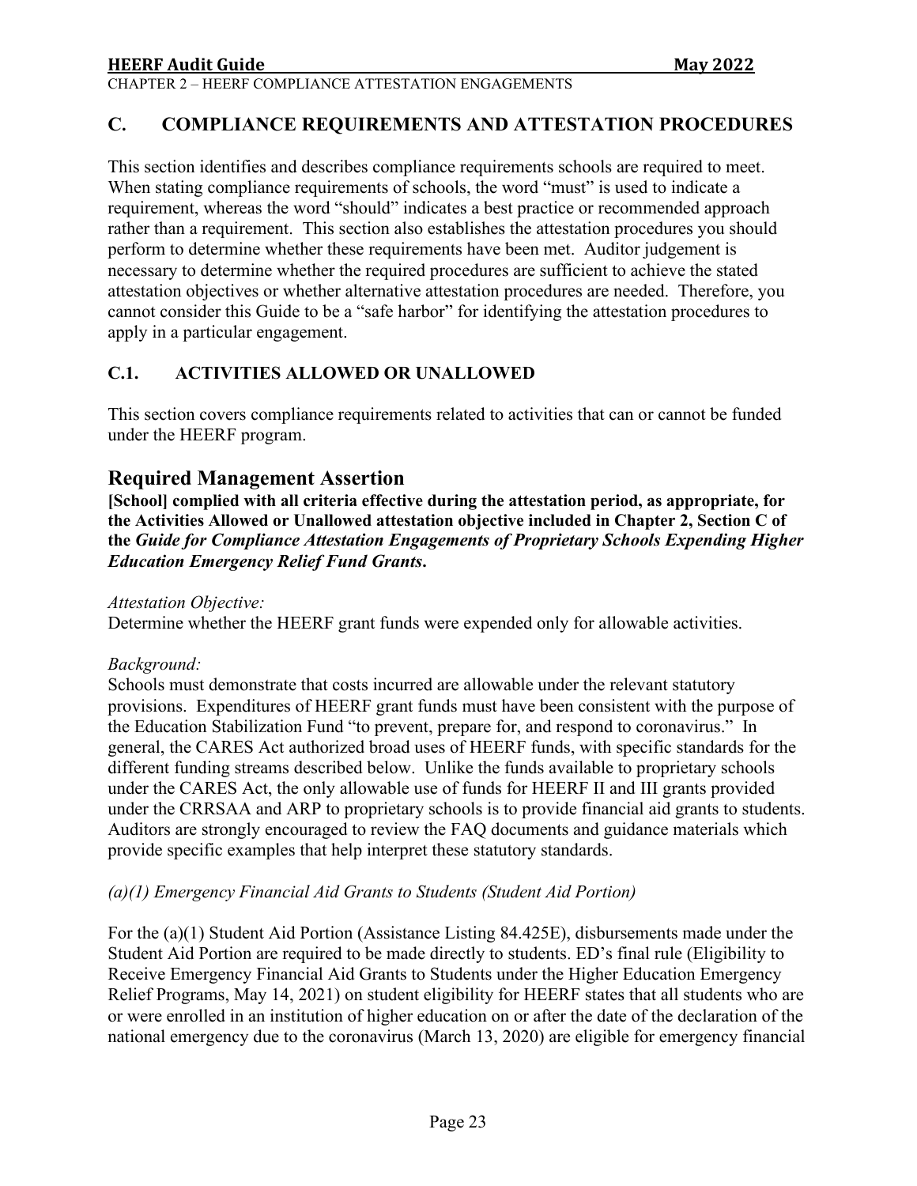## C. COMPLIANCE REQUIREMENTS AND ATTESTATION PROCEDURES

This section identifies and describes compliance requirements schools are required to meet. When stating compliance requirements of schools, the word "must" is used to indicate a requirement, whereas the word "should" indicates a best practice or recommended approach rather than a requirement. This section also establishes the attestation procedures you should perform to determine whether these requirements have been met. Auditor judgement is necessary to determine whether the required procedures are sufficient to achieve the stated attestation objectives or whether alternative attestation procedures are needed. Therefore, you cannot consider this Guide to be a "safe harbor" for identifying the attestation procedures to apply in a particular engagement.

### C.1. ACTIVITIES ALLOWED OR UNALLOWED

This section covers compliance requirements related to activities that can or cannot be funded under the HEERF program.

## Required Management Assertion

**[School] complied with all criteria effective during the attestation period, as appropriate, for the Activities Allowed or Unallowed attestation objective included in Chapter 2, Section C of the *Guide for Compliance Attestation Engagements of Proprietary Schools Expending Higher Education Emergency Relief Fund Grants*.**

*Attestation Objective:*
Determine whether the HEERF grant funds were expended only for allowable activities.

*Background:*
Schools must demonstrate that costs incurred are allowable under the relevant statutory provisions. Expenditures of HEERF grant funds must have been consistent with the purpose of the Education Stabilization Fund "to prevent, prepare for, and respond to coronavirus." In general, the CARES Act authorized broad uses of HEERF funds, with specific standards for the different funding streams described below. Unlike the funds available to proprietary schools under the CARES Act, the only allowable use of funds for HEERF II and III grants provided under the CRRSAA and ARP to proprietary schools is to provide financial aid grants to students. Auditors are strongly encouraged to review the FAQ documents and guidance materials which provide specific examples that help interpret these statutory standards.

*(a)(1) Emergency Financial Aid Grants to Students (Student Aid Portion)*

For the (a)(1) Student Aid Portion (Assistance Listing 84.425E), disbursements made under the Student Aid Portion are required to be made directly to students. ED's final rule (Eligibility to Receive Emergency Financial Aid Grants to Students under the Higher Education Emergency Relief Programs, May 14, 2021) on student eligibility for HEERF states that all students who are or were enrolled in an institution of higher education on or after the date of the declaration of the national emergency due to the coronavirus (March 13, 2020) are eligible for emergency financial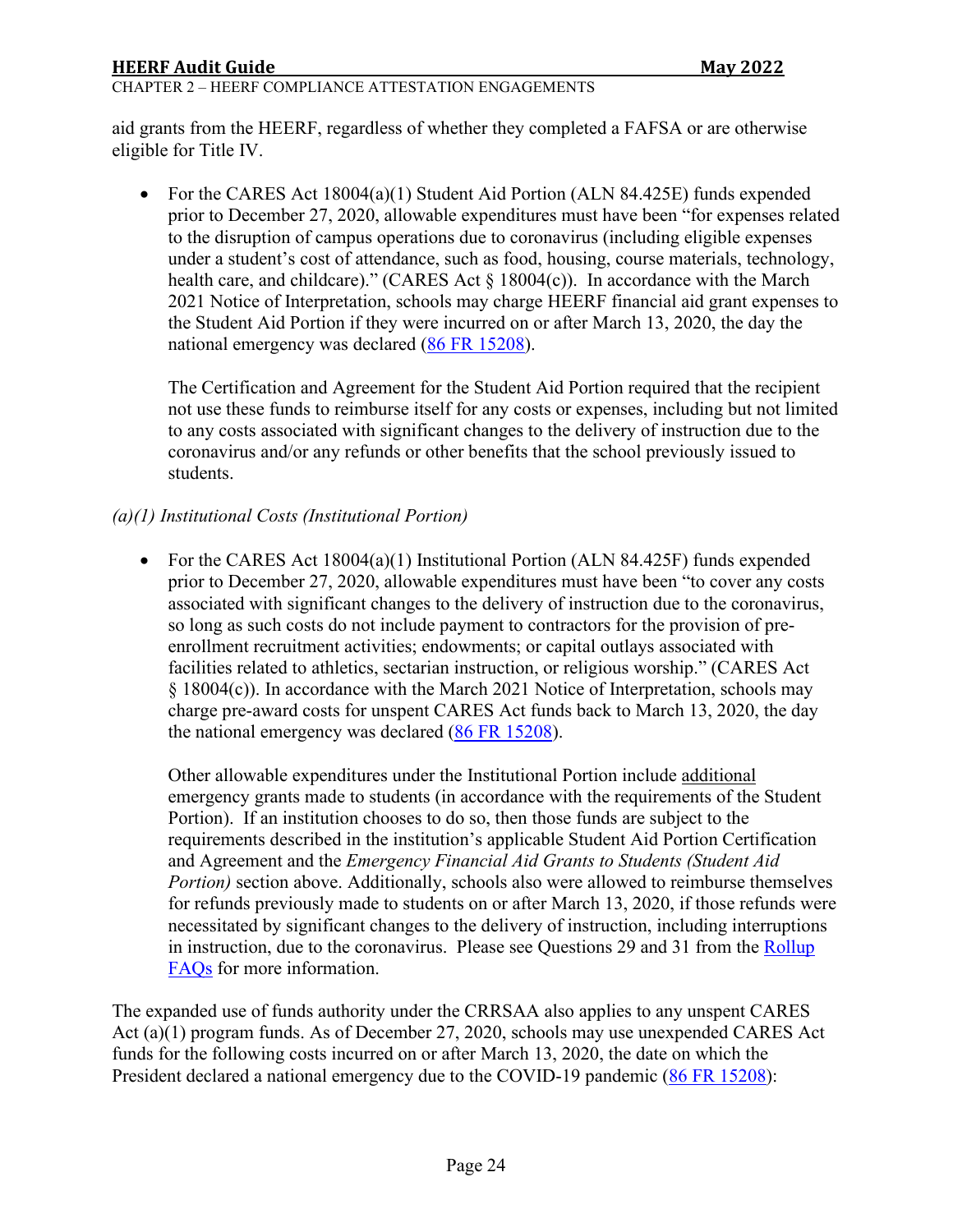aid grants from the HEERF, regardless of whether they completed a FAFSA or are otherwise eligible for Title IV.

- For the CARES Act 18004(a)(1) Student Aid Portion (ALN 84.425E) funds expended prior to December 27, 2020, allowable expenditures must have been "for expenses related to the disruption of campus operations due to coronavirus (including eligible expenses under a student's cost of attendance, such as food, housing, course materials, technology, health care, and childcare)." (CARES Act § 18004(c)). In accordance with the March 2021 Notice of Interpretation, schools may charge HEERF financial aid grant expenses to the Student Aid Portion if they were incurred on or after March 13, 2020, the day the national emergency was declared ([86 FR 15208](86 FR 15208)).

  The Certification and Agreement for the Student Aid Portion required that the recipient not use these funds to reimburse itself for any costs or expenses, including but not limited to any costs associated with significant changes to the delivery of instruction due to the coronavirus and/or any refunds or other benefits that the school previously issued to students.

*(a)(1) Institutional Costs (Institutional Portion)*

- For the CARES Act 18004(a)(1) Institutional Portion (ALN 84.425F) funds expended prior to December 27, 2020, allowable expenditures must have been "to cover any costs associated with significant changes to the delivery of instruction due to the coronavirus, so long as such costs do not include payment to contractors for the provision of pre-enrollment recruitment activities; endowments; or capital outlays associated with facilities related to athletics, sectarian instruction, or religious worship." (CARES Act § 18004(c)). In accordance with the March 2021 Notice of Interpretation, schools may charge pre-award costs for unspent CARES Act funds back to March 13, 2020, the day the national emergency was declared (86 FR 15208).

  Other allowable expenditures under the Institutional Portion include additional emergency grants made to students (in accordance with the requirements of the Student Portion). If an institution chooses to do so, then those funds are subject to the requirements described in the institution's applicable Student Aid Portion Certification and Agreement and the *Emergency Financial Aid Grants to Students (Student Aid Portion)* section above. Additionally, schools also were allowed to reimburse themselves for refunds previously made to students on or after March 13, 2020, if those refunds were necessitated by significant changes to the delivery of instruction, including interruptions in instruction, due to the coronavirus. Please see Questions 29 and 31 from the Rollup FAQs for more information.

The expanded use of funds authority under the CRRSAA also applies to any unspent CARES Act (a)(1) program funds. As of December 27, 2020, schools may use unexpended CARES Act funds for the following costs incurred on or after March 13, 2020, the date on which the President declared a national emergency due to the COVID-19 pandemic (86 FR 15208):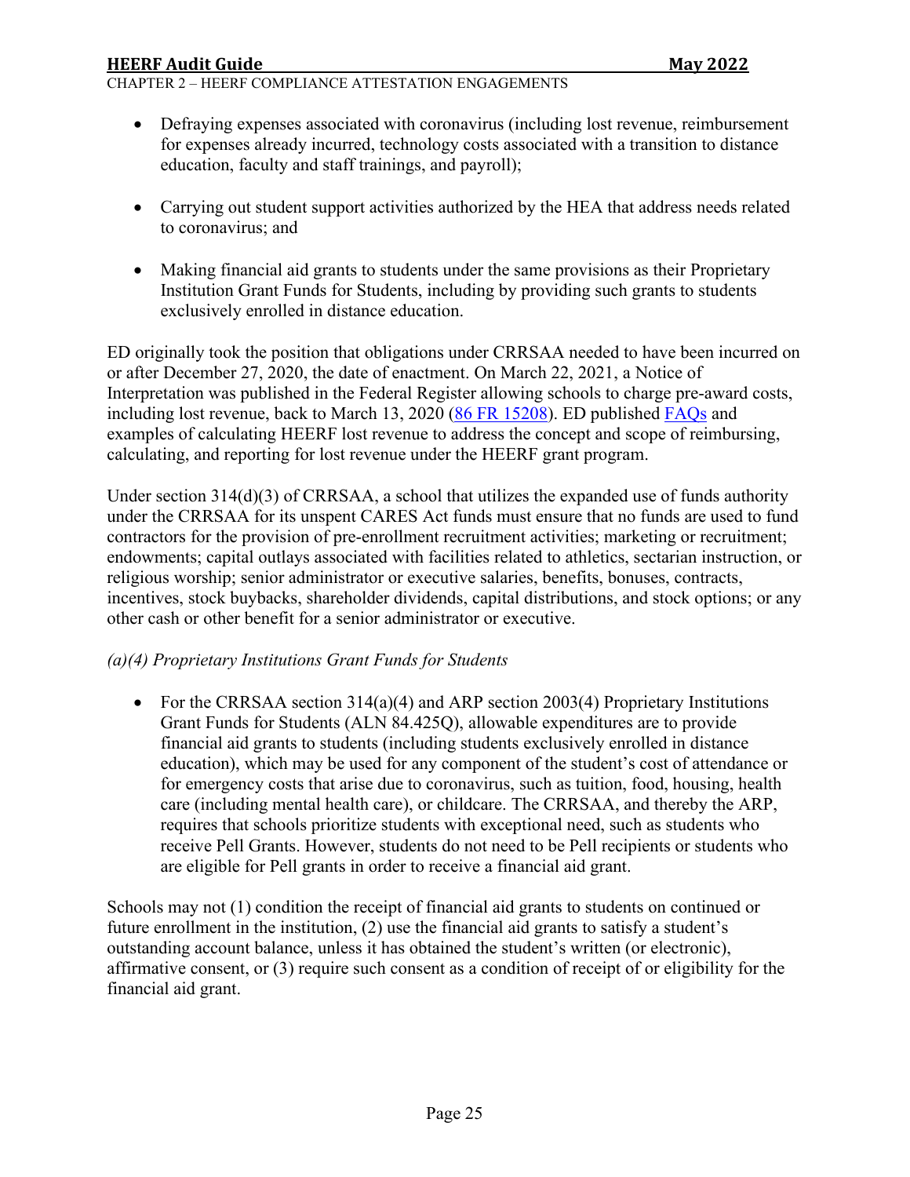- Defraying expenses associated with coronavirus (including lost revenue, reimbursement for expenses already incurred, technology costs associated with a transition to distance education, faculty and staff trainings, and payroll);

- Carrying out student support activities authorized by the HEA that address needs related to coronavirus; and

- Making financial aid grants to students under the same provisions as their Proprietary Institution Grant Funds for Students, including by providing such grants to students exclusively enrolled in distance education.

ED originally took the position that obligations under CRRSAA needed to have been incurred on or after December 27, 2020, the date of enactment. On March 22, 2021, a Notice of Interpretation was published in the Federal Register allowing schools to charge pre-award costs, including lost revenue, back to March 13, 2020 ([86 FR 15208]). ED published [FAQs] and examples of calculating HEERF lost revenue to address the concept and scope of reimbursing, calculating, and reporting for lost revenue under the HEERF grant program.

Under section 314(d)(3) of CRRSAA, a school that utilizes the expanded use of funds authority under the CRRSAA for its unspent CARES Act funds must ensure that no funds are used to fund contractors for the provision of pre-enrollment recruitment activities; marketing or recruitment; endowments; capital outlays associated with facilities related to athletics, sectarian instruction, or religious worship; senior administrator or executive salaries, benefits, bonuses, contracts, incentives, stock buybacks, shareholder dividends, capital distributions, and stock options; or any other cash or other benefit for a senior administrator or executive.

*(a)(4) Proprietary Institutions Grant Funds for Students*

- For the CRRSAA section 314(a)(4) and ARP section 2003(4) Proprietary Institutions Grant Funds for Students (ALN 84.425Q), allowable expenditures are to provide financial aid grants to students (including students exclusively enrolled in distance education), which may be used for any component of the student's cost of attendance or for emergency costs that arise due to coronavirus, such as tuition, food, housing, health care (including mental health care), or childcare. The CRRSAA, and thereby the ARP, requires that schools prioritize students with exceptional need, such as students who receive Pell Grants. However, students do not need to be Pell recipients or students who are eligible for Pell grants in order to receive a financial aid grant.

Schools may not (1) condition the receipt of financial aid grants to students on continued or future enrollment in the institution, (2) use the financial aid grants to satisfy a student's outstanding account balance, unless it has obtained the student's written (or electronic), affirmative consent, or (3) require such consent as a condition of receipt of or eligibility for the financial aid grant.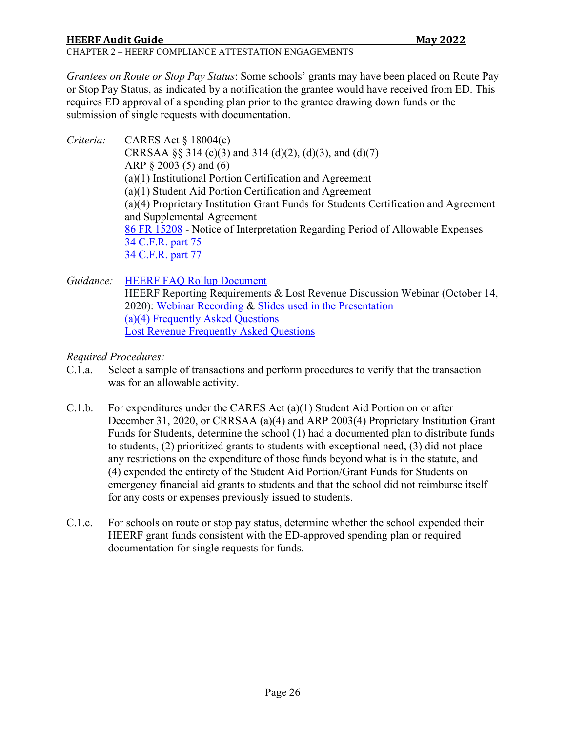*Grantees on Route or Stop Pay Status*: Some schools' grants may have been placed on Route Pay or Stop Pay Status, as indicated by a notification the grantee would have received from ED. This requires ED approval of a spending plan prior to the grantee drawing down funds or the submission of single requests with documentation.

*Criteria:*
CARES Act § 18004(c)
CRRSAA §§ 314 (c)(3) and 314 (d)(2), (d)(3), and (d)(7)
ARP § 2003 (5) and (6)
(a)(1) Institutional Portion Certification and Agreement
(a)(1) Student Aid Portion Certification and Agreement
(a)(4) Proprietary Institution Grant Funds for Students Certification and Agreement and Supplemental Agreement
86 FR 15208 - Notice of Interpretation Regarding Period of Allowable Expenses
34 C.F.R. part 75
34 C.F.R. part 77

*Guidance:*
HEERF FAQ Rollup Document
HEERF Reporting Requirements & Lost Revenue Discussion Webinar (October 14, 2020): Webinar Recording & Slides used in the Presentation
(a)(4) Frequently Asked Questions
Lost Revenue Frequently Asked Questions

*Required Procedures:*

C.1.a. Select a sample of transactions and perform procedures to verify that the transaction was for an allowable activity.

C.1.b. For expenditures under the CARES Act (a)(1) Student Aid Portion on or after December 31, 2020, or CRRSAA (a)(4) and ARP 2003(4) Proprietary Institution Grant Funds for Students, determine the school (1) had a documented plan to distribute funds to students, (2) prioritized grants to students with exceptional need, (3) did not place any restrictions on the expenditure of those funds beyond what is in the statute, and (4) expended the entirety of the Student Aid Portion/Grant Funds for Students on emergency financial aid grants to students and that the school did not reimburse itself for any costs or expenses previously issued to students.

C.1.c. For schools on route or stop pay status, determine whether the school expended their HEERF grant funds consistent with the ED-approved spending plan or required documentation for single requests for funds.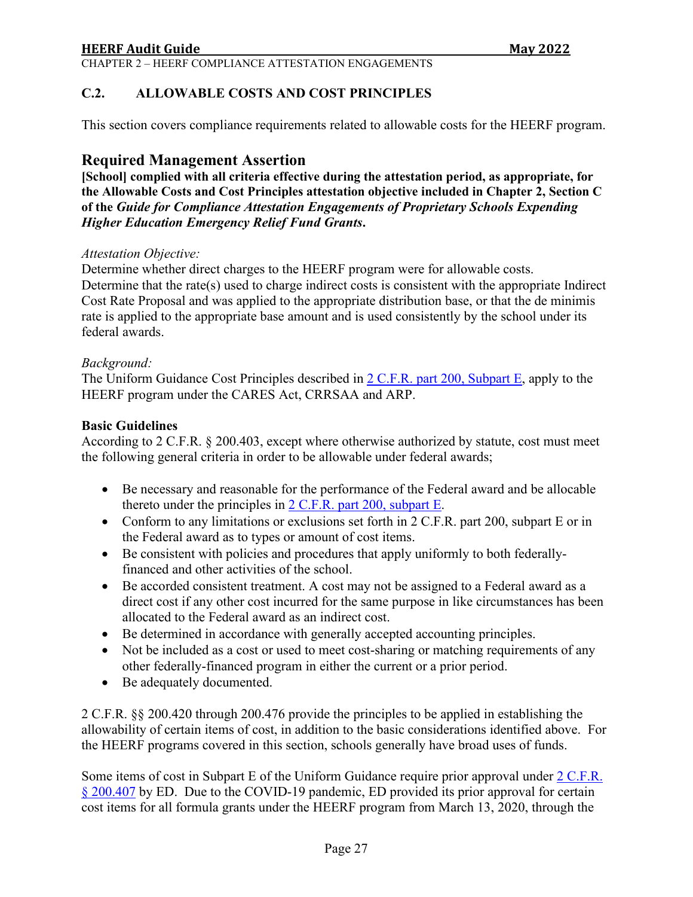## C.2. ALLOWABLE COSTS AND COST PRINCIPLES

This section covers compliance requirements related to allowable costs for the HEERF program.

### Required Management Assertion

**[School] complied with all criteria effective during the attestation period, as appropriate, for the Allowable Costs and Cost Principles attestation objective included in Chapter 2, Section C of the *Guide for Compliance Attestation Engagements of Proprietary Schools Expending Higher Education Emergency Relief Fund Grants*.**

*Attestation Objective:*
Determine whether direct charges to the HEERF program were for allowable costs. Determine that the rate(s) used to charge indirect costs is consistent with the appropriate Indirect Cost Rate Proposal and was applied to the appropriate distribution base, or that the de minimis rate is applied to the appropriate base amount and is used consistently by the school under its federal awards.

*Background:*
The Uniform Guidance Cost Principles described in 2 C.F.R. part 200, Subpart E, apply to the HEERF program under the CARES Act, CRRSAA and ARP.

**Basic Guidelines**
According to 2 C.F.R. § 200.403, except where otherwise authorized by statute, cost must meet the following general criteria in order to be allowable under federal awards;

- Be necessary and reasonable for the performance of the Federal award and be allocable thereto under the principles in 2 C.F.R. part 200, subpart E.
- Conform to any limitations or exclusions set forth in 2 C.F.R. part 200, subpart E or in the Federal award as to types or amount of cost items.
- Be consistent with policies and procedures that apply uniformly to both federally-financed and other activities of the school.
- Be accorded consistent treatment. A cost may not be assigned to a Federal award as a direct cost if any other cost incurred for the same purpose in like circumstances has been allocated to the Federal award as an indirect cost.
- Be determined in accordance with generally accepted accounting principles.
- Not be included as a cost or used to meet cost-sharing or matching requirements of any other federally-financed program in either the current or a prior period.
- Be adequately documented.

2 C.F.R. §§ 200.420 through 200.476 provide the principles to be applied in establishing the allowability of certain items of cost, in addition to the basic considerations identified above. For the HEERF programs covered in this section, schools generally have broad uses of funds.

Some items of cost in Subpart E of the Uniform Guidance require prior approval under 2 C.F.R. § 200.407 by ED. Due to the COVID-19 pandemic, ED provided its prior approval for certain cost items for all formula grants under the HEERF program from March 13, 2020, through the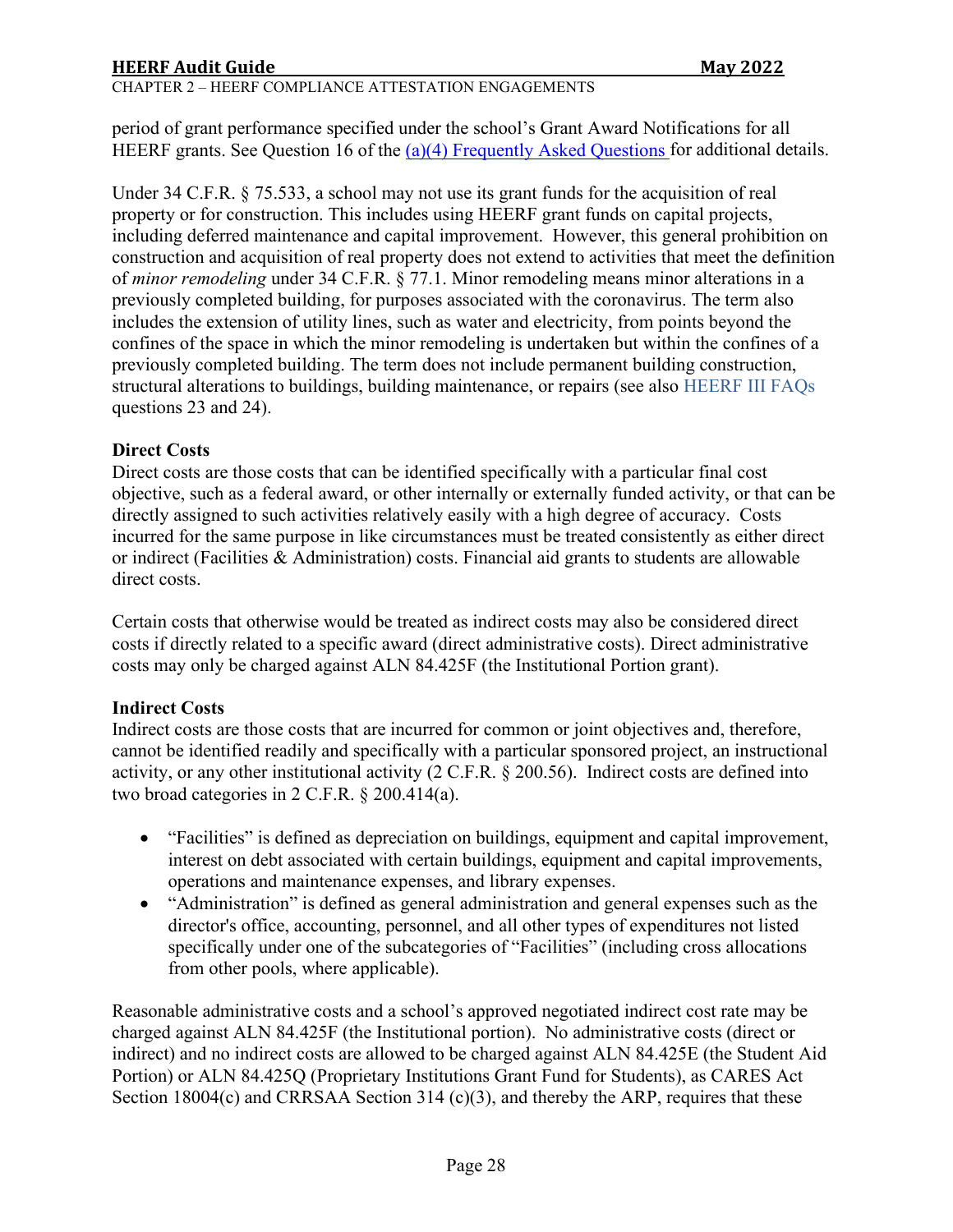period of grant performance specified under the school's Grant Award Notifications for all HEERF grants. See Question 16 of the [(a)(4) Frequently Asked Questions](#) for additional details.

Under 34 C.F.R. § 75.533, a school may not use its grant funds for the acquisition of real property or for construction. This includes using HEERF grant funds on capital projects, including deferred maintenance and capital improvement. However, this general prohibition on construction and acquisition of real property does not extend to activities that meet the definition of *minor remodeling* under 34 C.F.R. § 77.1. Minor remodeling means minor alterations in a previously completed building, for purposes associated with the coronavirus. The term also includes the extension of utility lines, such as water and electricity, from points beyond the confines of the space in which the minor remodeling is undertaken but within the confines of a previously completed building. The term does not include permanent building construction, structural alterations to buildings, building maintenance, or repairs (see also HEERF III FAQs questions 23 and 24).

**Direct Costs**

Direct costs are those costs that can be identified specifically with a particular final cost objective, such as a federal award, or other internally or externally funded activity, or that can be directly assigned to such activities relatively easily with a high degree of accuracy. Costs incurred for the same purpose in like circumstances must be treated consistently as either direct or indirect (Facilities & Administration) costs. Financial aid grants to students are allowable direct costs.

Certain costs that otherwise would be treated as indirect costs may also be considered direct costs if directly related to a specific award (direct administrative costs). Direct administrative costs may only be charged against ALN 84.425F (the Institutional Portion grant).

**Indirect Costs**

Indirect costs are those costs that are incurred for common or joint objectives and, therefore, cannot be identified readily and specifically with a particular sponsored project, an instructional activity, or any other institutional activity (2 C.F.R. § 200.56). Indirect costs are defined into two broad categories in 2 C.F.R. § 200.414(a).

- "Facilities" is defined as depreciation on buildings, equipment and capital improvement, interest on debt associated with certain buildings, equipment and capital improvements, operations and maintenance expenses, and library expenses.
- "Administration" is defined as general administration and general expenses such as the director's office, accounting, personnel, and all other types of expenditures not listed specifically under one of the subcategories of "Facilities" (including cross allocations from other pools, where applicable).

Reasonable administrative costs and a school's approved negotiated indirect cost rate may be charged against ALN 84.425F (the Institutional portion). No administrative costs (direct or indirect) and no indirect costs are allowed to be charged against ALN 84.425E (the Student Aid Portion) or ALN 84.425Q (Proprietary Institutions Grant Fund for Students), as CARES Act Section 18004(c) and CRRSAA Section 314 (c)(3), and thereby the ARP, requires that these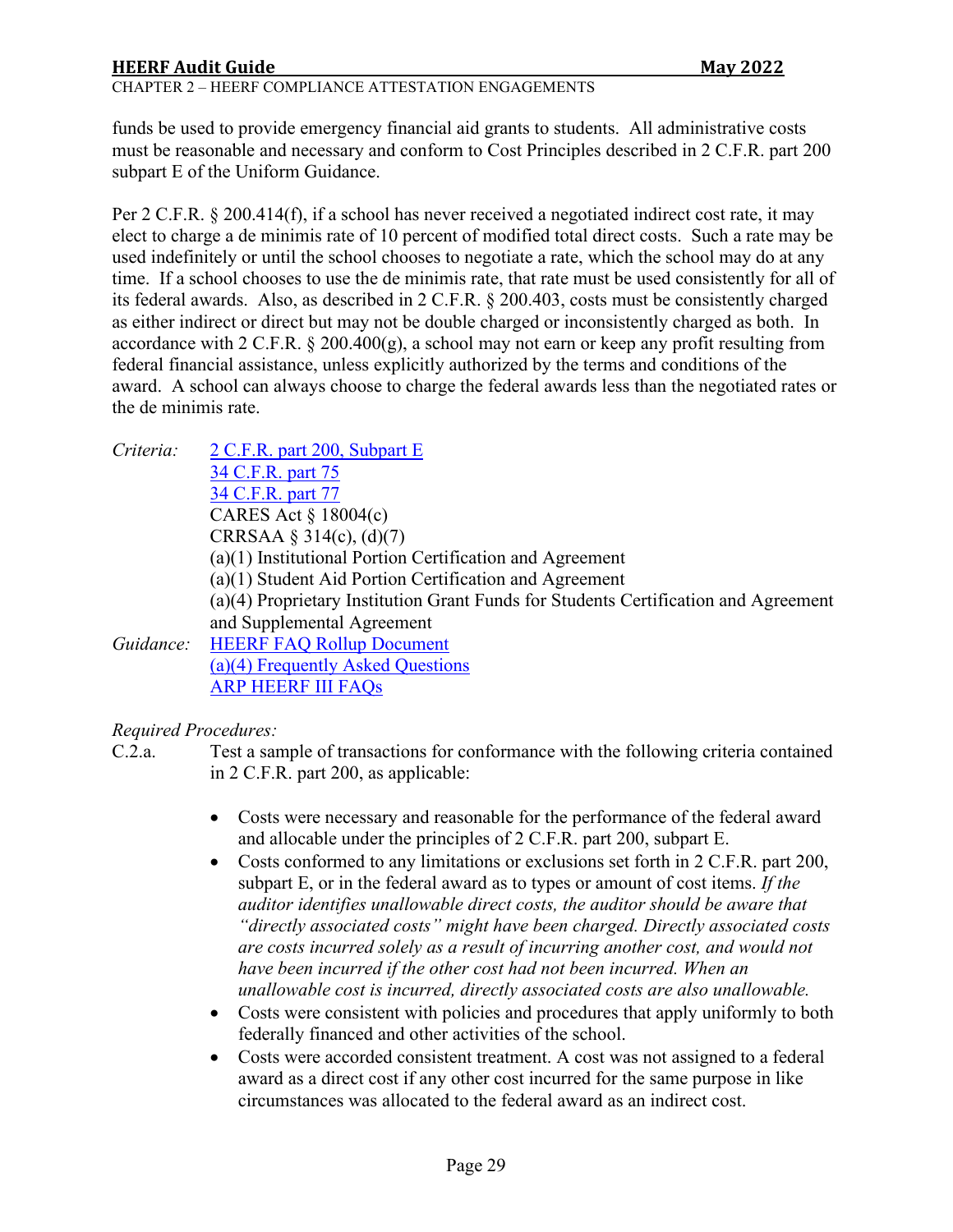funds be used to provide emergency financial aid grants to students. All administrative costs must be reasonable and necessary and conform to Cost Principles described in 2 C.F.R. part 200 subpart E of the Uniform Guidance.

Per 2 C.F.R. § 200.414(f), if a school has never received a negotiated indirect cost rate, it may elect to charge a de minimis rate of 10 percent of modified total direct costs. Such a rate may be used indefinitely or until the school chooses to negotiate a rate, which the school may do at any time. If a school chooses to use the de minimis rate, that rate must be used consistently for all of its federal awards. Also, as described in 2 C.F.R. § 200.403, costs must be consistently charged as either indirect or direct but may not be double charged or inconsistently charged as both. In accordance with 2 C.F.R. § 200.400(g), a school may not earn or keep any profit resulting from federal financial assistance, unless explicitly authorized by the terms and conditions of the award. A school can always choose to charge the federal awards less than the negotiated rates or the de minimis rate.

*Criteria:*
- 2 C.F.R. part 200, Subpart E
- 34 C.F.R. part 75
- 34 C.F.R. part 77
- CARES Act § 18004(c)
- CRRSAA § 314(c), (d)(7)
- (a)(1) Institutional Portion Certification and Agreement
- (a)(1) Student Aid Portion Certification and Agreement
- (a)(4) Proprietary Institution Grant Funds for Students Certification and Agreement and Supplemental Agreement

*Guidance:*
- HEERF FAQ Rollup Document
- (a)(4) Frequently Asked Questions
- ARP HEERF III FAQs

*Required Procedures:*

C.2.a. Test a sample of transactions for conformance with the following criteria contained in 2 C.F.R. part 200, as applicable:

- Costs were necessary and reasonable for the performance of the federal award and allocable under the principles of 2 C.F.R. part 200, subpart E.
- Costs conformed to any limitations or exclusions set forth in 2 C.F.R. part 200, subpart E, or in the federal award as to types or amount of cost items. *If the auditor identifies unallowable direct costs, the auditor should be aware that "directly associated costs" might have been charged. Directly associated costs are costs incurred solely as a result of incurring another cost, and would not have been incurred if the other cost had not been incurred. When an unallowable cost is incurred, directly associated costs are also unallowable.*
- Costs were consistent with policies and procedures that apply uniformly to both federally financed and other activities of the school.
- Costs were accorded consistent treatment. A cost was not assigned to a federal award as a direct cost if any other cost incurred for the same purpose in like circumstances was allocated to the federal award as an indirect cost.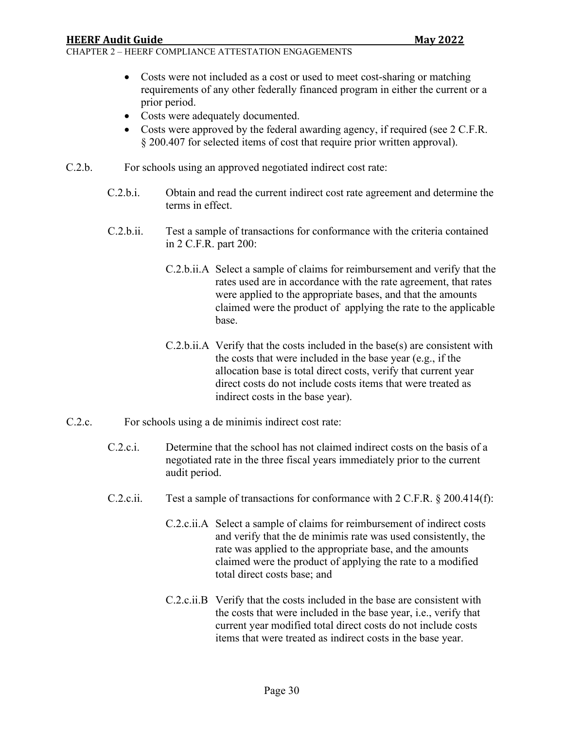- Costs were not included as a cost or used to meet cost-sharing or matching requirements of any other federally financed program in either the current or a prior period.
- Costs were adequately documented.
- Costs were approved by the federal awarding agency, if required (see 2 C.F.R. § 200.407 for selected items of cost that require prior written approval).

C.2.b. For schools using an approved negotiated indirect cost rate:

C.2.b.i. Obtain and read the current indirect cost rate agreement and determine the terms in effect.

C.2.b.ii. Test a sample of transactions for conformance with the criteria contained in 2 C.F.R. part 200:

C.2.b.ii.A Select a sample of claims for reimbursement and verify that the rates used are in accordance with the rate agreement, that rates were applied to the appropriate bases, and that the amounts claimed were the product of applying the rate to the applicable base.

C.2.b.ii.A Verify that the costs included in the base(s) are consistent with the costs that were included in the base year (e.g., if the allocation base is total direct costs, verify that current year direct costs do not include costs items that were treated as indirect costs in the base year).

C.2.c. For schools using a de minimis indirect cost rate:

C.2.c.i. Determine that the school has not claimed indirect costs on the basis of a negotiated rate in the three fiscal years immediately prior to the current audit period.

C.2.c.ii. Test a sample of transactions for conformance with 2 C.F.R. § 200.414(f):

C.2.c.ii.A Select a sample of claims for reimbursement of indirect costs and verify that the de minimis rate was used consistently, the rate was applied to the appropriate base, and the amounts claimed were the product of applying the rate to a modified total direct costs base; and

C.2.c.ii.B Verify that the costs included in the base are consistent with the costs that were included in the base year, i.e., verify that current year modified total direct costs do not include costs items that were treated as indirect costs in the base year.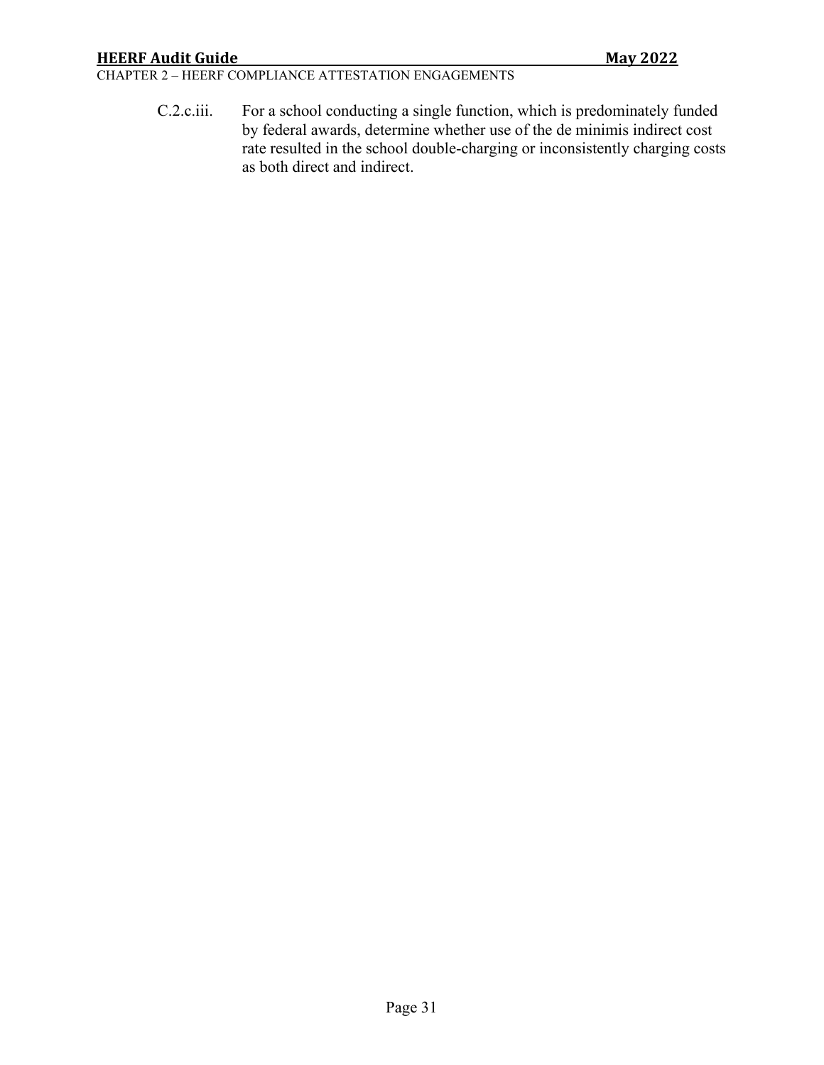C.2.c.iii. For a school conducting a single function, which is predominately funded by federal awards, determine whether use of the de minimis indirect cost rate resulted in the school double-charging or inconsistently charging costs as both direct and indirect.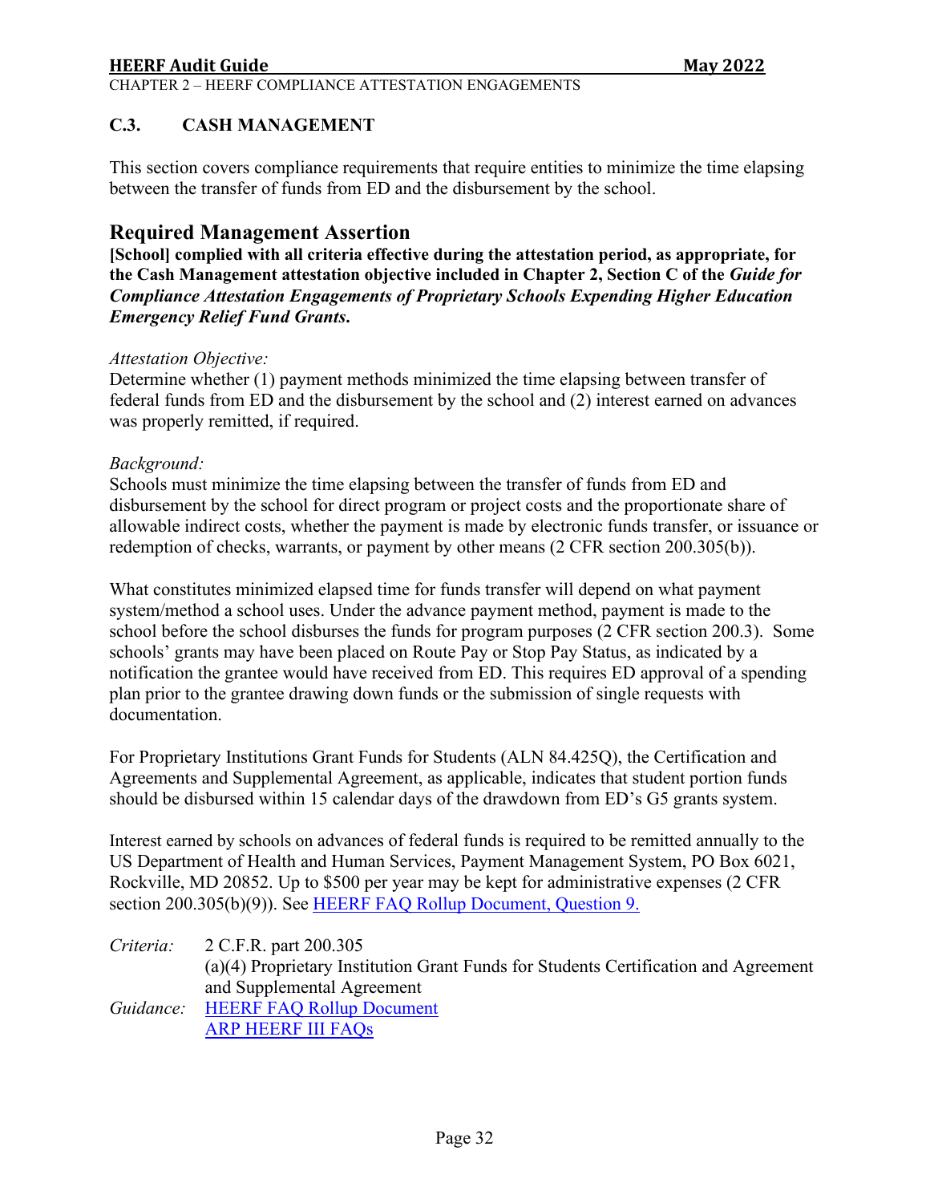## C.3. CASH MANAGEMENT

This section covers compliance requirements that require entities to minimize the time elapsing between the transfer of funds from ED and the disbursement by the school.

### Required Management Assertion

**[School] complied with all criteria effective during the attestation period, as appropriate, for the Cash Management attestation objective included in Chapter 2, Section C of the *Guide for Compliance Attestation Engagements of Proprietary Schools Expending Higher Education Emergency Relief Fund Grants*.**

*Attestation Objective:*
Determine whether (1) payment methods minimized the time elapsing between transfer of federal funds from ED and the disbursement by the school and (2) interest earned on advances was properly remitted, if required.

*Background:*
Schools must minimize the time elapsing between the transfer of funds from ED and disbursement by the school for direct program or project costs and the proportionate share of allowable indirect costs, whether the payment is made by electronic funds transfer, or issuance or redemption of checks, warrants, or payment by other means (2 CFR section 200.305(b)).

What constitutes minimized elapsed time for funds transfer will depend on what payment system/method a school uses. Under the advance payment method, payment is made to the school before the school disburses the funds for program purposes (2 CFR section 200.3). Some schools' grants may have been placed on Route Pay or Stop Pay Status, as indicated by a notification the grantee would have received from ED. This requires ED approval of a spending plan prior to the grantee drawing down funds or the submission of single requests with documentation.

For Proprietary Institutions Grant Funds for Students (ALN 84.425Q), the Certification and Agreements and Supplemental Agreement, as applicable, indicates that student portion funds should be disbursed within 15 calendar days of the drawdown from ED's G5 grants system.

Interest earned by schools on advances of federal funds is required to be remitted annually to the US Department of Health and Human Services, Payment Management System, PO Box 6021, Rockville, MD 20852. Up to $500 per year may be kept for administrative expenses (2 CFR section 200.305(b)(9)). See [HEERF FAQ Rollup Document, Question 9.]

*Criteria:* 2 C.F.R. part 200.305
(a)(4) Proprietary Institution Grant Funds for Students Certification and Agreement and Supplemental Agreement

*Guidance:* [HEERF FAQ Rollup Document]
[ARP HEERF III FAQs]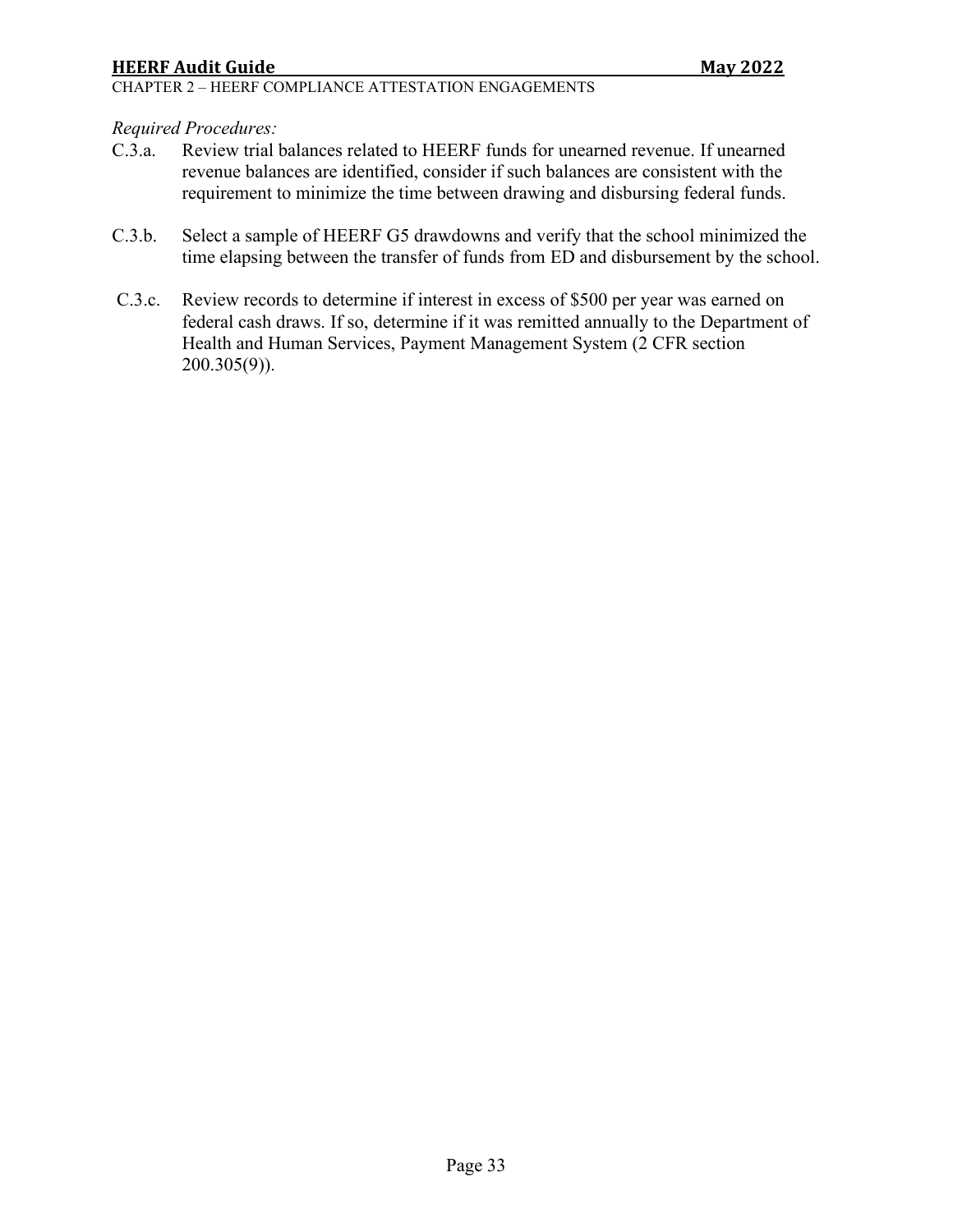*Required Procedures:*

C.3.a. Review trial balances related to HEERF funds for unearned revenue. If unearned revenue balances are identified, consider if such balances are consistent with the requirement to minimize the time between drawing and disbursing federal funds.

C.3.b. Select a sample of HEERF G5 drawdowns and verify that the school minimized the time elapsing between the transfer of funds from ED and disbursement by the school.

C.3.c. Review records to determine if interest in excess of $500 per year was earned on federal cash draws. If so, determine if it was remitted annually to the Department of Health and Human Services, Payment Management System (2 CFR section 200.305(9)).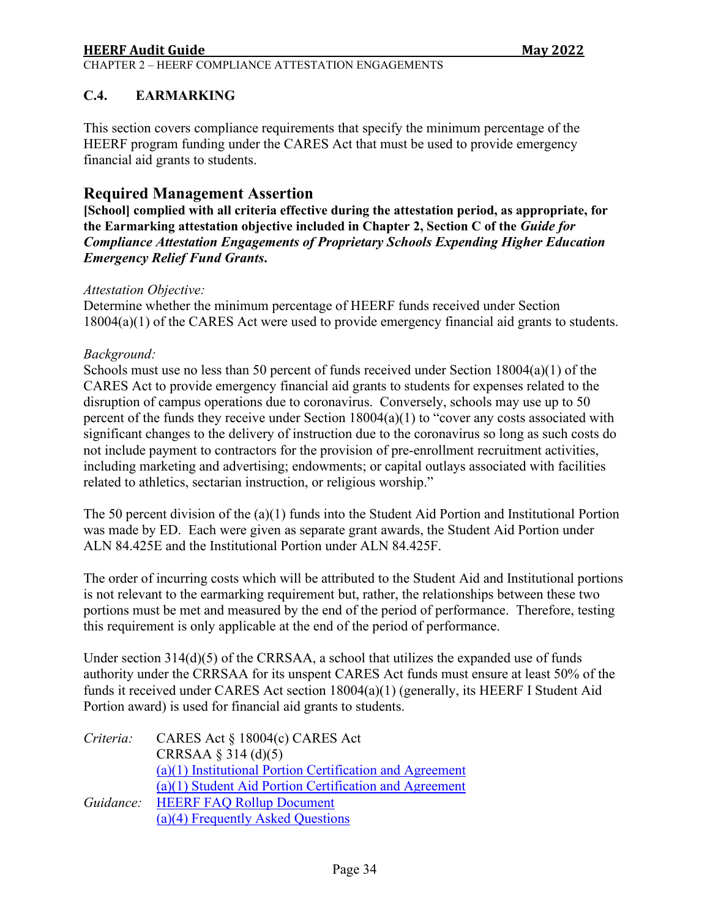## C.4. EARMARKING

This section covers compliance requirements that specify the minimum percentage of the HEERF program funding under the CARES Act that must be used to provide emergency financial aid grants to students.

## Required Management Assertion

**[School] complied with all criteria effective during the attestation period, as appropriate, for the Earmarking attestation objective included in Chapter 2, Section C of the *Guide for Compliance Attestation Engagements of Proprietary Schools Expending Higher Education Emergency Relief Fund Grants*.**

*Attestation Objective:*
Determine whether the minimum percentage of HEERF funds received under Section 18004(a)(1) of the CARES Act were used to provide emergency financial aid grants to students.

*Background:*
Schools must use no less than 50 percent of funds received under Section 18004(a)(1) of the CARES Act to provide emergency financial aid grants to students for expenses related to the disruption of campus operations due to coronavirus. Conversely, schools may use up to 50 percent of the funds they receive under Section 18004(a)(1) to "cover any costs associated with significant changes to the delivery of instruction due to the coronavirus so long as such costs do not include payment to contractors for the provision of pre-enrollment recruitment activities, including marketing and advertising; endowments; or capital outlays associated with facilities related to athletics, sectarian instruction, or religious worship."

The 50 percent division of the (a)(1) funds into the Student Aid Portion and Institutional Portion was made by ED. Each were given as separate grant awards, the Student Aid Portion under ALN 84.425E and the Institutional Portion under ALN 84.425F.

The order of incurring costs which will be attributed to the Student Aid and Institutional portions is not relevant to the earmarking requirement but, rather, the relationships between these two portions must be met and measured by the end of the period of performance. Therefore, testing this requirement is only applicable at the end of the period of performance.

Under section 314(d)(5) of the CRRSAA, a school that utilizes the expanded use of funds authority under the CRRSAA for its unspent CARES Act funds must ensure at least 50% of the funds it received under CARES Act section 18004(a)(1) (generally, its HEERF I Student Aid Portion award) is used for financial aid grants to students.

*Criteria:* CARES Act § 18004(c) CARES Act
CRRSAA § 314 (d)(5)
(a)(1) Institutional Portion Certification and Agreement
(a)(1) Student Aid Portion Certification and Agreement

*Guidance:* HEERF FAQ Rollup Document
(a)(4) Frequently Asked Questions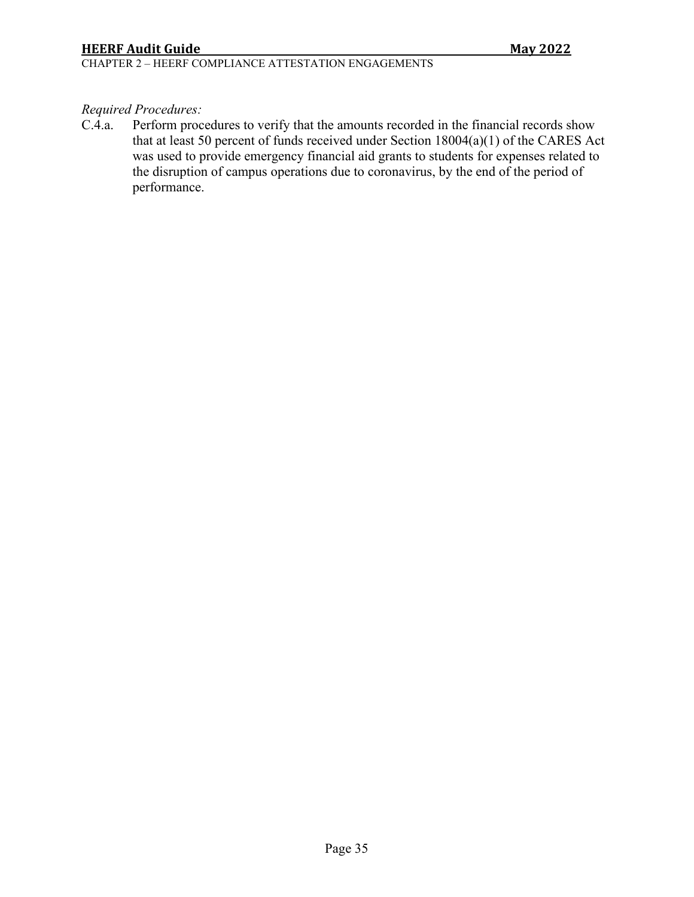*Required Procedures:*

C.4.a. Perform procedures to verify that the amounts recorded in the financial records show that at least 50 percent of funds received under Section 18004(a)(1) of the CARES Act was used to provide emergency financial aid grants to students for expenses related to the disruption of campus operations due to coronavirus, by the end of the period of performance.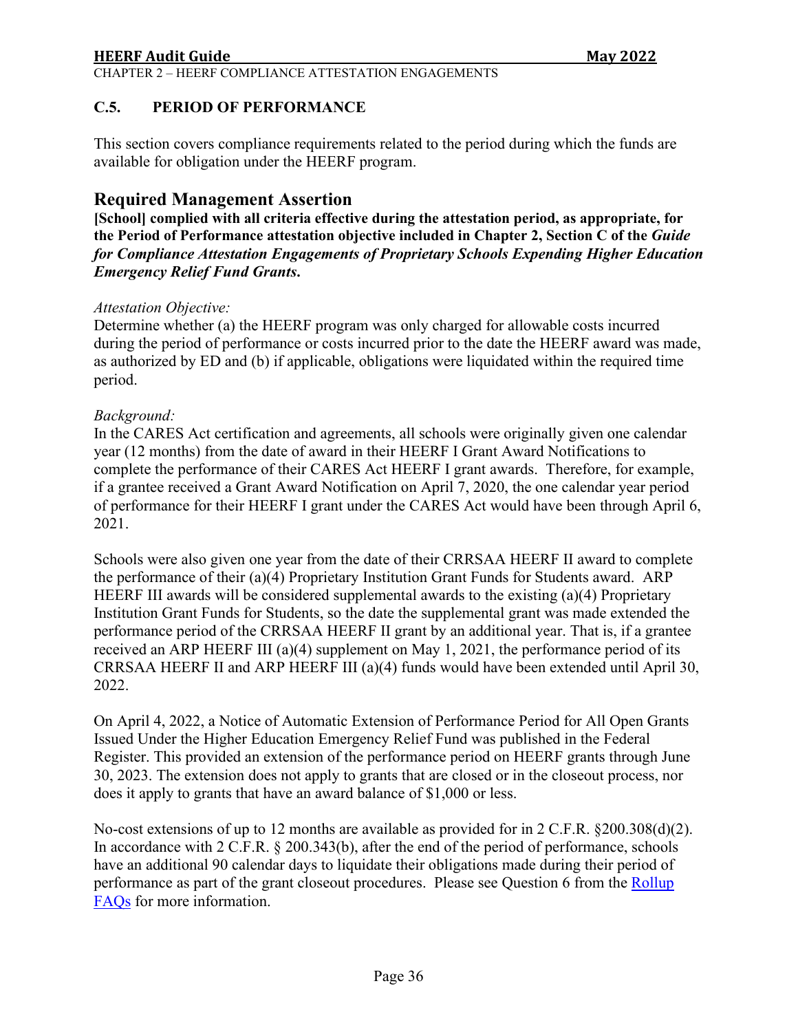## C.5. PERIOD OF PERFORMANCE

This section covers compliance requirements related to the period during which the funds are available for obligation under the HEERF program.

### Required Management Assertion

**[School] complied with all criteria effective during the attestation period, as appropriate, for the Period of Performance attestation objective included in Chapter 2, Section C of the *Guide for Compliance Attestation Engagements of Proprietary Schools Expending Higher Education Emergency Relief Fund Grants*.**

*Attestation Objective:*
Determine whether (a) the HEERF program was only charged for allowable costs incurred during the period of performance or costs incurred prior to the date the HEERF award was made, as authorized by ED and (b) if applicable, obligations were liquidated within the required time period.

*Background:*
In the CARES Act certification and agreements, all schools were originally given one calendar year (12 months) from the date of award in their HEERF I Grant Award Notifications to complete the performance of their CARES Act HEERF I grant awards. Therefore, for example, if a grantee received a Grant Award Notification on April 7, 2020, the one calendar year period of performance for their HEERF I grant under the CARES Act would have been through April 6, 2021.

Schools were also given one year from the date of their CRRSAA HEERF II award to complete the performance of their (a)(4) Proprietary Institution Grant Funds for Students award. ARP HEERF III awards will be considered supplemental awards to the existing (a)(4) Proprietary Institution Grant Funds for Students, so the date the supplemental grant was made extended the performance period of the CRRSAA HEERF II grant by an additional year. That is, if a grantee received an ARP HEERF III (a)(4) supplement on May 1, 2021, the performance period of its CRRSAA HEERF II and ARP HEERF III (a)(4) funds would have been extended until April 30, 2022.

On April 4, 2022, a Notice of Automatic Extension of Performance Period for All Open Grants Issued Under the Higher Education Emergency Relief Fund was published in the Federal Register. This provided an extension of the performance period on HEERF grants through June 30, 2023. The extension does not apply to grants that are closed or in the closeout process, nor does it apply to grants that have an award balance of $1,000 or less.

No-cost extensions of up to 12 months are available as provided for in 2 C.F.R. §200.308(d)(2). In accordance with 2 C.F.R. § 200.343(b), after the end of the period of performance, schools have an additional 90 calendar days to liquidate their obligations made during their period of performance as part of the grant closeout procedures. Please see Question 6 from the Rollup FAQs for more information.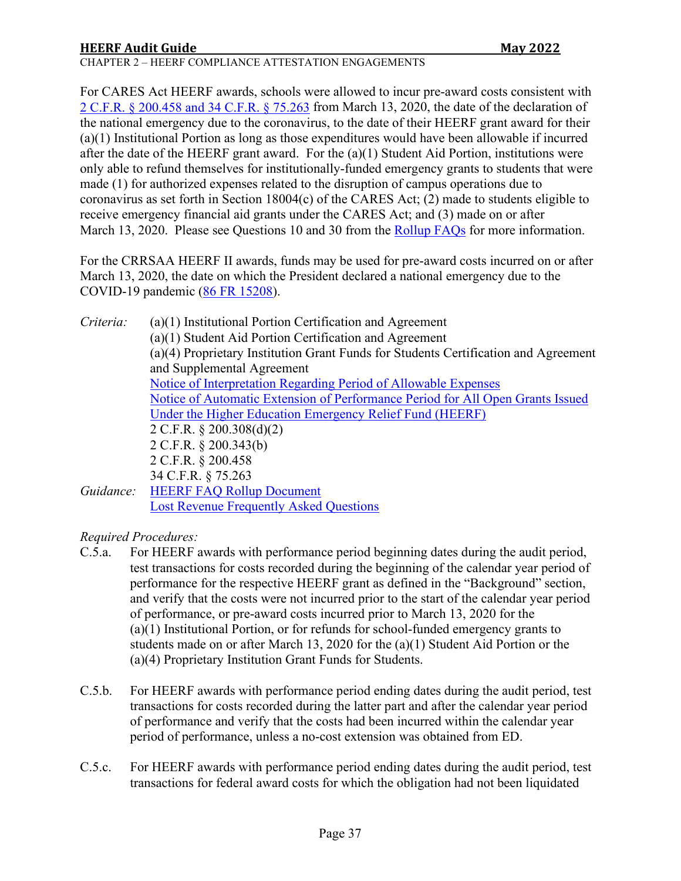For CARES Act HEERF awards, schools were allowed to incur pre-award costs consistent with [2 C.F.R. § 200.458 and 34 C.F.R. § 75.263](#) from March 13, 2020, the date of the declaration of the national emergency due to the coronavirus, to the date of their HEERF grant award for their (a)(1) Institutional Portion as long as those expenditures would have been allowable if incurred after the date of the HEERF grant award. For the (a)(1) Student Aid Portion, institutions were only able to refund themselves for institutionally-funded emergency grants to students that were made (1) for authorized expenses related to the disruption of campus operations due to coronavirus as set forth in Section 18004(c) of the CARES Act; (2) made to students eligible to receive emergency financial aid grants under the CARES Act; and (3) made on or after March 13, 2020. Please see Questions 10 and 30 from the [Rollup FAQs](#) for more information.

For the CRRSAA HEERF II awards, funds may be used for pre-award costs incurred on or after March 13, 2020, the date on which the President declared a national emergency due to the COVID-19 pandemic ([86 FR 15208](#)).

*Criteria:*
- (a)(1) Institutional Portion Certification and Agreement
- (a)(1) Student Aid Portion Certification and Agreement
- (a)(4) Proprietary Institution Grant Funds for Students Certification and Agreement and Supplemental Agreement
- [Notice of Interpretation Regarding Period of Allowable Expenses](#)
- [Notice of Automatic Extension of Performance Period for All Open Grants Issued Under the Higher Education Emergency Relief Fund (HEERF)](#)
- 2 C.F.R. § 200.308(d)(2)
- 2 C.F.R. § 200.343(b)
- 2 C.F.R. § 200.458
- 34 C.F.R. § 75.263

*Guidance:*
- [HEERF FAQ Rollup Document](#)
- [Lost Revenue Frequently Asked Questions](#)

*Required Procedures:*

C.5.a. For HEERF awards with performance period beginning dates during the audit period, test transactions for costs recorded during the beginning of the calendar year period of performance for the respective HEERF grant as defined in the "Background" section, and verify that the costs were not incurred prior to the start of the calendar year period of performance, or pre-award costs incurred prior to March 13, 2020 for the (a)(1) Institutional Portion, or for refunds for school-funded emergency grants to students made on or after March 13, 2020 for the (a)(1) Student Aid Portion or the (a)(4) Proprietary Institution Grant Funds for Students.

C.5.b. For HEERF awards with performance period ending dates during the audit period, test transactions for costs recorded during the latter part and after the calendar year period of performance and verify that the costs had been incurred within the calendar year period of performance, unless a no-cost extension was obtained from ED.

C.5.c. For HEERF awards with performance period ending dates during the audit period, test transactions for federal award costs for which the obligation had not been liquidated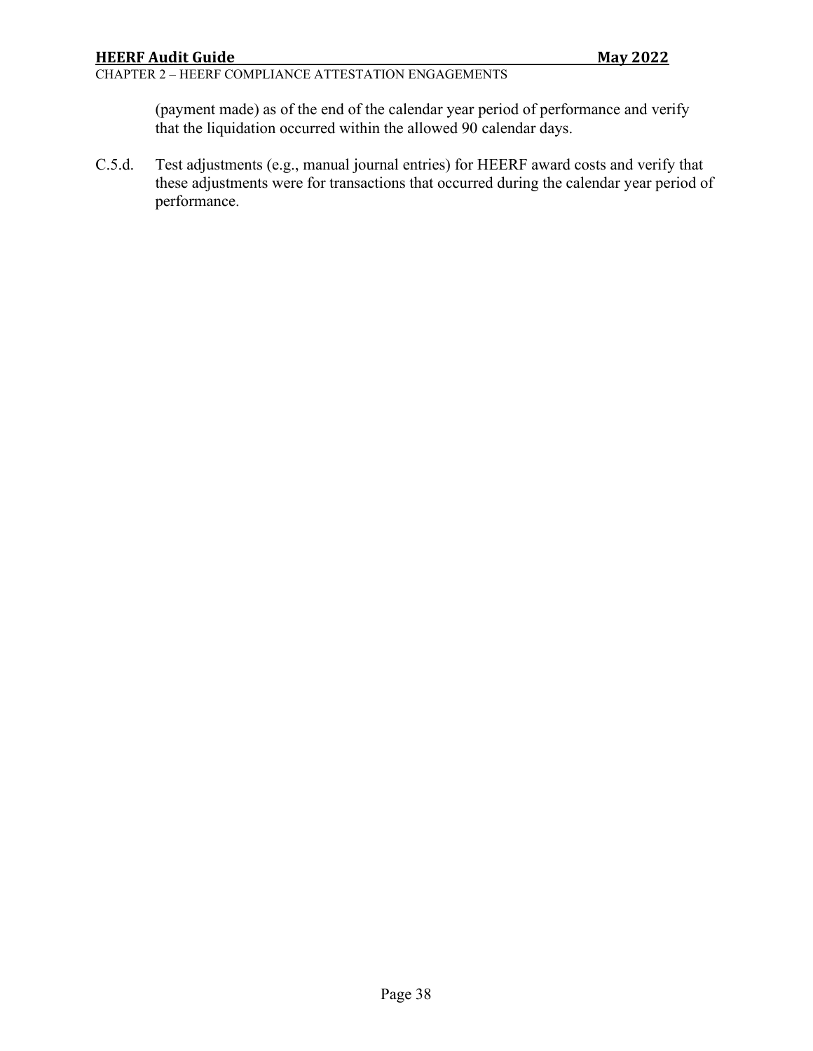(payment made) as of the end of the calendar year period of performance and verify that the liquidation occurred within the allowed 90 calendar days.

C.5.d. Test adjustments (e.g., manual journal entries) for HEERF award costs and verify that these adjustments were for transactions that occurred during the calendar year period of performance.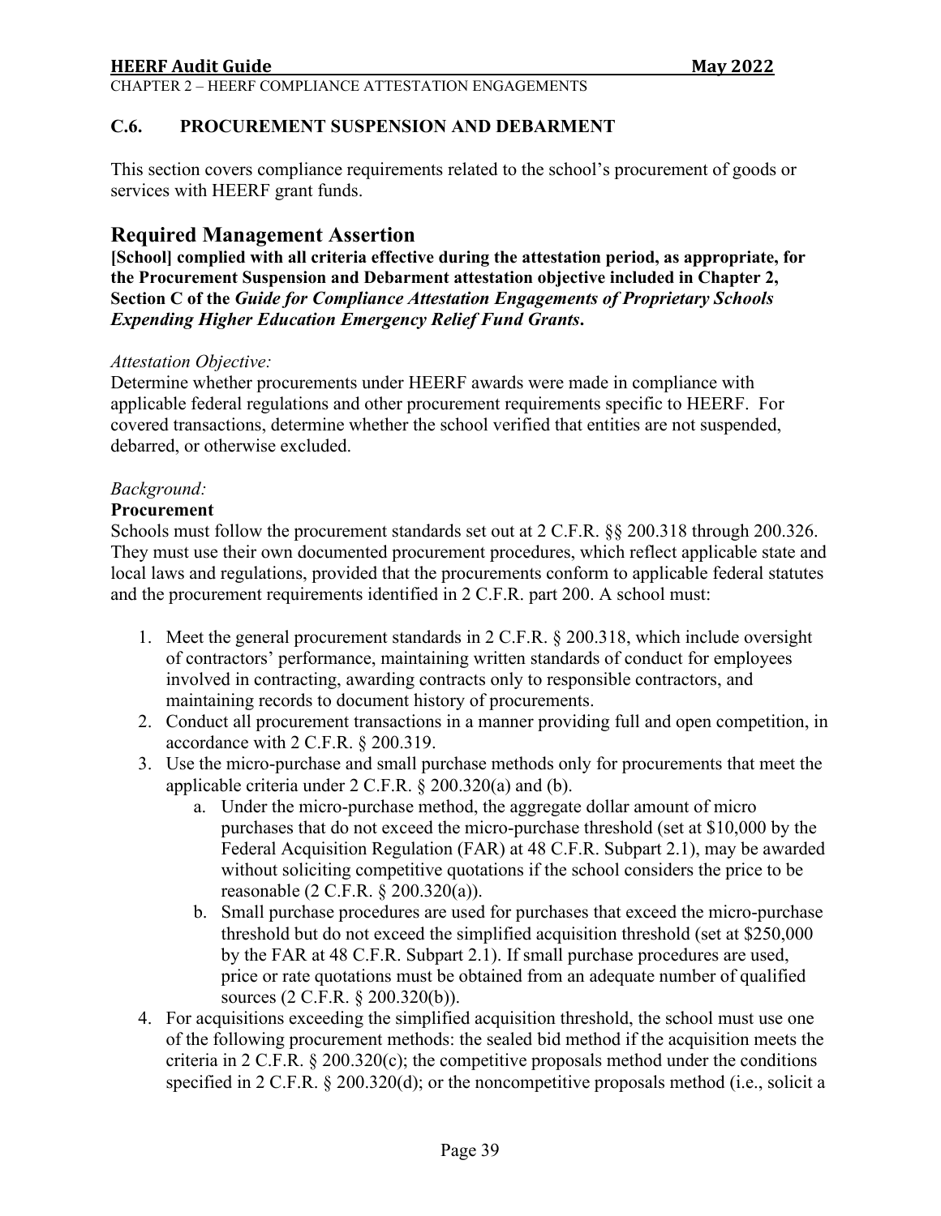## C.6. PROCUREMENT SUSPENSION AND DEBARMENT

This section covers compliance requirements related to the school's procurement of goods or services with HEERF grant funds.

## Required Management Assertion

**[School] complied with all criteria effective during the attestation period, as appropriate, for the Procurement Suspension and Debarment attestation objective included in Chapter 2, Section C of the *Guide for Compliance Attestation Engagements of Proprietary Schools Expending Higher Education Emergency Relief Fund Grants*.**

*Attestation Objective:*
Determine whether procurements under HEERF awards were made in compliance with applicable federal regulations and other procurement requirements specific to HEERF. For covered transactions, determine whether the school verified that entities are not suspended, debarred, or otherwise excluded.

*Background:*
**Procurement**
Schools must follow the procurement standards set out at 2 C.F.R. §§ 200.318 through 200.326. They must use their own documented procurement procedures, which reflect applicable state and local laws and regulations, provided that the procurements conform to applicable federal statutes and the procurement requirements identified in 2 C.F.R. part 200. A school must:

1. Meet the general procurement standards in 2 C.F.R. § 200.318, which include oversight of contractors' performance, maintaining written standards of conduct for employees involved in contracting, awarding contracts only to responsible contractors, and maintaining records to document history of procurements.
2. Conduct all procurement transactions in a manner providing full and open competition, in accordance with 2 C.F.R. § 200.319.
3. Use the micro-purchase and small purchase methods only for procurements that meet the applicable criteria under 2 C.F.R. § 200.320(a) and (b).
   a. Under the micro-purchase method, the aggregate dollar amount of micro purchases that do not exceed the micro-purchase threshold (set at $10,000 by the Federal Acquisition Regulation (FAR) at 48 C.F.R. Subpart 2.1), may be awarded without soliciting competitive quotations if the school considers the price to be reasonable (2 C.F.R. § 200.320(a)).
   b. Small purchase procedures are used for purchases that exceed the micro-purchase threshold but do not exceed the simplified acquisition threshold (set at $250,000 by the FAR at 48 C.F.R. Subpart 2.1). If small purchase procedures are used, price or rate quotations must be obtained from an adequate number of qualified sources (2 C.F.R. § 200.320(b)).
4. For acquisitions exceeding the simplified acquisition threshold, the school must use one of the following procurement methods: the sealed bid method if the acquisition meets the criteria in 2 C.F.R. § 200.320(c); the competitive proposals method under the conditions specified in 2 C.F.R. § 200.320(d); or the noncompetitive proposals method (i.e., solicit a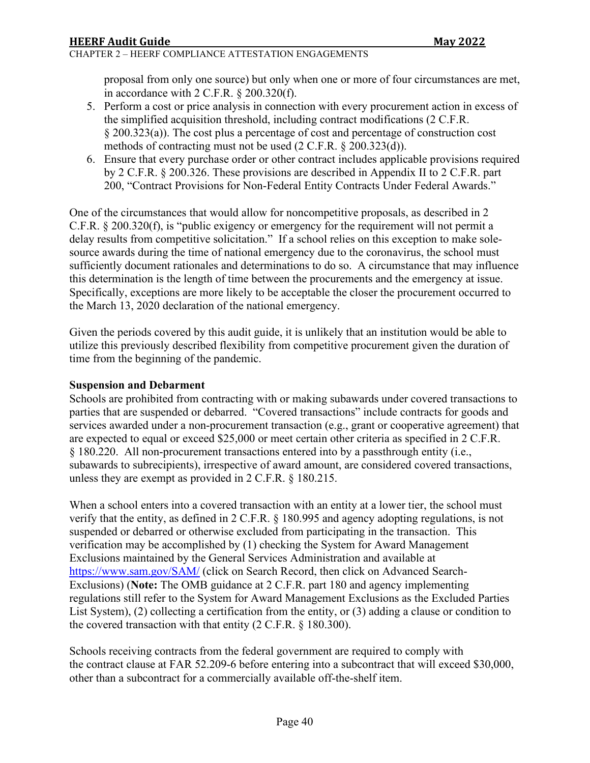proposal from only one source) but only when one or more of four circumstances are met, in accordance with 2 C.F.R. § 200.320(f).

5. Perform a cost or price analysis in connection with every procurement action in excess of the simplified acquisition threshold, including contract modifications (2 C.F.R. § 200.323(a)). The cost plus a percentage of cost and percentage of construction cost methods of contracting must not be used (2 C.F.R. § 200.323(d)).
6. Ensure that every purchase order or other contract includes applicable provisions required by 2 C.F.R. § 200.326. These provisions are described in Appendix II to 2 C.F.R. part 200, "Contract Provisions for Non-Federal Entity Contracts Under Federal Awards."

One of the circumstances that would allow for noncompetitive proposals, as described in 2 C.F.R. § 200.320(f), is "public exigency or emergency for the requirement will not permit a delay results from competitive solicitation." If a school relies on this exception to make sole-source awards during the time of national emergency due to the coronavirus, the school must sufficiently document rationales and determinations to do so. A circumstance that may influence this determination is the length of time between the procurements and the emergency at issue. Specifically, exceptions are more likely to be acceptable the closer the procurement occurred to the March 13, 2020 declaration of the national emergency.

Given the periods covered by this audit guide, it is unlikely that an institution would be able to utilize this previously described flexibility from competitive procurement given the duration of time from the beginning of the pandemic.

**Suspension and Debarment**

Schools are prohibited from contracting with or making subawards under covered transactions to parties that are suspended or debarred. "Covered transactions" include contracts for goods and services awarded under a non-procurement transaction (e.g., grant or cooperative agreement) that are expected to equal or exceed $25,000 or meet certain other criteria as specified in 2 C.F.R. § 180.220. All non-procurement transactions entered into by a passthrough entity (i.e., subawards to subrecipients), irrespective of award amount, are considered covered transactions, unless they are exempt as provided in 2 C.F.R. § 180.215.

When a school enters into a covered transaction with an entity at a lower tier, the school must verify that the entity, as defined in 2 C.F.R. § 180.995 and agency adopting regulations, is not suspended or debarred or otherwise excluded from participating in the transaction. This verification may be accomplished by (1) checking the System for Award Management Exclusions maintained by the General Services Administration and available at [https://www.sam.gov/SAM/](https://www.sam.gov/SAM/) (click on Search Record, then click on Advanced Search-Exclusions) (**Note:** The OMB guidance at 2 C.F.R. part 180 and agency implementing regulations still refer to the System for Award Management Exclusions as the Excluded Parties List System), (2) collecting a certification from the entity, or (3) adding a clause or condition to the covered transaction with that entity (2 C.F.R. § 180.300).

Schools receiving contracts from the federal government are required to comply with the contract clause at FAR 52.209-6 before entering into a subcontract that will exceed $30,000, other than a subcontract for a commercially available off-the-shelf item.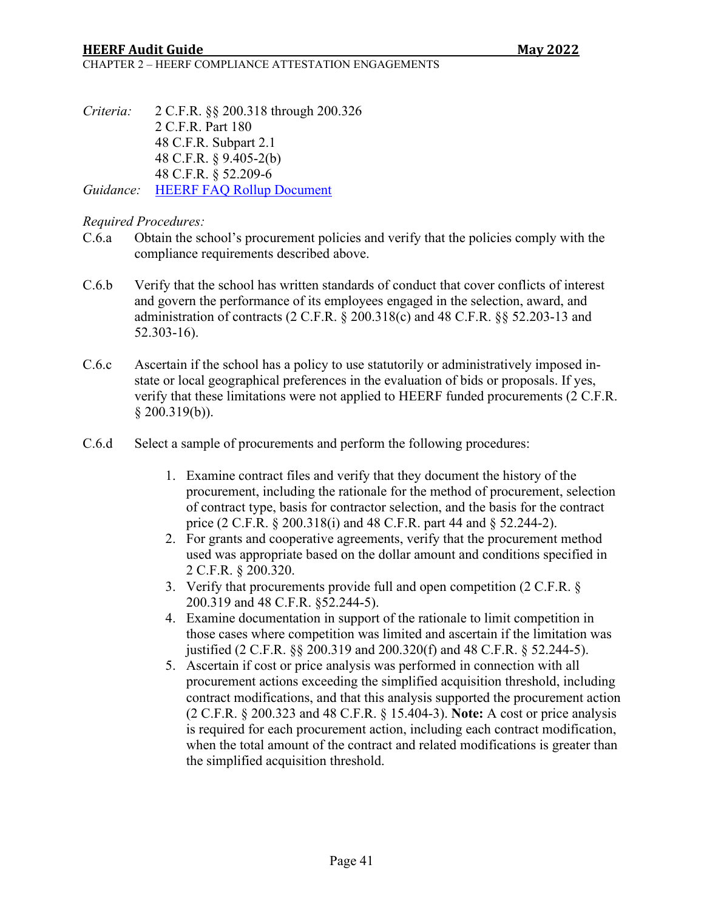*Criteria:* 2 C.F.R. §§ 200.318 through 200.326
2 C.F.R. Part 180
48 C.F.R. Subpart 2.1
48 C.F.R. § 9.405-2(b)
48 C.F.R. § 52.209-6

*Guidance:* [HEERF FAQ Rollup Document]

*Required Procedures:*

C.6.a Obtain the school's procurement policies and verify that the policies comply with the compliance requirements described above.

C.6.b Verify that the school has written standards of conduct that cover conflicts of interest and govern the performance of its employees engaged in the selection, award, and administration of contracts (2 C.F.R. § 200.318(c) and 48 C.F.R. §§ 52.203-13 and 52.303-16).

C.6.c Ascertain if the school has a policy to use statutorily or administratively imposed in-state or local geographical preferences in the evaluation of bids or proposals. If yes, verify that these limitations were not applied to HEERF funded procurements (2 C.F.R. § 200.319(b)).

C.6.d Select a sample of procurements and perform the following procedures:

1. Examine contract files and verify that they document the history of the procurement, including the rationale for the method of procurement, selection of contract type, basis for contractor selection, and the basis for the contract price (2 C.F.R. § 200.318(i) and 48 C.F.R. part 44 and § 52.244-2).
2. For grants and cooperative agreements, verify that the procurement method used was appropriate based on the dollar amount and conditions specified in 2 C.F.R. § 200.320.
3. Verify that procurements provide full and open competition (2 C.F.R. § 200.319 and 48 C.F.R. §52.244-5).
4. Examine documentation in support of the rationale to limit competition in those cases where competition was limited and ascertain if the limitation was justified (2 C.F.R. §§ 200.319 and 200.320(f) and 48 C.F.R. § 52.244-5).
5. Ascertain if cost or price analysis was performed in connection with all procurement actions exceeding the simplified acquisition threshold, including contract modifications, and that this analysis supported the procurement action (2 C.F.R. § 200.323 and 48 C.F.R. § 15.404-3). **Note:** A cost or price analysis is required for each procurement action, including each contract modification, when the total amount of the contract and related modifications is greater than the simplified acquisition threshold.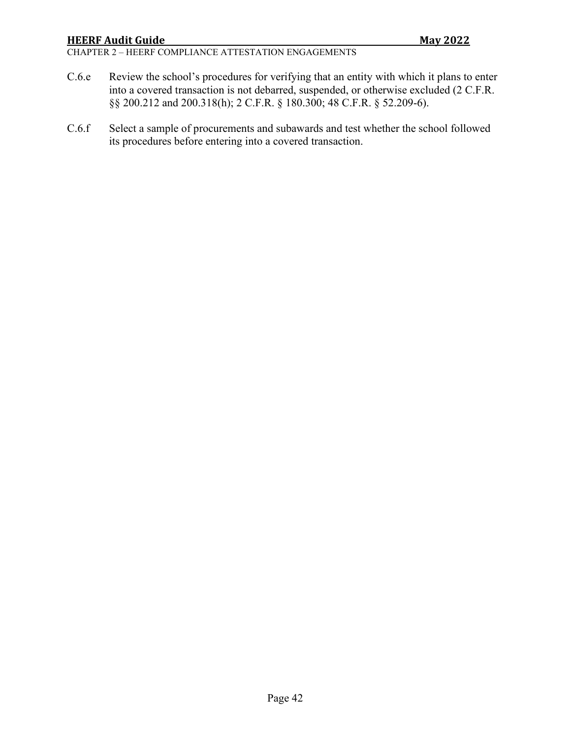C.6.e Review the school's procedures for verifying that an entity with which it plans to enter into a covered transaction is not debarred, suspended, or otherwise excluded (2 C.F.R. §§ 200.212 and 200.318(h); 2 C.F.R. § 180.300; 48 C.F.R. § 52.209-6).

C.6.f Select a sample of procurements and subawards and test whether the school followed its procedures before entering into a covered transaction.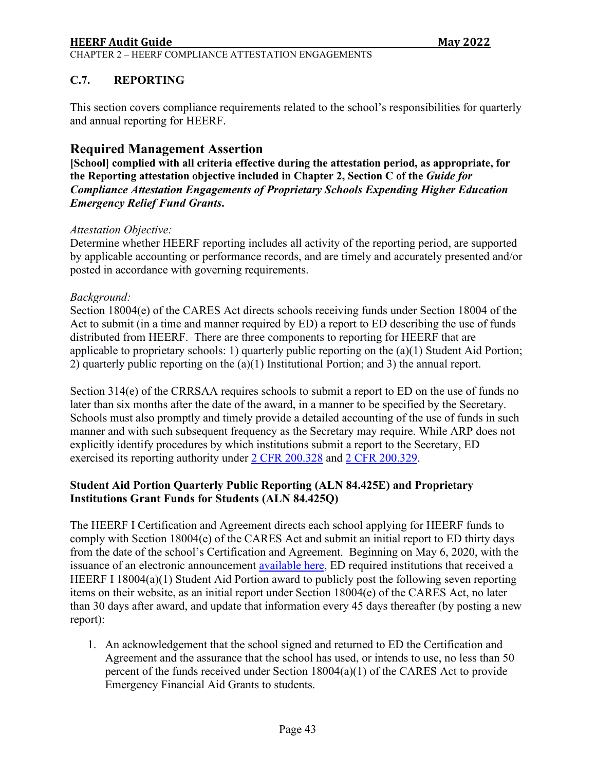## C.7. REPORTING

This section covers compliance requirements related to the school's responsibilities for quarterly and annual reporting for HEERF.

### Required Management Assertion

**[School] complied with all criteria effective during the attestation period, as appropriate, for the Reporting attestation objective included in Chapter 2, Section C of the *Guide for Compliance Attestation Engagements of Proprietary Schools Expending Higher Education Emergency Relief Fund Grants*.**

*Attestation Objective:*
Determine whether HEERF reporting includes all activity of the reporting period, are supported by applicable accounting or performance records, and are timely and accurately presented and/or posted in accordance with governing requirements.

*Background:*
Section 18004(e) of the CARES Act directs schools receiving funds under Section 18004 of the Act to submit (in a time and manner required by ED) a report to ED describing the use of funds distributed from HEERF. There are three components to reporting for HEERF that are applicable to proprietary schools: 1) quarterly public reporting on the (a)(1) Student Aid Portion; 2) quarterly public reporting on the (a)(1) Institutional Portion; and 3) the annual report.

Section 314(e) of the CRRSAA requires schools to submit a report to ED on the use of funds no later than six months after the date of the award, in a manner to be specified by the Secretary. Schools must also promptly and timely provide a detailed accounting of the use of funds in such manner and with such subsequent frequency as the Secretary may require. While ARP does not explicitly identify procedures by which institutions submit a report to the Secretary, ED exercised its reporting authority under 2 CFR 200.328 and 2 CFR 200.329.

**Student Aid Portion Quarterly Public Reporting (ALN 84.425E) and Proprietary Institutions Grant Funds for Students (ALN 84.425Q)**

The HEERF I Certification and Agreement directs each school applying for HEERF funds to comply with Section 18004(e) of the CARES Act and submit an initial report to ED thirty days from the date of the school's Certification and Agreement. Beginning on May 6, 2020, with the issuance of an electronic announcement available here, ED required institutions that received a HEERF I 18004(a)(1) Student Aid Portion award to publicly post the following seven reporting items on their website, as an initial report under Section 18004(e) of the CARES Act, no later than 30 days after award, and update that information every 45 days thereafter (by posting a new report):

1. An acknowledgement that the school signed and returned to ED the Certification and Agreement and the assurance that the school has used, or intends to use, no less than 50 percent of the funds received under Section 18004(a)(1) of the CARES Act to provide Emergency Financial Aid Grants to students.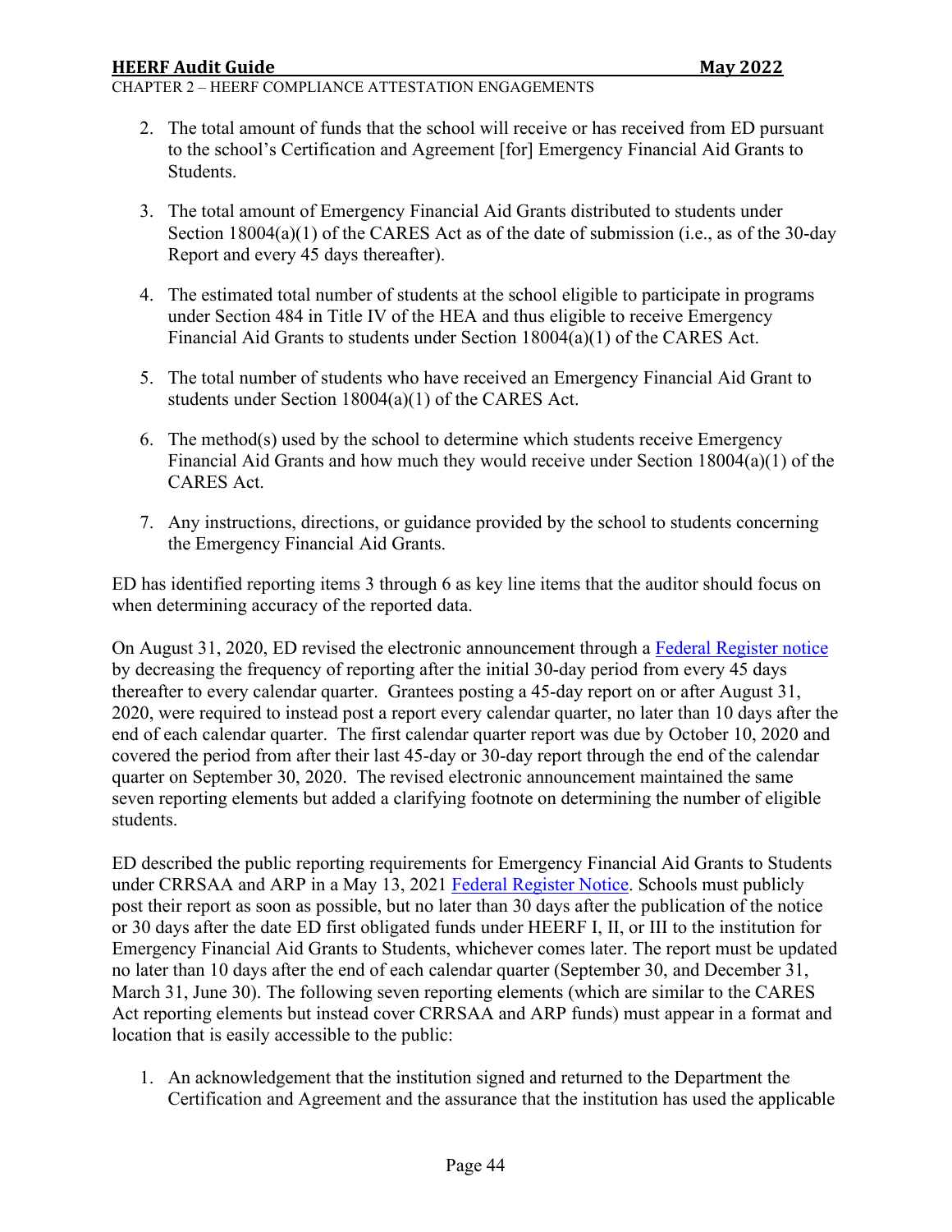2. The total amount of funds that the school will receive or has received from ED pursuant to the school's Certification and Agreement [for] Emergency Financial Aid Grants to Students.

3. The total amount of Emergency Financial Aid Grants distributed to students under Section 18004(a)(1) of the CARES Act as of the date of submission (i.e., as of the 30-day Report and every 45 days thereafter).

4. The estimated total number of students at the school eligible to participate in programs under Section 484 in Title IV of the HEA and thus eligible to receive Emergency Financial Aid Grants to students under Section 18004(a)(1) of the CARES Act.

5. The total number of students who have received an Emergency Financial Aid Grant to students under Section 18004(a)(1) of the CARES Act.

6. The method(s) used by the school to determine which students receive Emergency Financial Aid Grants and how much they would receive under Section 18004(a)(1) of the CARES Act.

7. Any instructions, directions, or guidance provided by the school to students concerning the Emergency Financial Aid Grants.

ED has identified reporting items 3 through 6 as key line items that the auditor should focus on when determining accuracy of the reported data.

On August 31, 2020, ED revised the electronic announcement through a Federal Register notice by decreasing the frequency of reporting after the initial 30-day period from every 45 days thereafter to every calendar quarter. Grantees posting a 45-day report on or after August 31, 2020, were required to instead post a report every calendar quarter, no later than 10 days after the end of each calendar quarter. The first calendar quarter report was due by October 10, 2020 and covered the period from after their last 45-day or 30-day report through the end of the calendar quarter on September 30, 2020. The revised electronic announcement maintained the same seven reporting elements but added a clarifying footnote on determining the number of eligible students.

ED described the public reporting requirements for Emergency Financial Aid Grants to Students under CRRSAA and ARP in a May 13, 2021 Federal Register Notice. Schools must publicly post their report as soon as possible, but no later than 30 days after the publication of the notice or 30 days after the date ED first obligated funds under HEERF I, II, or III to the institution for Emergency Financial Aid Grants to Students, whichever comes later. The report must be updated no later than 10 days after the end of each calendar quarter (September 30, and December 31, March 31, June 30). The following seven reporting elements (which are similar to the CARES Act reporting elements but instead cover CRRSAA and ARP funds) must appear in a format and location that is easily accessible to the public:

1. An acknowledgement that the institution signed and returned to the Department the Certification and Agreement and the assurance that the institution has used the applicable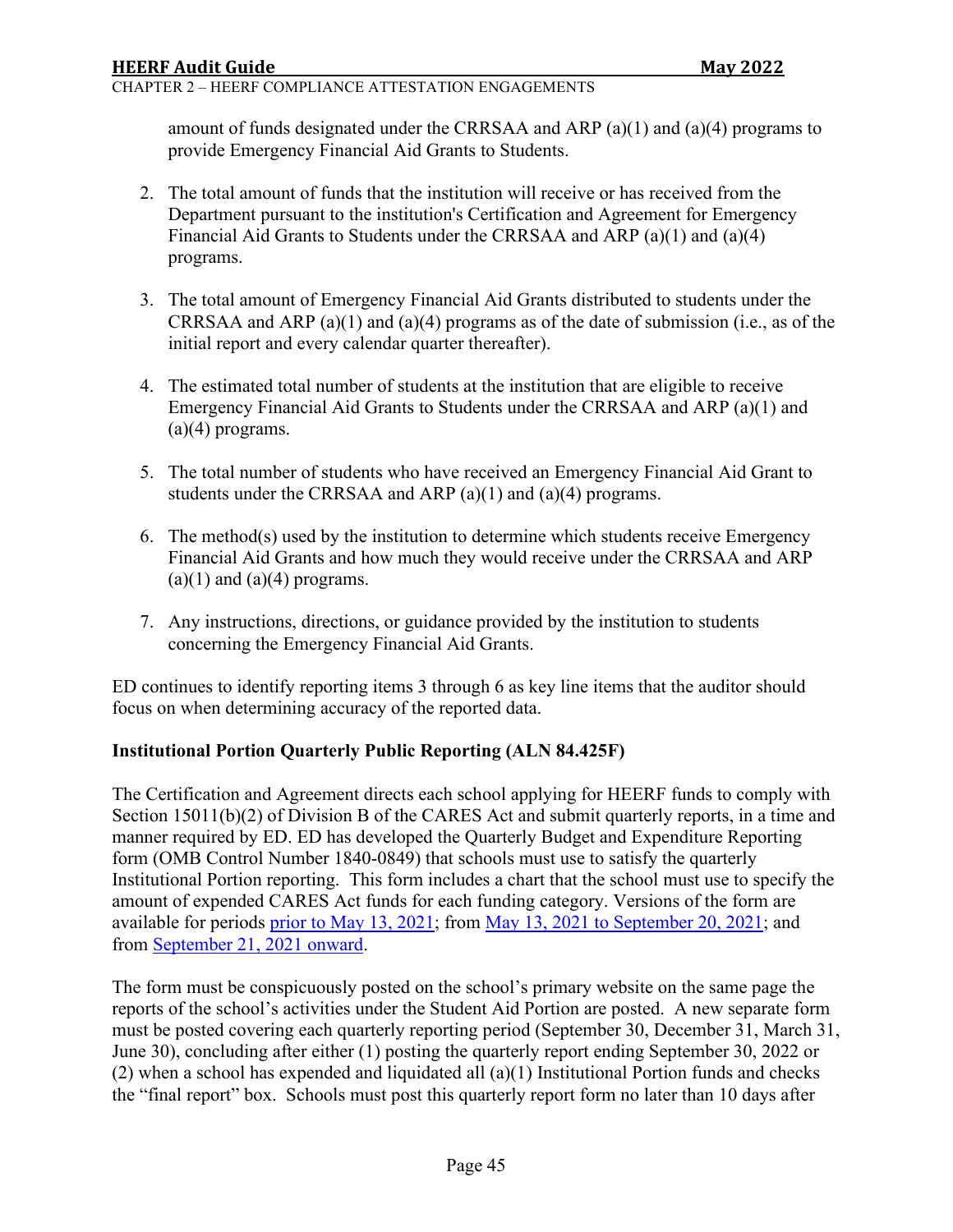amount of funds designated under the CRRSAA and ARP (a)(1) and (a)(4) programs to provide Emergency Financial Aid Grants to Students.

2. The total amount of funds that the institution will receive or has received from the Department pursuant to the institution's Certification and Agreement for Emergency Financial Aid Grants to Students under the CRRSAA and ARP (a)(1) and (a)(4) programs.

3. The total amount of Emergency Financial Aid Grants distributed to students under the CRRSAA and ARP (a)(1) and (a)(4) programs as of the date of submission (i.e., as of the initial report and every calendar quarter thereafter).

4. The estimated total number of students at the institution that are eligible to receive Emergency Financial Aid Grants to Students under the CRRSAA and ARP (a)(1) and (a)(4) programs.

5. The total number of students who have received an Emergency Financial Aid Grant to students under the CRRSAA and ARP (a)(1) and (a)(4) programs.

6. The method(s) used by the institution to determine which students receive Emergency Financial Aid Grants and how much they would receive under the CRRSAA and ARP (a)(1) and (a)(4) programs.

7. Any instructions, directions, or guidance provided by the institution to students concerning the Emergency Financial Aid Grants.

ED continues to identify reporting items 3 through 6 as key line items that the auditor should focus on when determining accuracy of the reported data.

**Institutional Portion Quarterly Public Reporting (ALN 84.425F)**

The Certification and Agreement directs each school applying for HEERF funds to comply with Section 15011(b)(2) of Division B of the CARES Act and submit quarterly reports, in a time and manner required by ED. ED has developed the Quarterly Budget and Expenditure Reporting form (OMB Control Number 1840-0849) that schools must use to satisfy the quarterly Institutional Portion reporting. This form includes a chart that the school must use to specify the amount of expended CARES Act funds for each funding category. Versions of the form are available for periods prior to May 13, 2021; from May 13, 2021 to September 20, 2021; and from September 21, 2021 onward.

The form must be conspicuously posted on the school's primary website on the same page the reports of the school's activities under the Student Aid Portion are posted. A new separate form must be posted covering each quarterly reporting period (September 30, December 31, March 31, June 30), concluding after either (1) posting the quarterly report ending September 30, 2022 or (2) when a school has expended and liquidated all (a)(1) Institutional Portion funds and checks the "final report" box. Schools must post this quarterly report form no later than 10 days after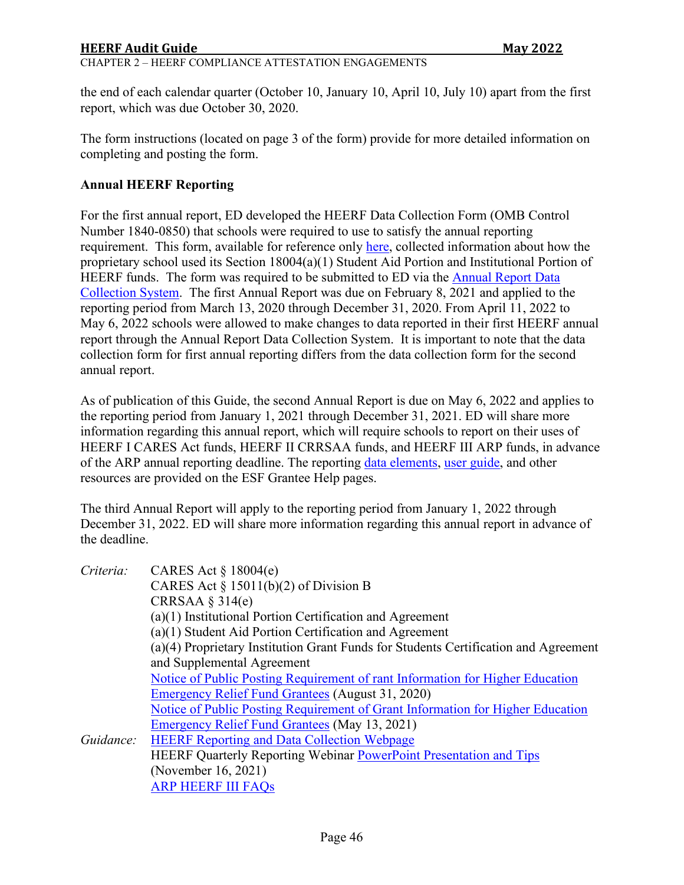the end of each calendar quarter (October 10, January 10, April 10, July 10) apart from the first report, which was due October 30, 2020.

The form instructions (located on page 3 of the form) provide for more detailed information on completing and posting the form.

**Annual HEERF Reporting**

For the first annual report, ED developed the HEERF Data Collection Form (OMB Control Number 1840-0850) that schools were required to use to satisfy the annual reporting requirement. This form, available for reference only here, collected information about how the proprietary school used its Section 18004(a)(1) Student Aid Portion and Institutional Portion of HEERF funds. The form was required to be submitted to ED via the Annual Report Data Collection System. The first Annual Report was due on February 8, 2021 and applied to the reporting period from March 13, 2020 through December 31, 2020. From April 11, 2022 to May 6, 2022 schools were allowed to make changes to data reported in their first HEERF annual report through the Annual Report Data Collection System. It is important to note that the data collection form for first annual reporting differs from the data collection form for the second annual report.

As of publication of this Guide, the second Annual Report is due on May 6, 2022 and applies to the reporting period from January 1, 2021 through December 31, 2021. ED will share more information regarding this annual report, which will require schools to report on their uses of HEERF I CARES Act funds, HEERF II CRRSAA funds, and HEERF III ARP funds, in advance of the ARP annual reporting deadline. The reporting data elements, user guide, and other resources are provided on the ESF Grantee Help pages.

The third Annual Report will apply to the reporting period from January 1, 2022 through December 31, 2022. ED will share more information regarding this annual report in advance of the deadline.

*Criteria:*
- CARES Act § 18004(e)
- CARES Act § 15011(b)(2) of Division B
- CRRSAA § 314(e)
- (a)(1) Institutional Portion Certification and Agreement
- (a)(1) Student Aid Portion Certification and Agreement
- (a)(4) Proprietary Institution Grant Funds for Students Certification and Agreement and Supplemental Agreement
- Notice of Public Posting Requirement of rant Information for Higher Education Emergency Relief Fund Grantees (August 31, 2020)
- Notice of Public Posting Requirement of Grant Information for Higher Education Emergency Relief Fund Grantees (May 13, 2021)

*Guidance:*
- HEERF Reporting and Data Collection Webpage
- HEERF Quarterly Reporting Webinar PowerPoint Presentation and Tips (November 16, 2021)
- ARP HEERF III FAQs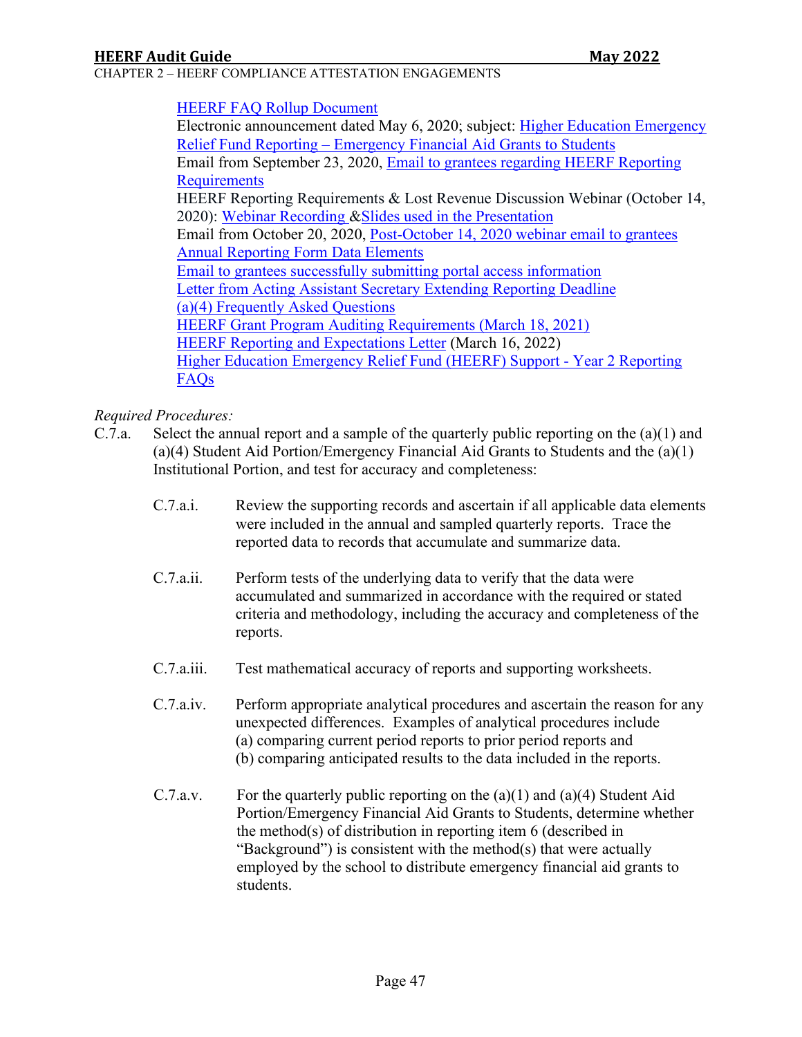HEERF FAQ Rollup Document
Electronic announcement dated May 6, 2020; subject: Higher Education Emergency Relief Fund Reporting – Emergency Financial Aid Grants to Students
Email from September 23, 2020, Email to grantees regarding HEERF Reporting Requirements
HEERF Reporting Requirements & Lost Revenue Discussion Webinar (October 14, 2020): Webinar Recording & Slides used in the Presentation
Email from October 20, 2020, Post-October 14, 2020 webinar email to grantees
Annual Reporting Form Data Elements
Email to grantees successfully submitting portal access information
Letter from Acting Assistant Secretary Extending Reporting Deadline
(a)(4) Frequently Asked Questions
HEERF Grant Program Auditing Requirements (March 18, 2021)
HEERF Reporting and Expectations Letter (March 16, 2022)
Higher Education Emergency Relief Fund (HEERF) Support - Year 2 Reporting FAQs

*Required Procedures:*

C.7.a. Select the annual report and a sample of the quarterly public reporting on the (a)(1) and (a)(4) Student Aid Portion/Emergency Financial Aid Grants to Students and the (a)(1) Institutional Portion, and test for accuracy and completeness:

C.7.a.i. Review the supporting records and ascertain if all applicable data elements were included in the annual and sampled quarterly reports. Trace the reported data to records that accumulate and summarize data.

C.7.a.ii. Perform tests of the underlying data to verify that the data were accumulated and summarized in accordance with the required or stated criteria and methodology, including the accuracy and completeness of the reports.

C.7.a.iii. Test mathematical accuracy of reports and supporting worksheets.

C.7.a.iv. Perform appropriate analytical procedures and ascertain the reason for any unexpected differences. Examples of analytical procedures include (a) comparing current period reports to prior period reports and (b) comparing anticipated results to the data included in the reports.

C.7.a.v. For the quarterly public reporting on the (a)(1) and (a)(4) Student Aid Portion/Emergency Financial Aid Grants to Students, determine whether the method(s) of distribution in reporting item 6 (described in "Background") is consistent with the method(s) that were actually employed by the school to distribute emergency financial aid grants to students.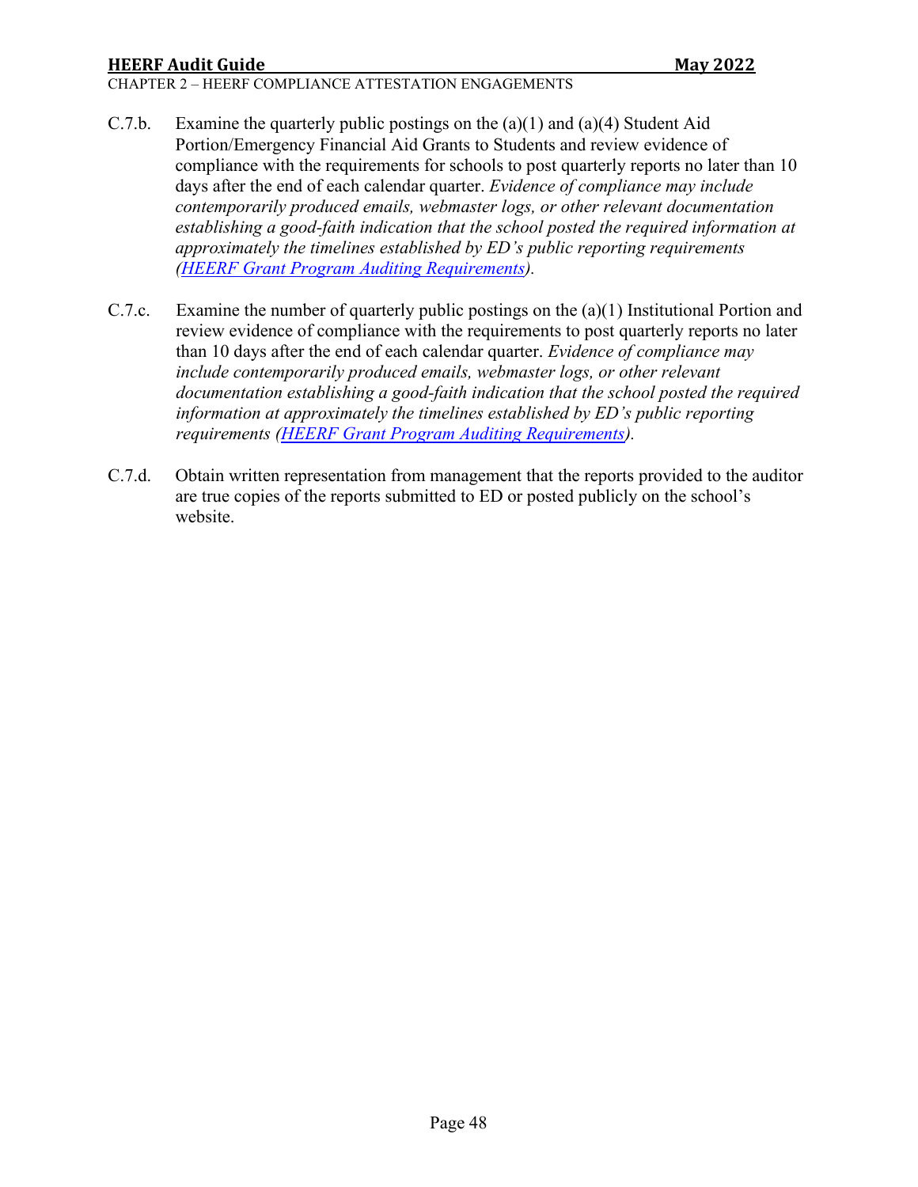C.7.b. Examine the quarterly public postings on the (a)(1) and (a)(4) Student Aid Portion/Emergency Financial Aid Grants to Students and review evidence of compliance with the requirements for schools to post quarterly reports no later than 10 days after the end of each calendar quarter. *Evidence of compliance may include contemporarily produced emails, webmaster logs, or other relevant documentation establishing a good-faith indication that the school posted the required information at approximately the timelines established by ED's public reporting requirements ([HEERF Grant Program Auditing Requirements](HEERF Grant Program Auditing Requirements)).*

C.7.c. Examine the number of quarterly public postings on the (a)(1) Institutional Portion and review evidence of compliance with the requirements to post quarterly reports no later than 10 days after the end of each calendar quarter. *Evidence of compliance may include contemporarily produced emails, webmaster logs, or other relevant documentation establishing a good-faith indication that the school posted the required information at approximately the timelines established by ED's public reporting requirements ([HEERF Grant Program Auditing Requirements](HEERF Grant Program Auditing Requirements)).*

C.7.d. Obtain written representation from management that the reports provided to the auditor are true copies of the reports submitted to ED or posted publicly on the school's website.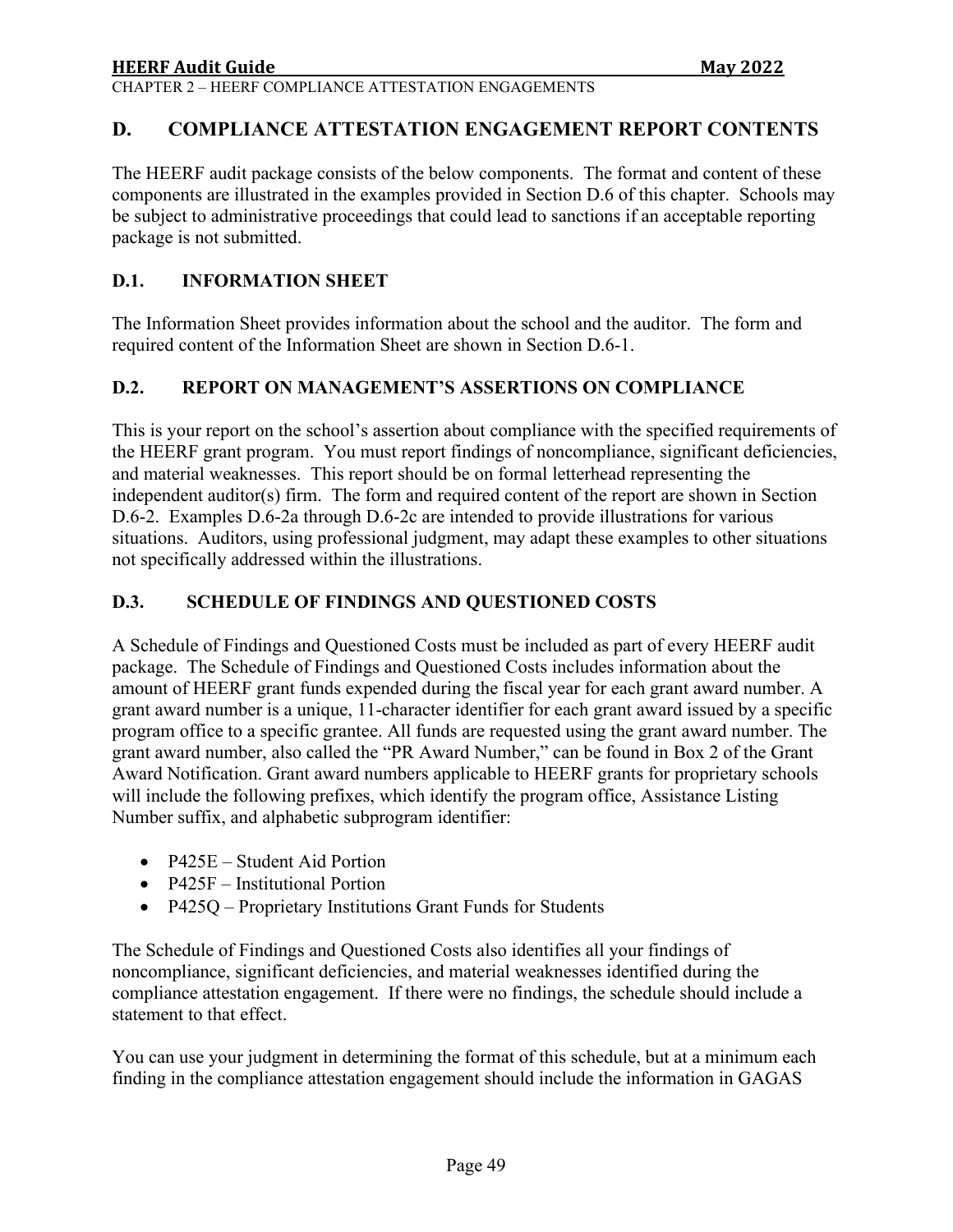## D. COMPLIANCE ATTESTATION ENGAGEMENT REPORT CONTENTS

The HEERF audit package consists of the below components. The format and content of these components are illustrated in the examples provided in Section D.6 of this chapter. Schools may be subject to administrative proceedings that could lead to sanctions if an acceptable reporting package is not submitted.

### D.1. INFORMATION SHEET

The Information Sheet provides information about the school and the auditor. The form and required content of the Information Sheet are shown in Section D.6-1.

### D.2. REPORT ON MANAGEMENT'S ASSERTIONS ON COMPLIANCE

This is your report on the school's assertion about compliance with the specified requirements of the HEERF grant program. You must report findings of noncompliance, significant deficiencies, and material weaknesses. This report should be on formal letterhead representing the independent auditor(s) firm. The form and required content of the report are shown in Section D.6-2. Examples D.6-2a through D.6-2c are intended to provide illustrations for various situations. Auditors, using professional judgment, may adapt these examples to other situations not specifically addressed within the illustrations.

### D.3. SCHEDULE OF FINDINGS AND QUESTIONED COSTS

A Schedule of Findings and Questioned Costs must be included as part of every HEERF audit package. The Schedule of Findings and Questioned Costs includes information about the amount of HEERF grant funds expended during the fiscal year for each grant award number. A grant award number is a unique, 11-character identifier for each grant award issued by a specific program office to a specific grantee. All funds are requested using the grant award number. The grant award number, also called the "PR Award Number," can be found in Box 2 of the Grant Award Notification. Grant award numbers applicable to HEERF grants for proprietary schools will include the following prefixes, which identify the program office, Assistance Listing Number suffix, and alphabetic subprogram identifier:

- P425E – Student Aid Portion
- P425F – Institutional Portion
- P425Q – Proprietary Institutions Grant Funds for Students

The Schedule of Findings and Questioned Costs also identifies all your findings of noncompliance, significant deficiencies, and material weaknesses identified during the compliance attestation engagement. If there were no findings, the schedule should include a statement to that effect.

You can use your judgment in determining the format of this schedule, but at a minimum each finding in the compliance attestation engagement should include the information in GAGAS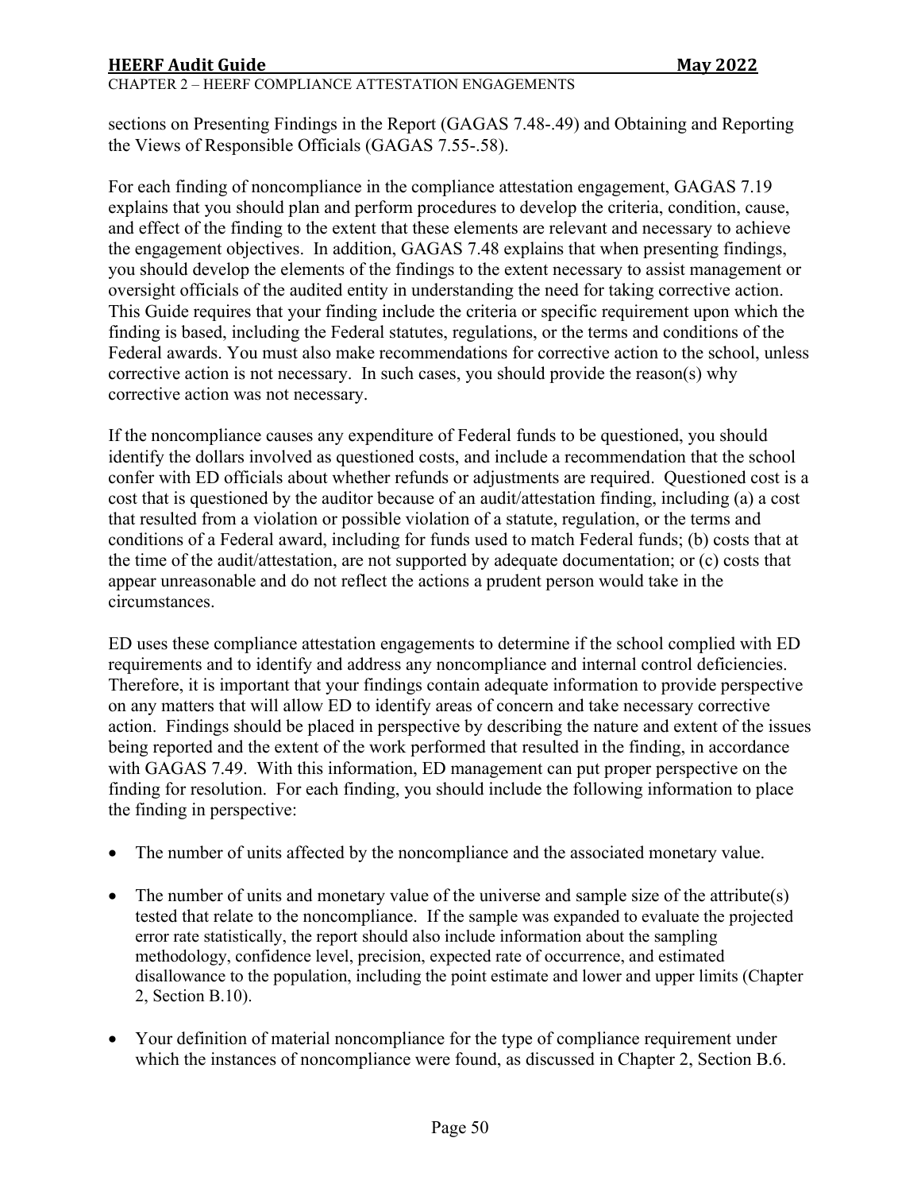sections on Presenting Findings in the Report (GAGAS 7.48-.49) and Obtaining and Reporting the Views of Responsible Officials (GAGAS 7.55-.58).

For each finding of noncompliance in the compliance attestation engagement, GAGAS 7.19 explains that you should plan and perform procedures to develop the criteria, condition, cause, and effect of the finding to the extent that these elements are relevant and necessary to achieve the engagement objectives. In addition, GAGAS 7.48 explains that when presenting findings, you should develop the elements of the findings to the extent necessary to assist management or oversight officials of the audited entity in understanding the need for taking corrective action. This Guide requires that your finding include the criteria or specific requirement upon which the finding is based, including the Federal statutes, regulations, or the terms and conditions of the Federal awards. You must also make recommendations for corrective action to the school, unless corrective action is not necessary. In such cases, you should provide the reason(s) why corrective action was not necessary.

If the noncompliance causes any expenditure of Federal funds to be questioned, you should identify the dollars involved as questioned costs, and include a recommendation that the school confer with ED officials about whether refunds or adjustments are required. Questioned cost is a cost that is questioned by the auditor because of an audit/attestation finding, including (a) a cost that resulted from a violation or possible violation of a statute, regulation, or the terms and conditions of a Federal award, including for funds used to match Federal funds; (b) costs that at the time of the audit/attestation, are not supported by adequate documentation; or (c) costs that appear unreasonable and do not reflect the actions a prudent person would take in the circumstances.

ED uses these compliance attestation engagements to determine if the school complied with ED requirements and to identify and address any noncompliance and internal control deficiencies. Therefore, it is important that your findings contain adequate information to provide perspective on any matters that will allow ED to identify areas of concern and take necessary corrective action. Findings should be placed in perspective by describing the nature and extent of the issues being reported and the extent of the work performed that resulted in the finding, in accordance with GAGAS 7.49. With this information, ED management can put proper perspective on the finding for resolution. For each finding, you should include the following information to place the finding in perspective:

- The number of units affected by the noncompliance and the associated monetary value.
- The number of units and monetary value of the universe and sample size of the attribute(s) tested that relate to the noncompliance. If the sample was expanded to evaluate the projected error rate statistically, the report should also include information about the sampling methodology, confidence level, precision, expected rate of occurrence, and estimated disallowance to the population, including the point estimate and lower and upper limits (Chapter 2, Section B.10).
- Your definition of material noncompliance for the type of compliance requirement under which the instances of noncompliance were found, as discussed in Chapter 2, Section B.6.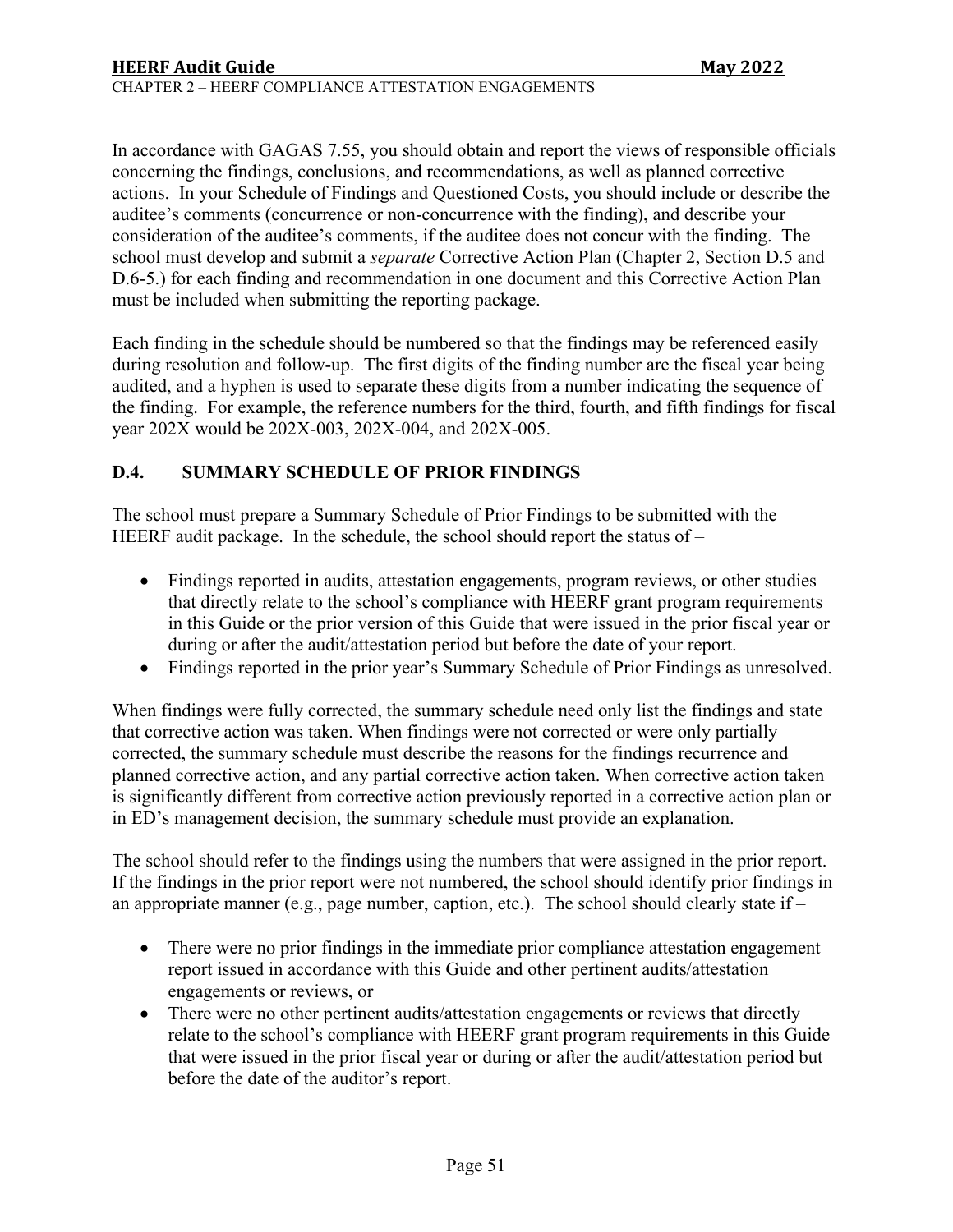In accordance with GAGAS 7.55, you should obtain and report the views of responsible officials concerning the findings, conclusions, and recommendations, as well as planned corrective actions. In your Schedule of Findings and Questioned Costs, you should include or describe the auditee's comments (concurrence or non-concurrence with the finding), and describe your consideration of the auditee's comments, if the auditee does not concur with the finding. The school must develop and submit a *separate* Corrective Action Plan (Chapter 2, Section D.5 and D.6-5.) for each finding and recommendation in one document and this Corrective Action Plan must be included when submitting the reporting package.

Each finding in the schedule should be numbered so that the findings may be referenced easily during resolution and follow-up. The first digits of the finding number are the fiscal year being audited, and a hyphen is used to separate these digits from a number indicating the sequence of the finding. For example, the reference numbers for the third, fourth, and fifth findings for fiscal year 202X would be 202X-003, 202X-004, and 202X-005.

## D.4. SUMMARY SCHEDULE OF PRIOR FINDINGS

The school must prepare a Summary Schedule of Prior Findings to be submitted with the HEERF audit package. In the schedule, the school should report the status of –

- Findings reported in audits, attestation engagements, program reviews, or other studies that directly relate to the school's compliance with HEERF grant program requirements in this Guide or the prior version of this Guide that were issued in the prior fiscal year or during or after the audit/attestation period but before the date of your report.
- Findings reported in the prior year's Summary Schedule of Prior Findings as unresolved.

When findings were fully corrected, the summary schedule need only list the findings and state that corrective action was taken. When findings were not corrected or were only partially corrected, the summary schedule must describe the reasons for the findings recurrence and planned corrective action, and any partial corrective action taken. When corrective action taken is significantly different from corrective action previously reported in a corrective action plan or in ED's management decision, the summary schedule must provide an explanation.

The school should refer to the findings using the numbers that were assigned in the prior report. If the findings in the prior report were not numbered, the school should identify prior findings in an appropriate manner (e.g., page number, caption, etc.). The school should clearly state if –

- There were no prior findings in the immediate prior compliance attestation engagement report issued in accordance with this Guide and other pertinent audits/attestation engagements or reviews, or
- There were no other pertinent audits/attestation engagements or reviews that directly relate to the school's compliance with HEERF grant program requirements in this Guide that were issued in the prior fiscal year or during or after the audit/attestation period but before the date of the auditor's report.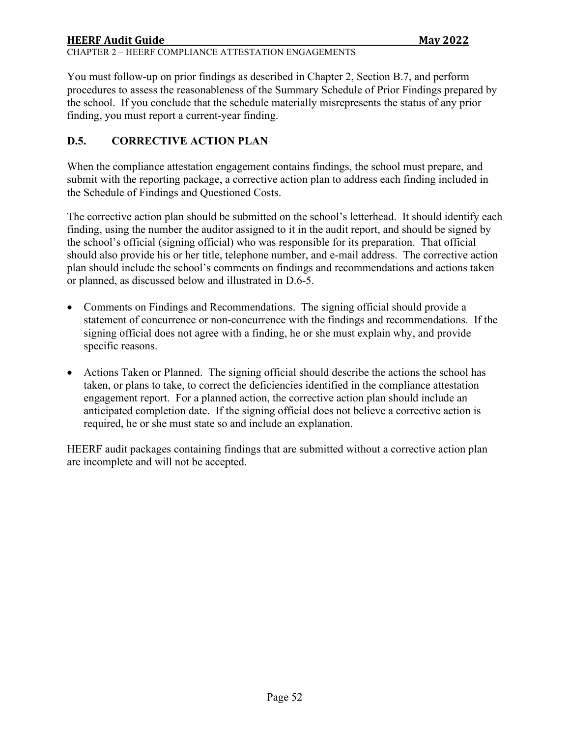You must follow-up on prior findings as described in Chapter 2, Section B.7, and perform procedures to assess the reasonableness of the Summary Schedule of Prior Findings prepared by the school. If you conclude that the schedule materially misrepresents the status of any prior finding, you must report a current-year finding.

## D.5. CORRECTIVE ACTION PLAN

When the compliance attestation engagement contains findings, the school must prepare, and submit with the reporting package, a corrective action plan to address each finding included in the Schedule of Findings and Questioned Costs.

The corrective action plan should be submitted on the school's letterhead. It should identify each finding, using the number the auditor assigned to it in the audit report, and should be signed by the school's official (signing official) who was responsible for its preparation. That official should also provide his or her title, telephone number, and e-mail address. The corrective action plan should include the school's comments on findings and recommendations and actions taken or planned, as discussed below and illustrated in D.6-5.

- Comments on Findings and Recommendations. The signing official should provide a statement of concurrence or non-concurrence with the findings and recommendations. If the signing official does not agree with a finding, he or she must explain why, and provide specific reasons.

- Actions Taken or Planned. The signing official should describe the actions the school has taken, or plans to take, to correct the deficiencies identified in the compliance attestation engagement report. For a planned action, the corrective action plan should include an anticipated completion date. If the signing official does not believe a corrective action is required, he or she must state so and include an explanation.

HEERF audit packages containing findings that are submitted without a corrective action plan are incomplete and will not be accepted.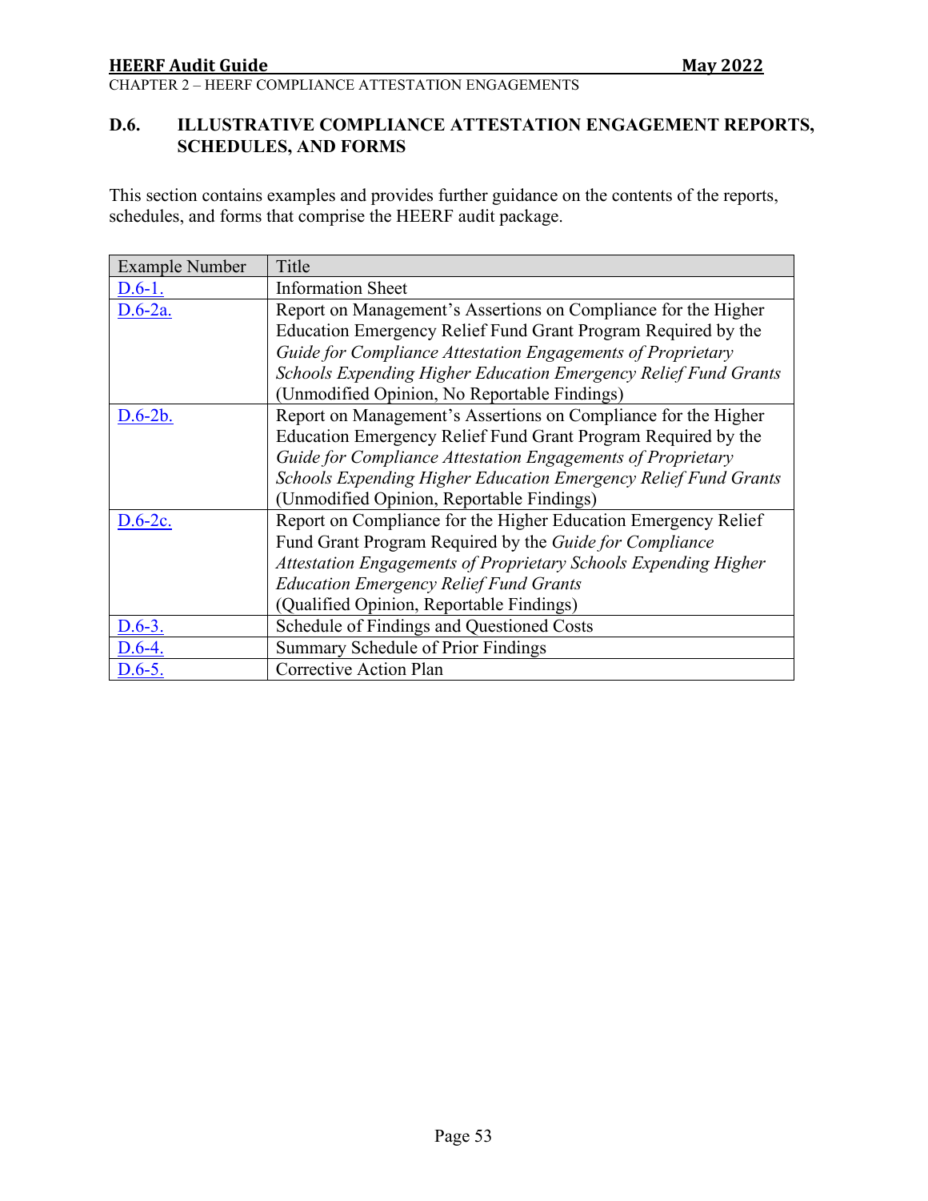## D.6. ILLUSTRATIVE COMPLIANCE ATTESTATION ENGAGEMENT REPORTS, SCHEDULES, AND FORMS

This section contains examples and provides further guidance on the contents of the reports, schedules, and forms that comprise the HEERF audit package.

| Example Number | Title |
|---|---|
| D.6-1. | Information Sheet |
| D.6-2a. | Report on Management's Assertions on Compliance for the Higher Education Emergency Relief Fund Grant Program Required by the *Guide for Compliance Attestation Engagements of Proprietary Schools Expending Higher Education Emergency Relief Fund Grants* (Unmodified Opinion, No Reportable Findings) |
| D.6-2b. | Report on Management's Assertions on Compliance for the Higher Education Emergency Relief Fund Grant Program Required by the *Guide for Compliance Attestation Engagements of Proprietary Schools Expending Higher Education Emergency Relief Fund Grants* (Unmodified Opinion, Reportable Findings) |
| D.6-2c. | Report on Compliance for the Higher Education Emergency Relief Fund Grant Program Required by the *Guide for Compliance Attestation Engagements of Proprietary Schools Expending Higher Education Emergency Relief Fund Grants* (Qualified Opinion, Reportable Findings) |
| D.6-3. | Schedule of Findings and Questioned Costs |
| D.6-4. | Summary Schedule of Prior Findings |
| D.6-5. | Corrective Action Plan |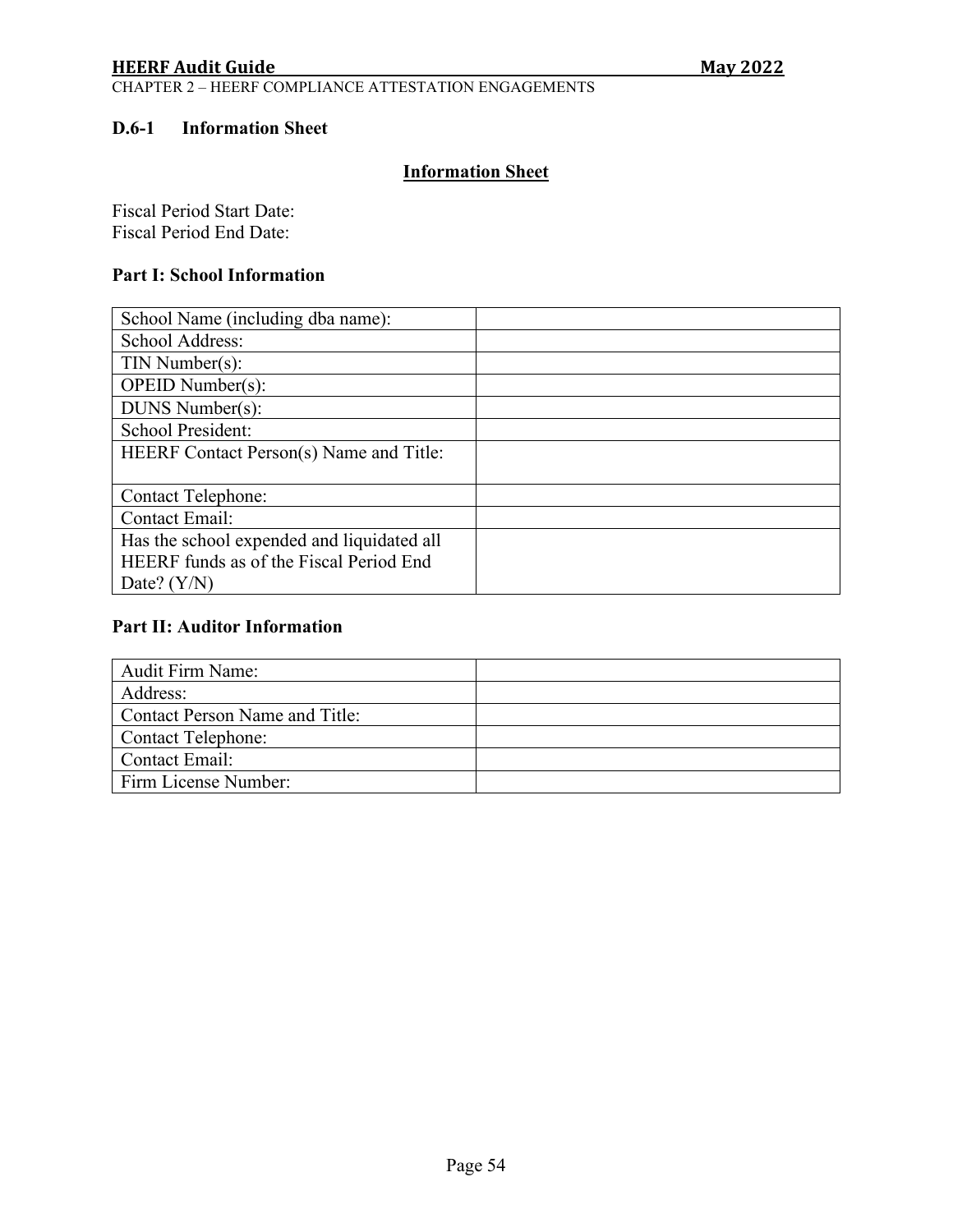### D.6-1 Information Sheet

**Information Sheet**

Fiscal Period Start Date:
Fiscal Period End Date:

**Part I: School Information**

| | |
|---|---|
| School Name (including dba name): | |
| School Address: | |
| TIN Number(s): | |
| OPEID Number(s): | |
| DUNS Number(s): | |
| School President: | |
| HEERF Contact Person(s) Name and Title: | |
| Contact Telephone: | |
| Contact Email: | |
| Has the school expended and liquidated all HEERF funds as of the Fiscal Period End Date? (Y/N) | |

**Part II: Auditor Information**

| | |
|---|---|
| Audit Firm Name: | |
| Address: | |
| Contact Person Name and Title: | |
| Contact Telephone: | |
| Contact Email: | |
| Firm License Number: | |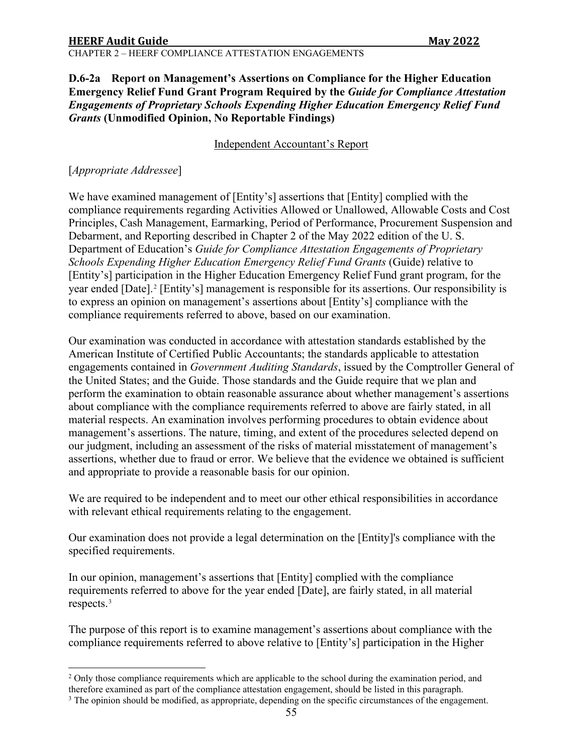### D.6-2a Report on Management's Assertions on Compliance for the Higher Education Emergency Relief Fund Grant Program Required by the *Guide for Compliance Attestation Engagements of Proprietary Schools Expending Higher Education Emergency Relief Fund Grants* (Unmodified Opinion, No Reportable Findings)

<u>Independent Accountant's Report</u>

[*Appropriate Addressee*]

We have examined management of [Entity's] assertions that [Entity] complied with the compliance requirements regarding Activities Allowed or Unallowed, Allowable Costs and Cost Principles, Cash Management, Earmarking, Period of Performance, Procurement Suspension and Debarment, and Reporting described in Chapter 2 of the May 2022 edition of the U. S. Department of Education's *Guide for Compliance Attestation Engagements of Proprietary Schools Expending Higher Education Emergency Relief Fund Grants* (Guide) relative to [Entity's] participation in the Higher Education Emergency Relief Fund grant program, for the year ended [Date].[2] [Entity's] management is responsible for its assertions. Our responsibility is to express an opinion on management's assertions about [Entity's] compliance with the compliance requirements referred to above, based on our examination.

Our examination was conducted in accordance with attestation standards established by the American Institute of Certified Public Accountants; the standards applicable to attestation engagements contained in *Government Auditing Standards*, issued by the Comptroller General of the United States; and the Guide. Those standards and the Guide require that we plan and perform the examination to obtain reasonable assurance about whether management's assertions about compliance with the compliance requirements referred to above are fairly stated, in all material respects. An examination involves performing procedures to obtain evidence about management's assertions. The nature, timing, and extent of the procedures selected depend on our judgment, including an assessment of the risks of material misstatement of management's assertions, whether due to fraud or error. We believe that the evidence we obtained is sufficient and appropriate to provide a reasonable basis for our opinion.

We are required to be independent and to meet our other ethical responsibilities in accordance with relevant ethical requirements relating to the engagement.

Our examination does not provide a legal determination on the [Entity]'s compliance with the specified requirements.

In our opinion, management's assertions that [Entity] complied with the compliance requirements referred to above for the year ended [Date], are fairly stated, in all material respects.[3]

The purpose of this report is to examine management's assertions about compliance with the compliance requirements referred to above relative to [Entity's] participation in the Higher

---

[2] Only those compliance requirements which are applicable to the school during the examination period, and therefore examined as part of the compliance attestation engagement, should be listed in this paragraph.

[3] The opinion should be modified, as appropriate, depending on the specific circumstances of the engagement.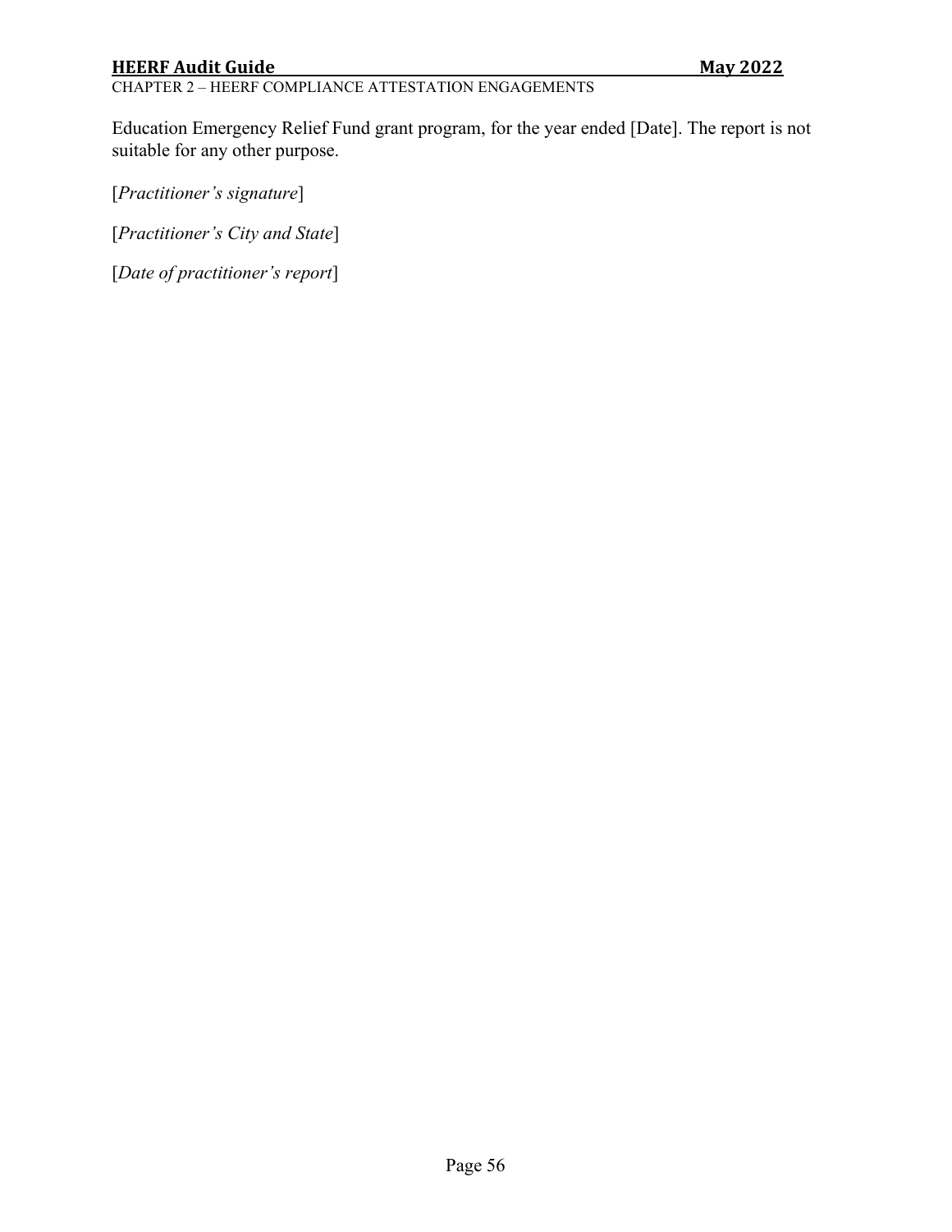Education Emergency Relief Fund grant program, for the year ended [Date]. The report is not suitable for any other purpose.

[*Practitioner's signature*]

[*Practitioner's City and State*]

[*Date of practitioner's report*]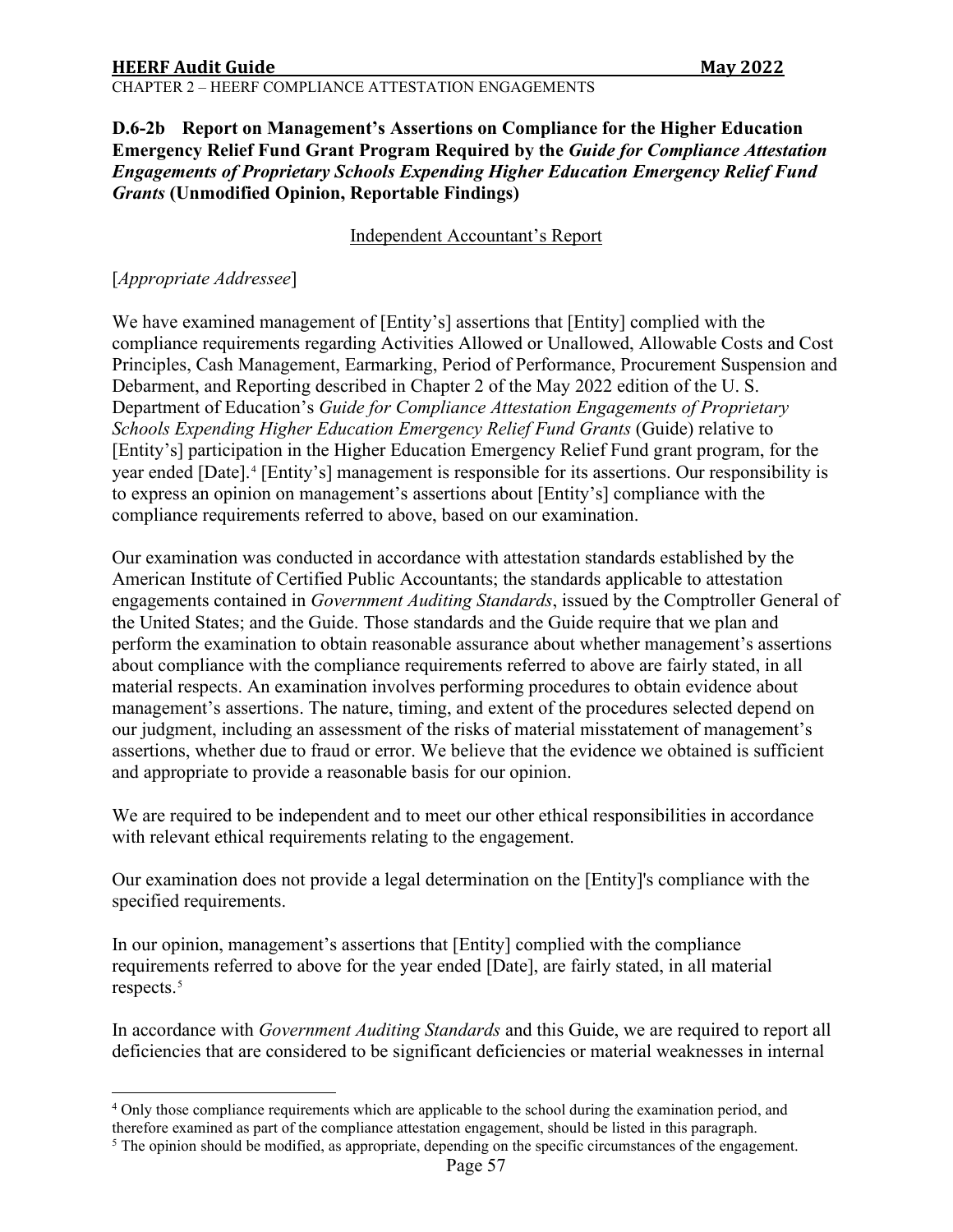### D.6-2b Report on Management's Assertions on Compliance for the Higher Education Emergency Relief Fund Grant Program Required by the *Guide for Compliance Attestation Engagements of Proprietary Schools Expending Higher Education Emergency Relief Fund Grants* (Unmodified Opinion, Reportable Findings)

Independent Accountant's Report

[*Appropriate Addressee*]

We have examined management of [Entity's] assertions that [Entity] complied with the compliance requirements regarding Activities Allowed or Unallowed, Allowable Costs and Cost Principles, Cash Management, Earmarking, Period of Performance, Procurement Suspension and Debarment, and Reporting described in Chapter 2 of the May 2022 edition of the U. S. Department of Education's *Guide for Compliance Attestation Engagements of Proprietary Schools Expending Higher Education Emergency Relief Fund Grants* (Guide) relative to [Entity's] participation in the Higher Education Emergency Relief Fund grant program, for the year ended [Date].[4] [Entity's] management is responsible for its assertions. Our responsibility is to express an opinion on management's assertions about [Entity's] compliance with the compliance requirements referred to above, based on our examination.

Our examination was conducted in accordance with attestation standards established by the American Institute of Certified Public Accountants; the standards applicable to attestation engagements contained in *Government Auditing Standards*, issued by the Comptroller General of the United States; and the Guide. Those standards and the Guide require that we plan and perform the examination to obtain reasonable assurance about whether management's assertions about compliance with the compliance requirements referred to above are fairly stated, in all material respects. An examination involves performing procedures to obtain evidence about management's assertions. The nature, timing, and extent of the procedures selected depend on our judgment, including an assessment of the risks of material misstatement of management's assertions, whether due to fraud or error. We believe that the evidence we obtained is sufficient and appropriate to provide a reasonable basis for our opinion.

We are required to be independent and to meet our other ethical responsibilities in accordance with relevant ethical requirements relating to the engagement.

Our examination does not provide a legal determination on the [Entity]'s compliance with the specified requirements.

In our opinion, management's assertions that [Entity] complied with the compliance requirements referred to above for the year ended [Date], are fairly stated, in all material respects.[5]

In accordance with *Government Auditing Standards* and this Guide, we are required to report all deficiencies that are considered to be significant deficiencies or material weaknesses in internal

---

[4] Only those compliance requirements which are applicable to the school during the examination period, and therefore examined as part of the compliance attestation engagement, should be listed in this paragraph.

[5] The opinion should be modified, as appropriate, depending on the specific circumstances of the engagement.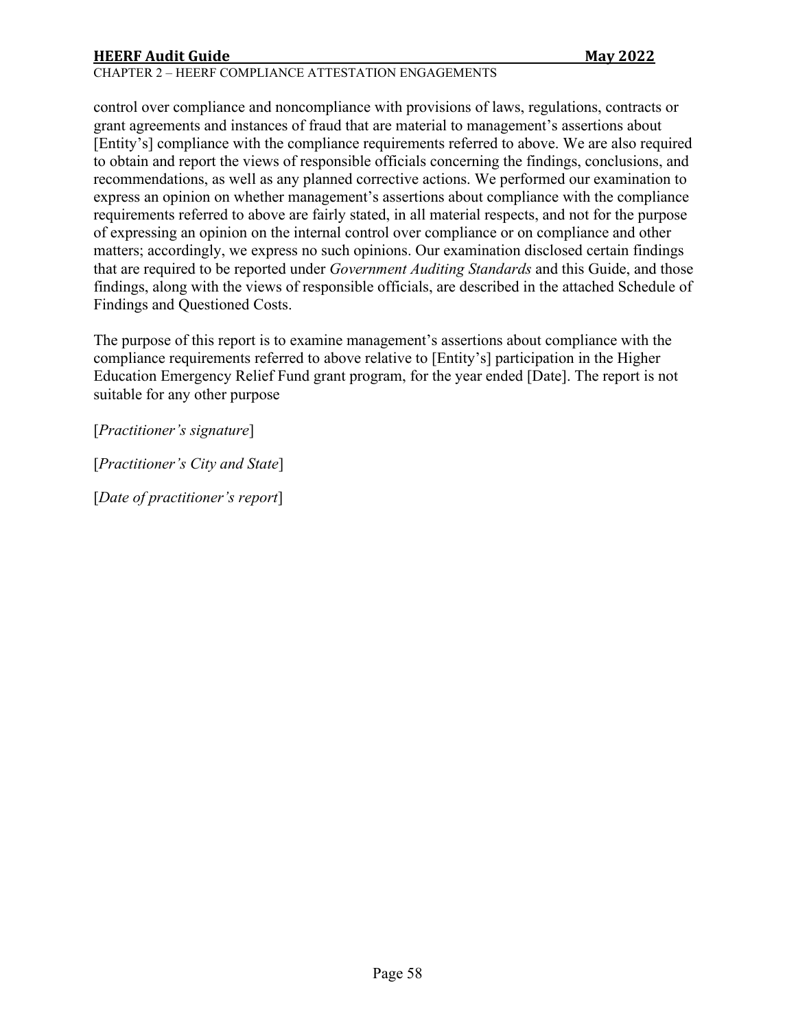control over compliance and noncompliance with provisions of laws, regulations, contracts or grant agreements and instances of fraud that are material to management's assertions about [Entity's] compliance with the compliance requirements referred to above. We are also required to obtain and report the views of responsible officials concerning the findings, conclusions, and recommendations, as well as any planned corrective actions. We performed our examination to express an opinion on whether management's assertions about compliance with the compliance requirements referred to above are fairly stated, in all material respects, and not for the purpose of expressing an opinion on the internal control over compliance or on compliance and other matters; accordingly, we express no such opinions. Our examination disclosed certain findings that are required to be reported under *Government Auditing Standards* and this Guide, and those findings, along with the views of responsible officials, are described in the attached Schedule of Findings and Questioned Costs.

The purpose of this report is to examine management's assertions about compliance with the compliance requirements referred to above relative to [Entity's] participation in the Higher Education Emergency Relief Fund grant program, for the year ended [Date]. The report is not suitable for any other purpose

[*Practitioner's signature*]

[*Practitioner's City and State*]

[*Date of practitioner's report*]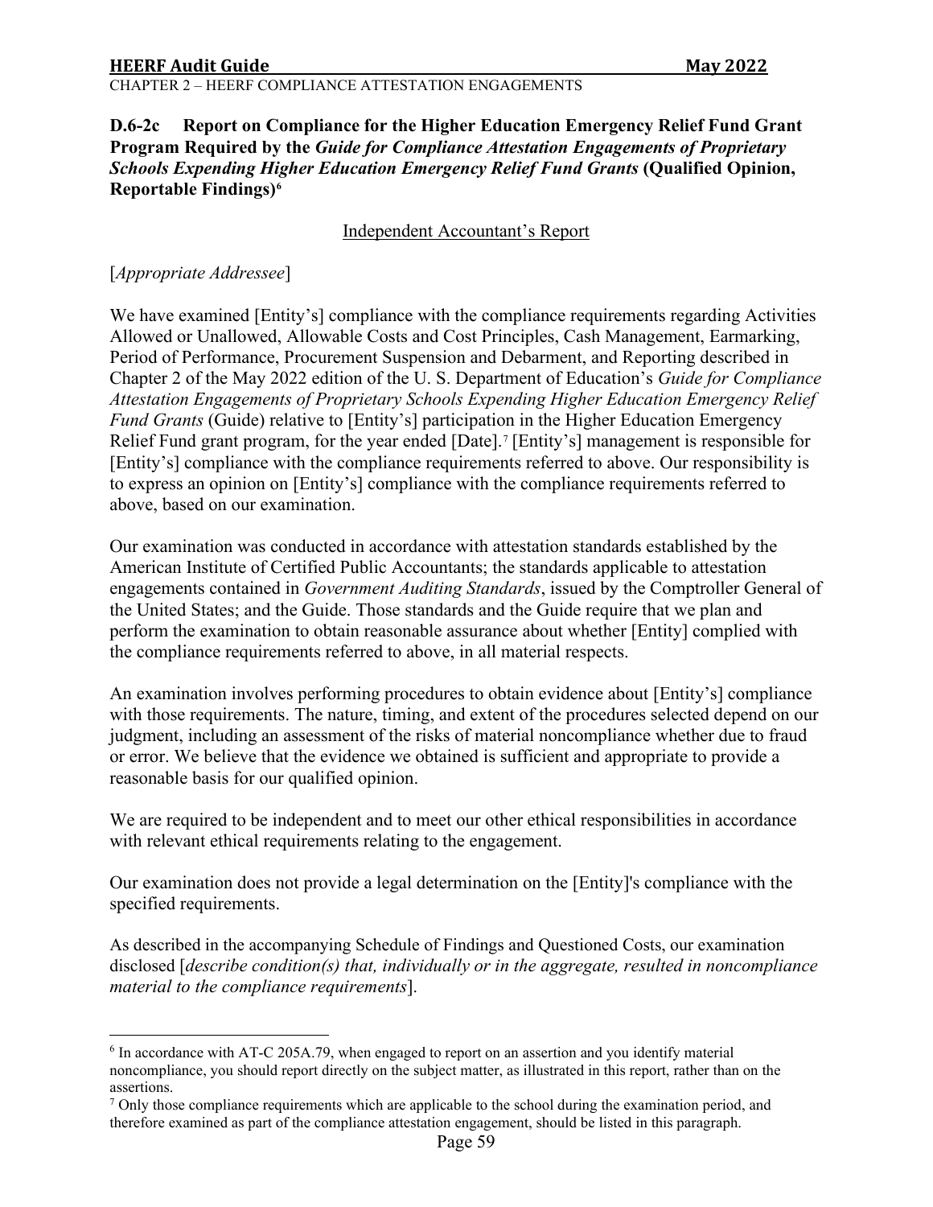### D.6-2c Report on Compliance for the Higher Education Emergency Relief Fund Grant Program Required by the *Guide for Compliance Attestation Engagements of Proprietary Schools Expending Higher Education Emergency Relief Fund Grants* (Qualified Opinion, Reportable Findings)[6]

Independent Accountant's Report

[*Appropriate Addressee*]

We have examined [Entity's] compliance with the compliance requirements regarding Activities Allowed or Unallowed, Allowable Costs and Cost Principles, Cash Management, Earmarking, Period of Performance, Procurement Suspension and Debarment, and Reporting described in Chapter 2 of the May 2022 edition of the U. S. Department of Education's *Guide for Compliance Attestation Engagements of Proprietary Schools Expending Higher Education Emergency Relief Fund Grants* (Guide) relative to [Entity's] participation in the Higher Education Emergency Relief Fund grant program, for the year ended [Date].[7] [Entity's] management is responsible for [Entity's] compliance with the compliance requirements referred to above. Our responsibility is to express an opinion on [Entity's] compliance with the compliance requirements referred to above, based on our examination.

Our examination was conducted in accordance with attestation standards established by the American Institute of Certified Public Accountants; the standards applicable to attestation engagements contained in *Government Auditing Standards*, issued by the Comptroller General of the United States; and the Guide. Those standards and the Guide require that we plan and perform the examination to obtain reasonable assurance about whether [Entity] complied with the compliance requirements referred to above, in all material respects.

An examination involves performing procedures to obtain evidence about [Entity's] compliance with those requirements. The nature, timing, and extent of the procedures selected depend on our judgment, including an assessment of the risks of material noncompliance whether due to fraud or error. We believe that the evidence we obtained is sufficient and appropriate to provide a reasonable basis for our qualified opinion.

We are required to be independent and to meet our other ethical responsibilities in accordance with relevant ethical requirements relating to the engagement.

Our examination does not provide a legal determination on the [Entity]'s compliance with the specified requirements.

As described in the accompanying Schedule of Findings and Questioned Costs, our examination disclosed [*describe condition(s) that, individually or in the aggregate, resulted in noncompliance material to the compliance requirements*].

---

[6] In accordance with AT-C 205A.79, when engaged to report on an assertion and you identify material noncompliance, you should report directly on the subject matter, as illustrated in this report, rather than on the assertions.

[7] Only those compliance requirements which are applicable to the school during the examination period, and therefore examined as part of the compliance attestation engagement, should be listed in this paragraph.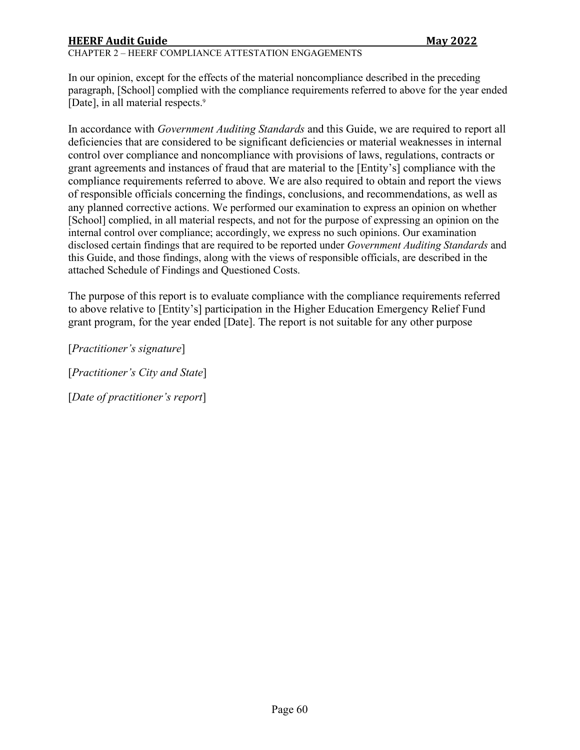In our opinion, except for the effects of the material noncompliance described in the preceding paragraph, [School] complied with the compliance requirements referred to above for the year ended [Date], in all material respects.[9]

In accordance with *Government Auditing Standards* and this Guide, we are required to report all deficiencies that are considered to be significant deficiencies or material weaknesses in internal control over compliance and noncompliance with provisions of laws, regulations, contracts or grant agreements and instances of fraud that are material to the [Entity's] compliance with the compliance requirements referred to above. We are also required to obtain and report the views of responsible officials concerning the findings, conclusions, and recommendations, as well as any planned corrective actions. We performed our examination to express an opinion on whether [School] complied, in all material respects, and not for the purpose of expressing an opinion on the internal control over compliance; accordingly, we express no such opinions. Our examination disclosed certain findings that are required to be reported under *Government Auditing Standards* and this Guide, and those findings, along with the views of responsible officials, are described in the attached Schedule of Findings and Questioned Costs.

The purpose of this report is to evaluate compliance with the compliance requirements referred to above relative to [Entity's] participation in the Higher Education Emergency Relief Fund grant program, for the year ended [Date]. The report is not suitable for any other purpose

[*Practitioner's signature*]

[*Practitioner's City and State*]

[*Date of practitioner's report*]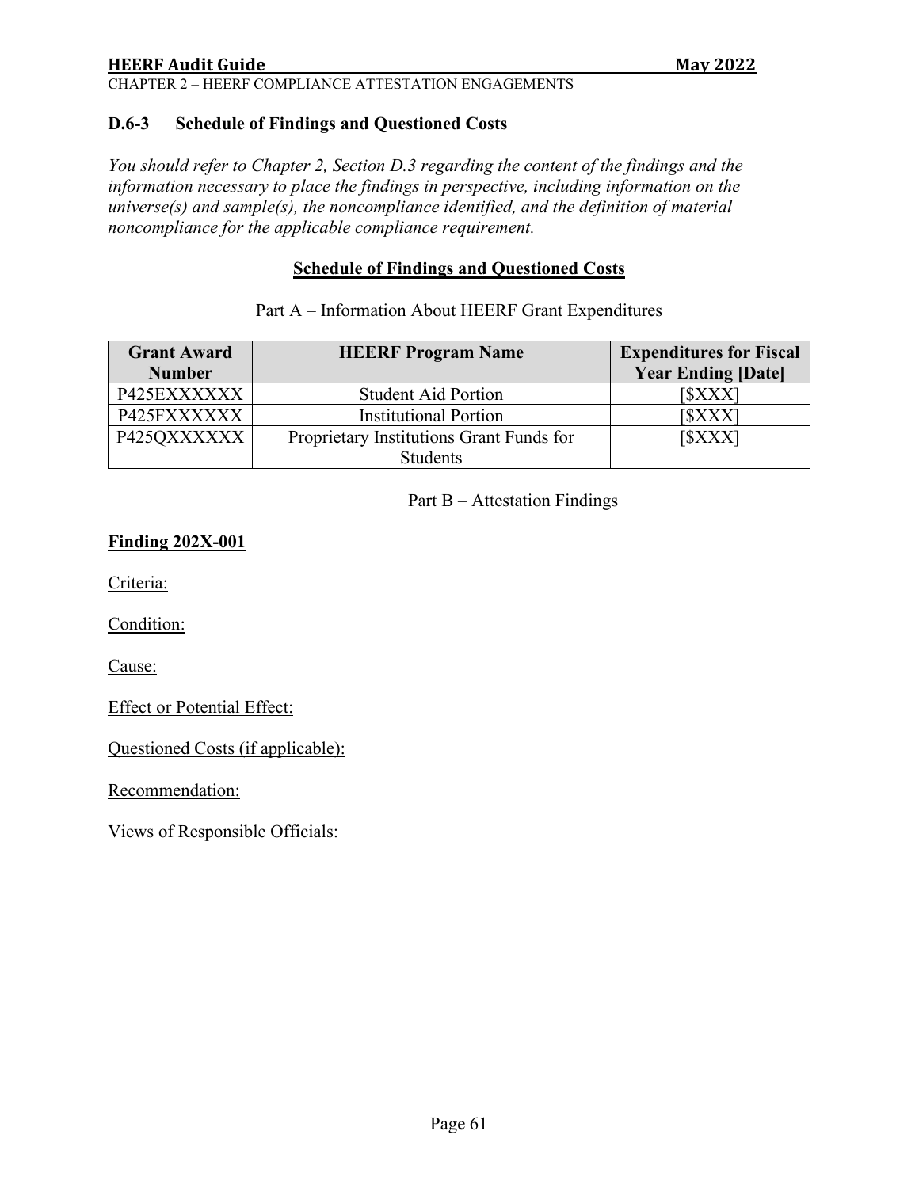### D.6-3 Schedule of Findings and Questioned Costs

*You should refer to Chapter 2, Section D.3 regarding the content of the findings and the information necessary to place the findings in perspective, including information on the universe(s) and sample(s), the noncompliance identified, and the definition of material noncompliance for the applicable compliance requirement.*

**Schedule of Findings and Questioned Costs**

Part A – Information About HEERF Grant Expenditures

| Grant Award Number | HEERF Program Name | Expenditures for Fiscal Year Ending [Date] |
|---|---|---|
| P425EXXXXXX | Student Aid Portion | [$XXX] |
| P425FXXXXXX | Institutional Portion | [$XXX] |
| P425QXXXXXX | Proprietary Institutions Grant Funds for Students | [$XXX] |

Part B – Attestation Findings

**Finding 202X-001**

Criteria:

Condition:

Cause:

Effect or Potential Effect:

Questioned Costs (if applicable):

Recommendation:

Views of Responsible Officials: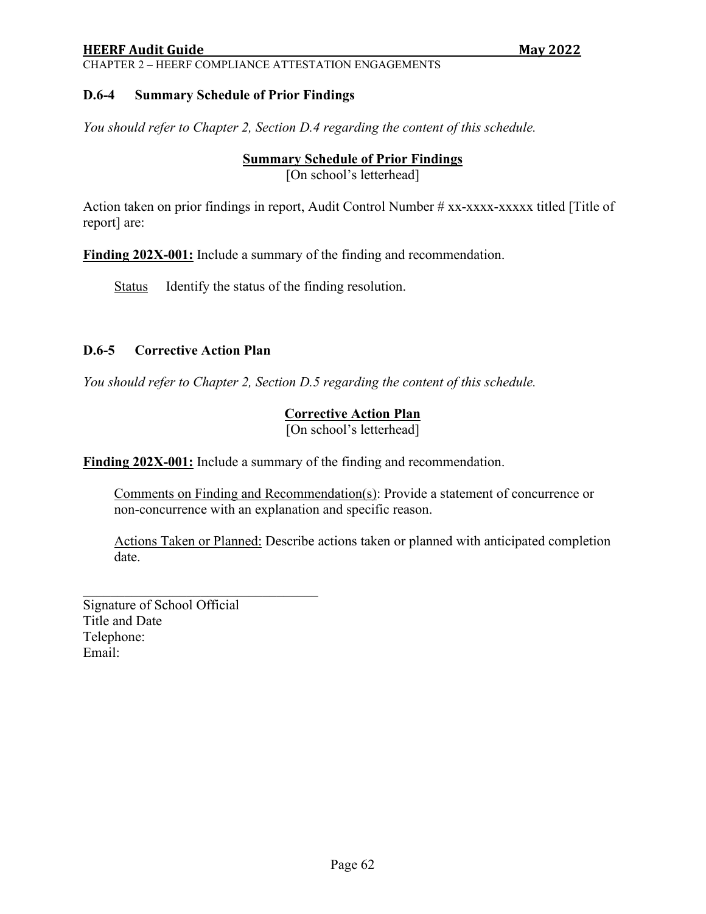### D.6-4 Summary Schedule of Prior Findings

*You should refer to Chapter 2, Section D.4 regarding the content of this schedule.*

**<u>Summary Schedule of Prior Findings</u>**

[On school's letterhead]

Action taken on prior findings in report, Audit Control Number # xx-xxxx-xxxxx titled [Title of report] are:

**<u>Finding 202X-001:</u>** Include a summary of the finding and recommendation.

<u>Status</u> Identify the status of the finding resolution.

### D.6-5 Corrective Action Plan

*You should refer to Chapter 2, Section D.5 regarding the content of this schedule.*

**<u>Corrective Action Plan</u>**

[On school's letterhead]

**<u>Finding 202X-001:</u>** Include a summary of the finding and recommendation.

<u>Comments on Finding and Recommendation(s)</u>: Provide a statement of concurrence or non-concurrence with an explanation and specific reason.

<u>Actions Taken or Planned:</u> Describe actions taken or planned with anticipated completion date.

\_\_\_\_\_\_\_\_\_\_\_\_\_\_\_\_\_\_\_\_\_\_\_\_\_\_\_\_\_\_\_\_\_\_\_

Signature of School Official
Title and Date
Telephone:
Email: